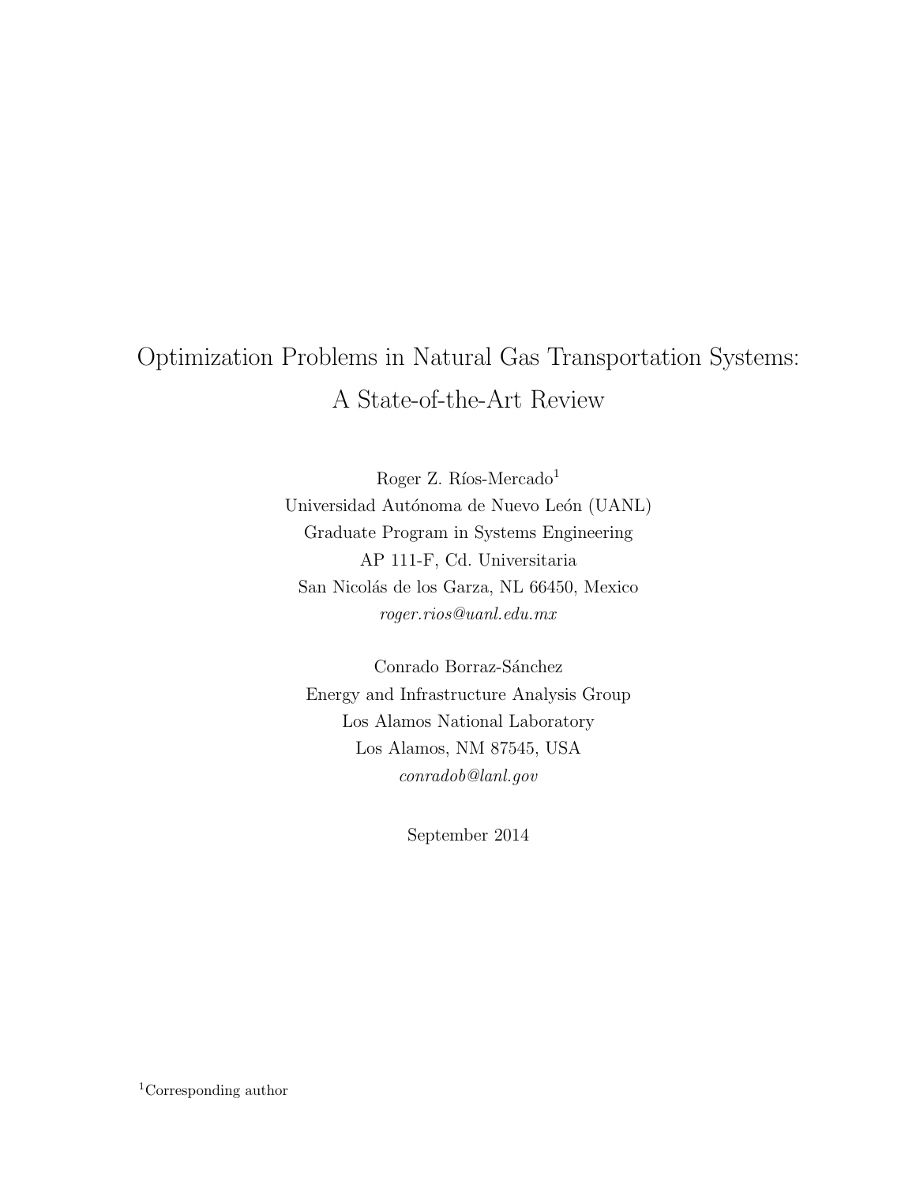# Optimization Problems in Natural Gas Transportation Systems: A State-of-the-Art Review

Roger Z. Ríos-Mercado[1]
Universidad Autónoma de Nuevo León (UANL)
Graduate Program in Systems Engineering
AP 111-F, Cd. Universitaria
San Nicolás de los Garza, NL 66450, Mexico
*roger.rios@uanl.edu.mx*

Conrado Borraz-Sánchez
Energy and Infrastructure Analysis Group
Los Alamos National Laboratory
Los Alamos, NM 87545, USA
*conradob@lanl.gov*

September 2014

[1]Corresponding author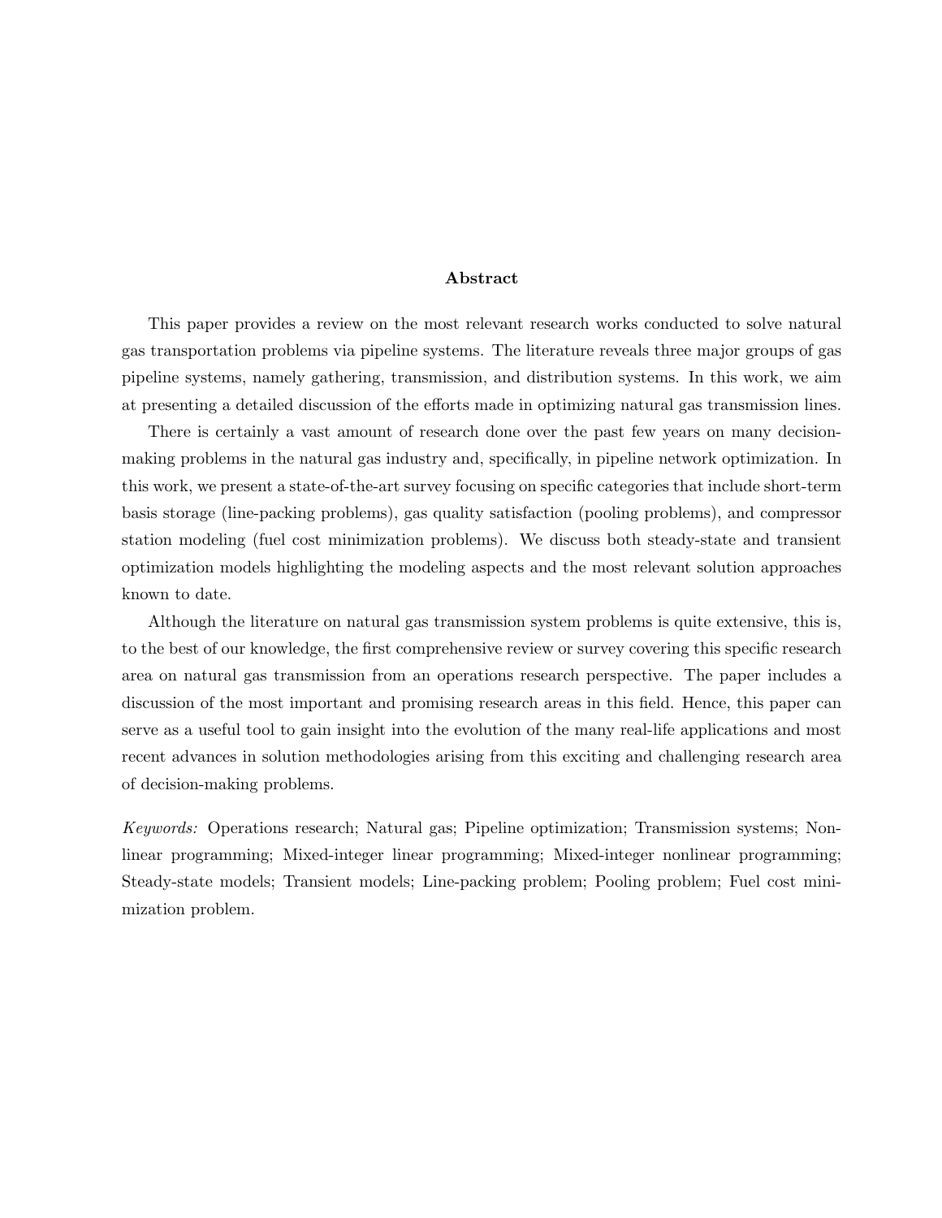## Abstract

This paper provides a review on the most relevant research works conducted to solve natural gas transportation problems via pipeline systems. The literature reveals three major groups of gas pipeline systems, namely gathering, transmission, and distribution systems. In this work, we aim at presenting a detailed discussion of the efforts made in optimizing natural gas transmission lines.

There is certainly a vast amount of research done over the past few years on many decision-making problems in the natural gas industry and, specifically, in pipeline network optimization. In this work, we present a state-of-the-art survey focusing on specific categories that include short-term basis storage (line-packing problems), gas quality satisfaction (pooling problems), and compressor station modeling (fuel cost minimization problems). We discuss both steady-state and transient optimization models highlighting the modeling aspects and the most relevant solution approaches known to date.

Although the literature on natural gas transmission system problems is quite extensive, this is, to the best of our knowledge, the first comprehensive review or survey covering this specific research area on natural gas transmission from an operations research perspective. The paper includes a discussion of the most important and promising research areas in this field. Hence, this paper can serve as a useful tool to gain insight into the evolution of the many real-life applications and most recent advances in solution methodologies arising from this exciting and challenging research area of decision-making problems.

*Keywords:* Operations research; Natural gas; Pipeline optimization; Transmission systems; Nonlinear programming; Mixed-integer linear programming; Mixed-integer nonlinear programming; Steady-state models; Transient models; Line-packing problem; Pooling problem; Fuel cost minimization problem.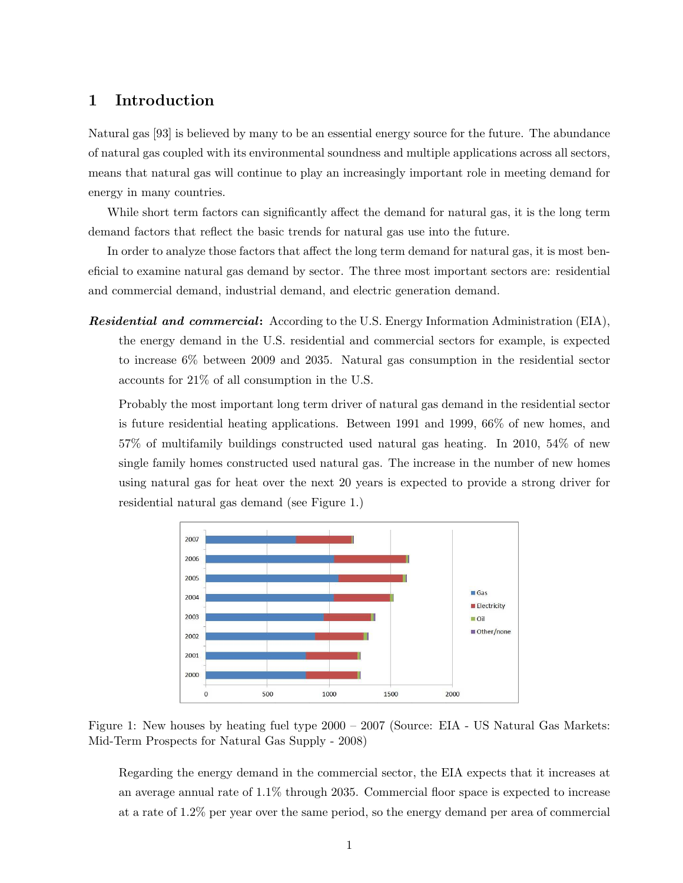# 1 Introduction

Natural gas [93] is believed by many to be an essential energy source for the future. The abundance of natural gas coupled with its environmental soundness and multiple applications across all sectors, means that natural gas will continue to play an increasingly important role in meeting demand for energy in many countries.

While short term factors can significantly affect the demand for natural gas, it is the long term demand factors that reflect the basic trends for natural gas use into the future.

In order to analyze those factors that affect the long term demand for natural gas, it is most beneficial to examine natural gas demand by sector. The three most important sectors are: residential and commercial demand, industrial demand, and electric generation demand.

***Residential and commercial*:** According to the U.S. Energy Information Administration (EIA), the energy demand in the U.S. residential and commercial sectors for example, is expected to increase 6% between 2009 and 2035. Natural gas consumption in the residential sector accounts for 21% of all consumption in the U.S.

Probably the most important long term driver of natural gas demand in the residential sector is future residential heating applications. Between 1991 and 1999, 66% of new homes, and 57% of multifamily buildings constructed used natural gas heating. In 2010, 54% of new single family homes constructed used natural gas. The increase in the number of new homes using natural gas for heat over the next 20 years is expected to provide a strong driver for residential natural gas demand (see Figure 1.)

Figure 1: New houses by heating fuel type 2000 – 2007 (Source: EIA - US Natural Gas Markets: Mid-Term Prospects for Natural Gas Supply - 2008)

Regarding the energy demand in the commercial sector, the EIA expects that it increases at an average annual rate of 1.1% through 2035. Commercial floor space is expected to increase at a rate of 1.2% per year over the same period, so the energy demand per area of commercial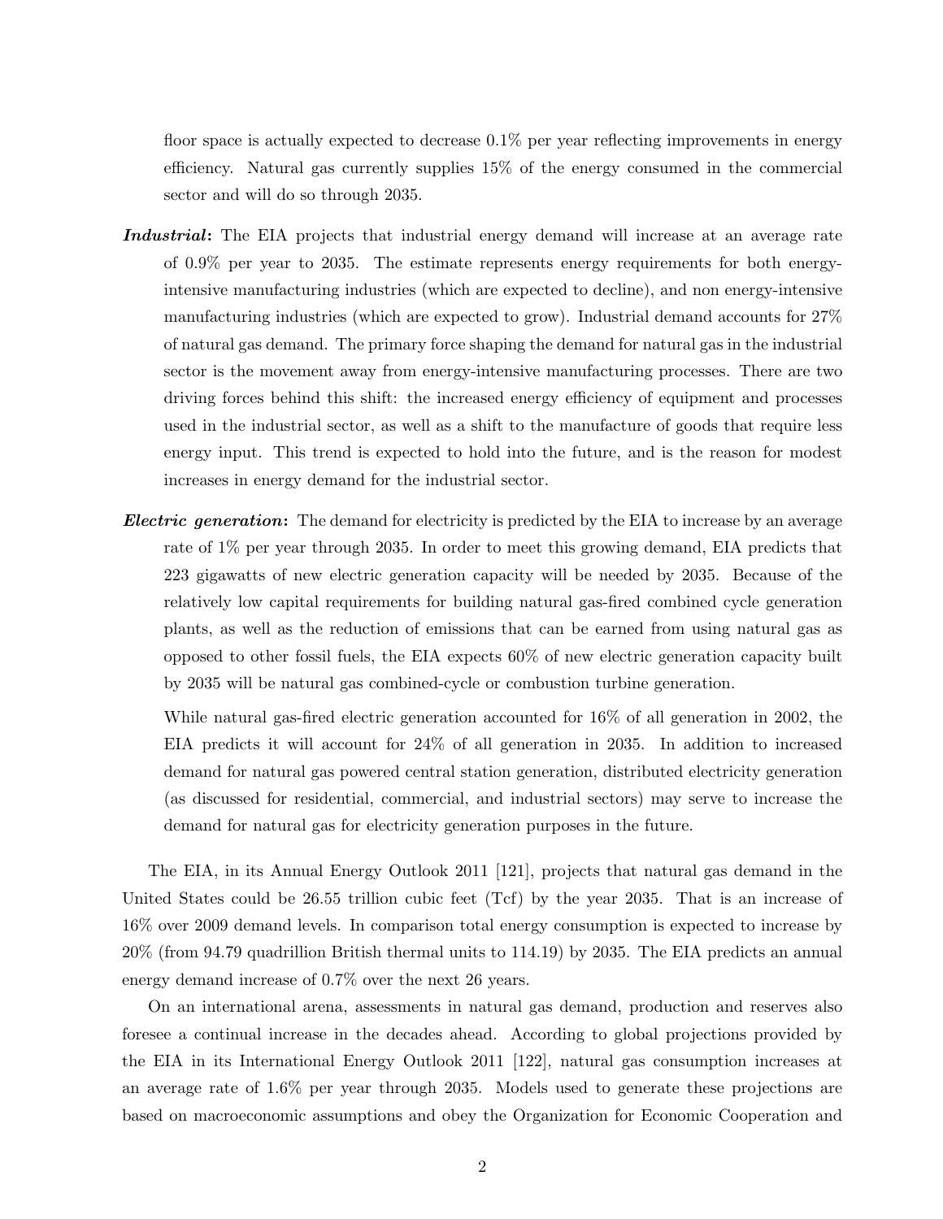floor space is actually expected to decrease 0.1% per year reflecting improvements in energy efficiency. Natural gas currently supplies 15% of the energy consumed in the commercial sector and will do so through 2035.

***Industrial*:** The EIA projects that industrial energy demand will increase at an average rate of 0.9% per year to 2035. The estimate represents energy requirements for both energy-intensive manufacturing industries (which are expected to decline), and non energy-intensive manufacturing industries (which are expected to grow). Industrial demand accounts for 27% of natural gas demand. The primary force shaping the demand for natural gas in the industrial sector is the movement away from energy-intensive manufacturing processes. There are two driving forces behind this shift: the increased energy efficiency of equipment and processes used in the industrial sector, as well as a shift to the manufacture of goods that require less energy input. This trend is expected to hold into the future, and is the reason for modest increases in energy demand for the industrial sector.

***Electric generation*:** The demand for electricity is predicted by the EIA to increase by an average rate of 1% per year through 2035. In order to meet this growing demand, EIA predicts that 223 gigawatts of new electric generation capacity will be needed by 2035. Because of the relatively low capital requirements for building natural gas-fired combined cycle generation plants, as well as the reduction of emissions that can be earned from using natural gas as opposed to other fossil fuels, the EIA expects 60% of new electric generation capacity built by 2035 will be natural gas combined-cycle or combustion turbine generation.

While natural gas-fired electric generation accounted for 16% of all generation in 2002, the EIA predicts it will account for 24% of all generation in 2035. In addition to increased demand for natural gas powered central station generation, distributed electricity generation (as discussed for residential, commercial, and industrial sectors) may serve to increase the demand for natural gas for electricity generation purposes in the future.

The EIA, in its Annual Energy Outlook 2011 [121], projects that natural gas demand in the United States could be 26.55 trillion cubic feet (Tcf) by the year 2035. That is an increase of 16% over 2009 demand levels. In comparison total energy consumption is expected to increase by 20% (from 94.79 quadrillion British thermal units to 114.19) by 2035. The EIA predicts an annual energy demand increase of 0.7% over the next 26 years.

On an international arena, assessments in natural gas demand, production and reserves also foresee a continual increase in the decades ahead. According to global projections provided by the EIA in its International Energy Outlook 2011 [122], natural gas consumption increases at an average rate of 1.6% per year through 2035. Models used to generate these projections are based on macroeconomic assumptions and obey the Organization for Economic Cooperation and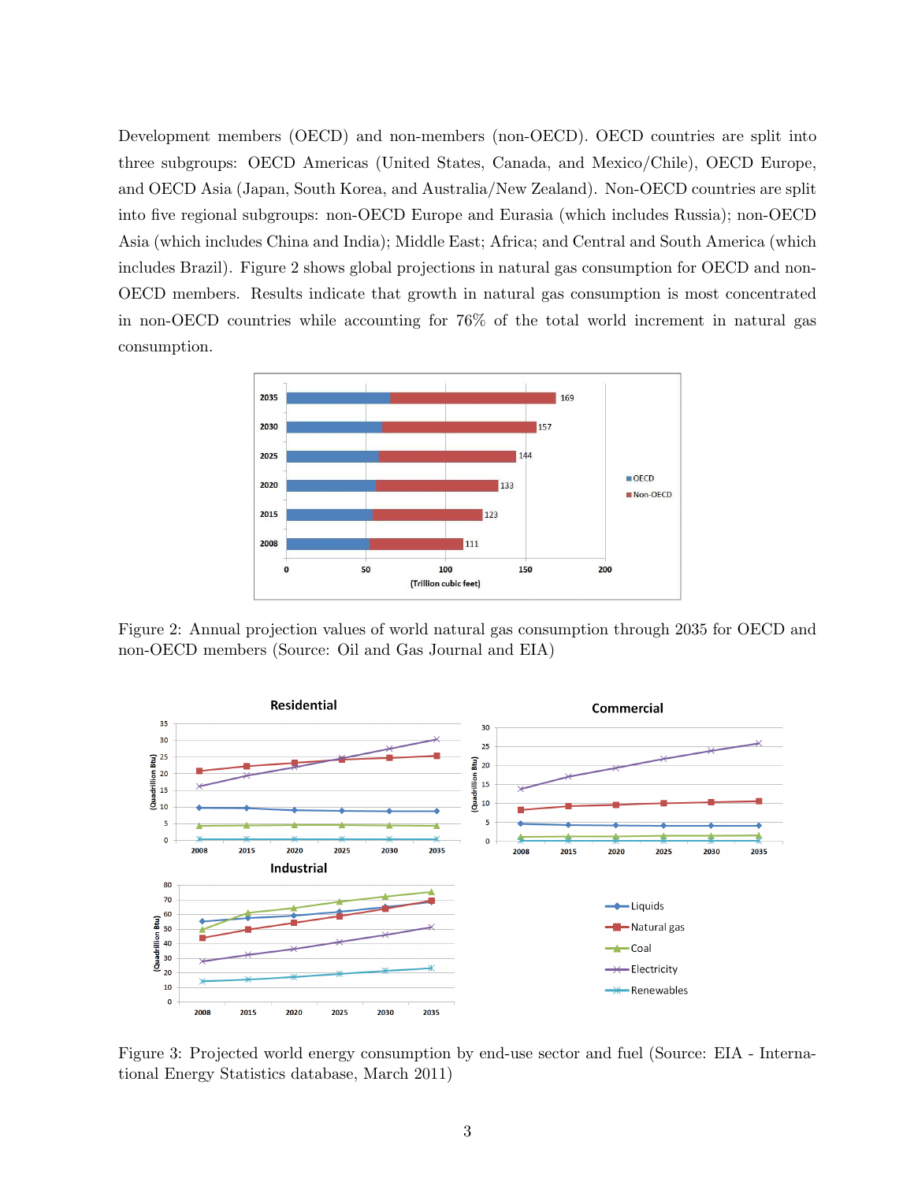Development members (OECD) and non-members (non-OECD). OECD countries are split into three subgroups: OECD Americas (United States, Canada, and Mexico/Chile), OECD Europe, and OECD Asia (Japan, South Korea, and Australia/New Zealand). Non-OECD countries are split into five regional subgroups: non-OECD Europe and Eurasia (which includes Russia); non-OECD Asia (which includes China and India); Middle East; Africa; and Central and South America (which includes Brazil). Figure 2 shows global projections in natural gas consumption for OECD and non-OECD members. Results indicate that growth in natural gas consumption is most concentrated in non-OECD countries while accounting for 76% of the total world increment in natural gas consumption.

Figure 2: Annual projection values of world natural gas consumption through 2035 for OECD and non-OECD members (Source: Oil and Gas Journal and EIA)

Figure 3: Projected world energy consumption by end-use sector and fuel (Source: EIA - International Energy Statistics database, March 2011)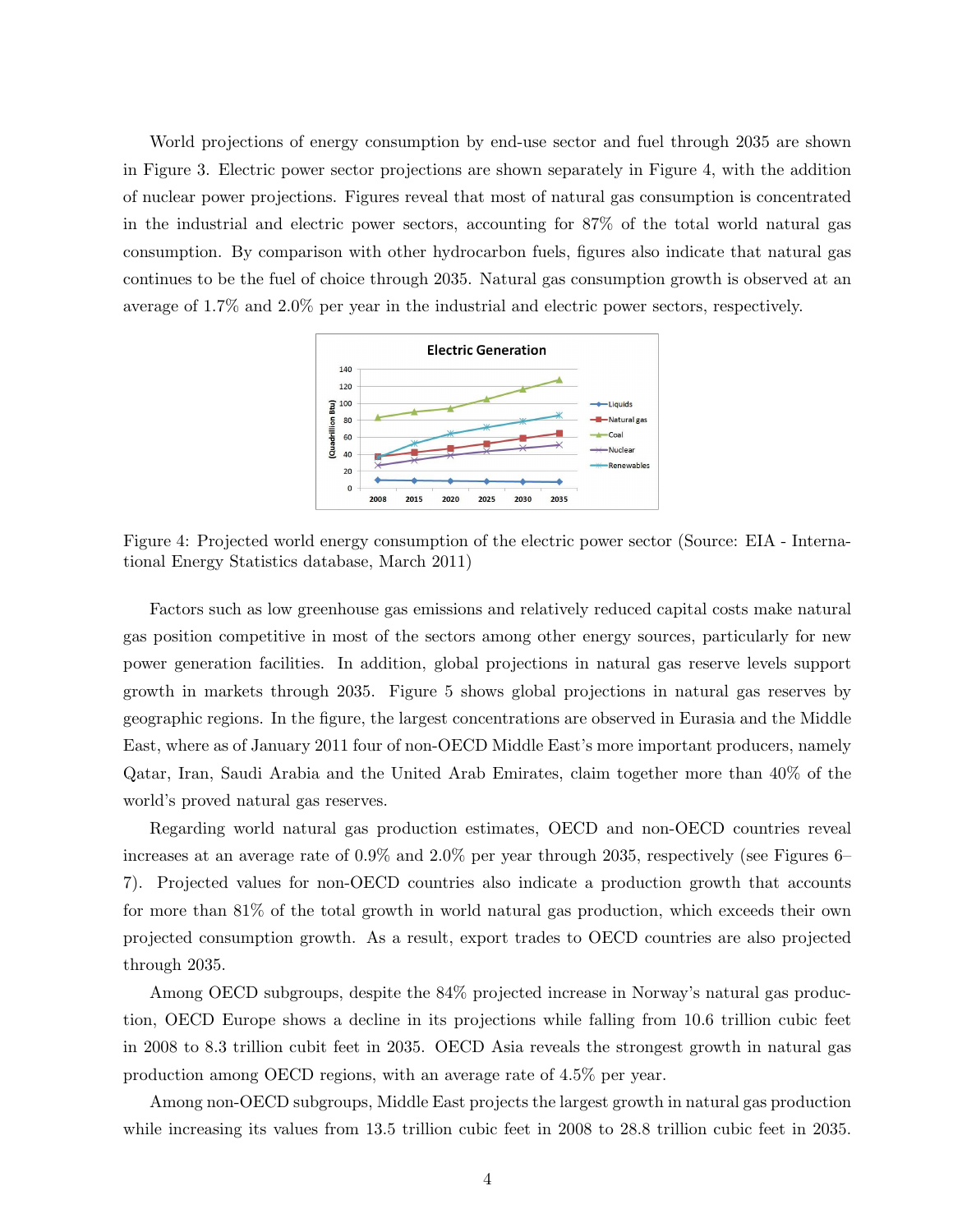World projections of energy consumption by end-use sector and fuel through 2035 are shown in Figure 3. Electric power sector projections are shown separately in Figure 4, with the addition of nuclear power projections. Figures reveal that most of natural gas consumption is concentrated in the industrial and electric power sectors, accounting for 87% of the total world natural gas consumption. By comparison with other hydrocarbon fuels, figures also indicate that natural gas continues to be the fuel of choice through 2035. Natural gas consumption growth is observed at an average of 1.7% and 2.0% per year in the industrial and electric power sectors, respectively.

Figure 4: Projected world energy consumption of the electric power sector (Source: EIA - International Energy Statistics database, March 2011)

Factors such as low greenhouse gas emissions and relatively reduced capital costs make natural gas position competitive in most of the sectors among other energy sources, particularly for new power generation facilities. In addition, global projections in natural gas reserve levels support growth in markets through 2035. Figure 5 shows global projections in natural gas reserves by geographic regions. In the figure, the largest concentrations are observed in Eurasia and the Middle East, where as of January 2011 four of non-OECD Middle East's more important producers, namely Qatar, Iran, Saudi Arabia and the United Arab Emirates, claim together more than 40% of the world's proved natural gas reserves.

Regarding world natural gas production estimates, OECD and non-OECD countries reveal increases at an average rate of 0.9% and 2.0% per year through 2035, respectively (see Figures 6–7). Projected values for non-OECD countries also indicate a production growth that accounts for more than 81% of the total growth in world natural gas production, which exceeds their own projected consumption growth. As a result, export trades to OECD countries are also projected through 2035.

Among OECD subgroups, despite the 84% projected increase in Norway's natural gas production, OECD Europe shows a decline in its projections while falling from 10.6 trillion cubic feet in 2008 to 8.3 trillion cubit feet in 2035. OECD Asia reveals the strongest growth in natural gas production among OECD regions, with an average rate of 4.5% per year.

Among non-OECD subgroups, Middle East projects the largest growth in natural gas production while increasing its values from 13.5 trillion cubic feet in 2008 to 28.8 trillion cubic feet in 2035.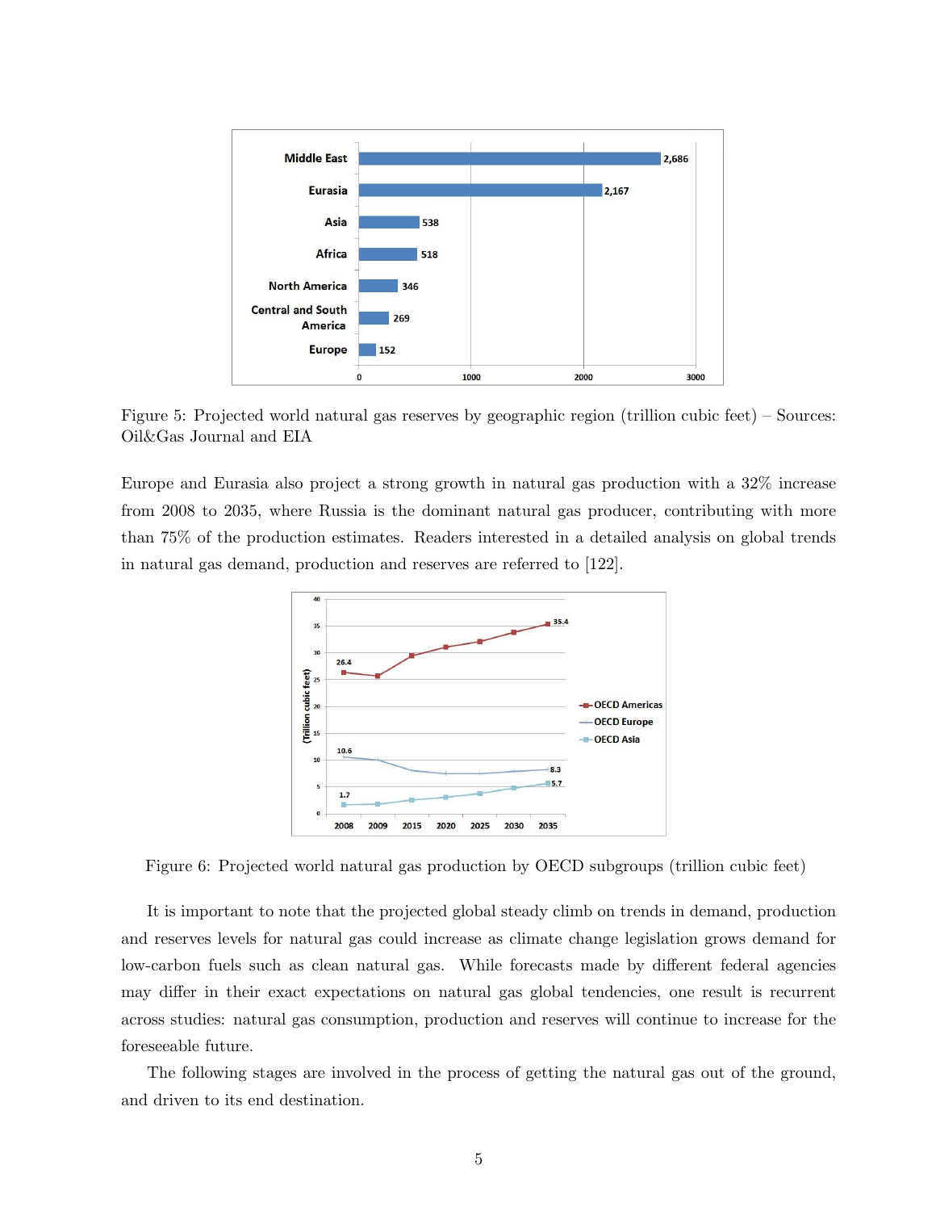Figure 5: Projected world natural gas reserves by geographic region (trillion cubic feet) – Sources: Oil&Gas Journal and EIA

Europe and Eurasia also project a strong growth in natural gas production with a 32% increase from 2008 to 2035, where Russia is the dominant natural gas producer, contributing with more than 75% of the production estimates. Readers interested in a detailed analysis on global trends in natural gas demand, production and reserves are referred to [122].

Figure 6: Projected world natural gas production by OECD subgroups (trillion cubic feet)

It is important to note that the projected global steady climb on trends in demand, production and reserves levels for natural gas could increase as climate change legislation grows demand for low-carbon fuels such as clean natural gas. While forecasts made by different federal agencies may differ in their exact expectations on natural gas global tendencies, one result is recurrent across studies: natural gas consumption, production and reserves will continue to increase for the foreseeable future.

The following stages are involved in the process of getting the natural gas out of the ground, and driven to its end destination.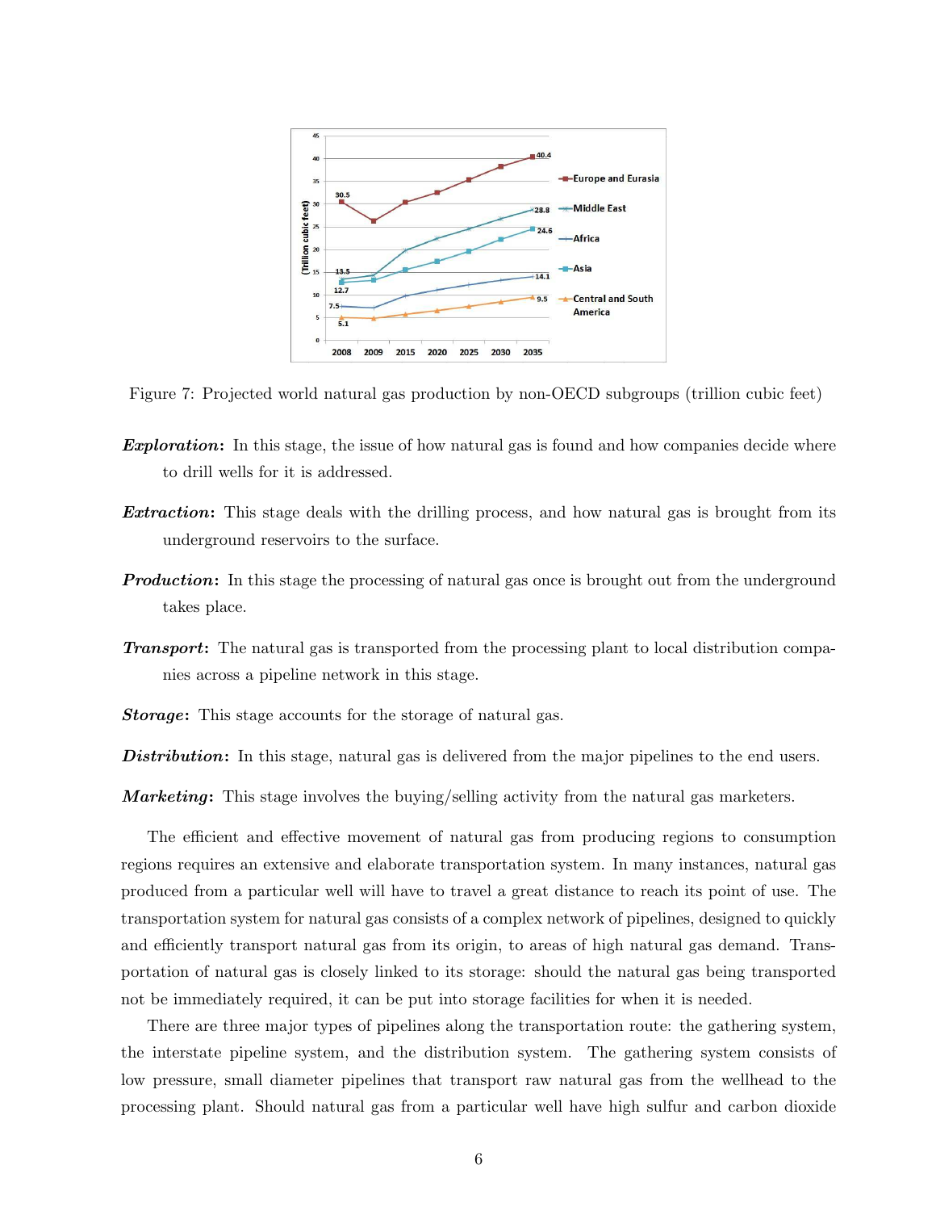Figure 7: Projected world natural gas production by non-OECD subgroups (trillion cubic feet)

***Exploration*:** In this stage, the issue of how natural gas is found and how companies decide where to drill wells for it is addressed.

***Extraction*:** This stage deals with the drilling process, and how natural gas is brought from its underground reservoirs to the surface.

***Production*:** In this stage the processing of natural gas once is brought out from the underground takes place.

***Transport*:** The natural gas is transported from the processing plant to local distribution companies across a pipeline network in this stage.

***Storage*:** This stage accounts for the storage of natural gas.

***Distribution*:** In this stage, natural gas is delivered from the major pipelines to the end users.

***Marketing*:** This stage involves the buying/selling activity from the natural gas marketers.

The efficient and effective movement of natural gas from producing regions to consumption regions requires an extensive and elaborate transportation system. In many instances, natural gas produced from a particular well will have to travel a great distance to reach its point of use. The transportation system for natural gas consists of a complex network of pipelines, designed to quickly and efficiently transport natural gas from its origin, to areas of high natural gas demand. Transportation of natural gas is closely linked to its storage: should the natural gas being transported not be immediately required, it can be put into storage facilities for when it is needed.

There are three major types of pipelines along the transportation route: the gathering system, the interstate pipeline system, and the distribution system. The gathering system consists of low pressure, small diameter pipelines that transport raw natural gas from the wellhead to the processing plant. Should natural gas from a particular well have high sulfur and carbon dioxide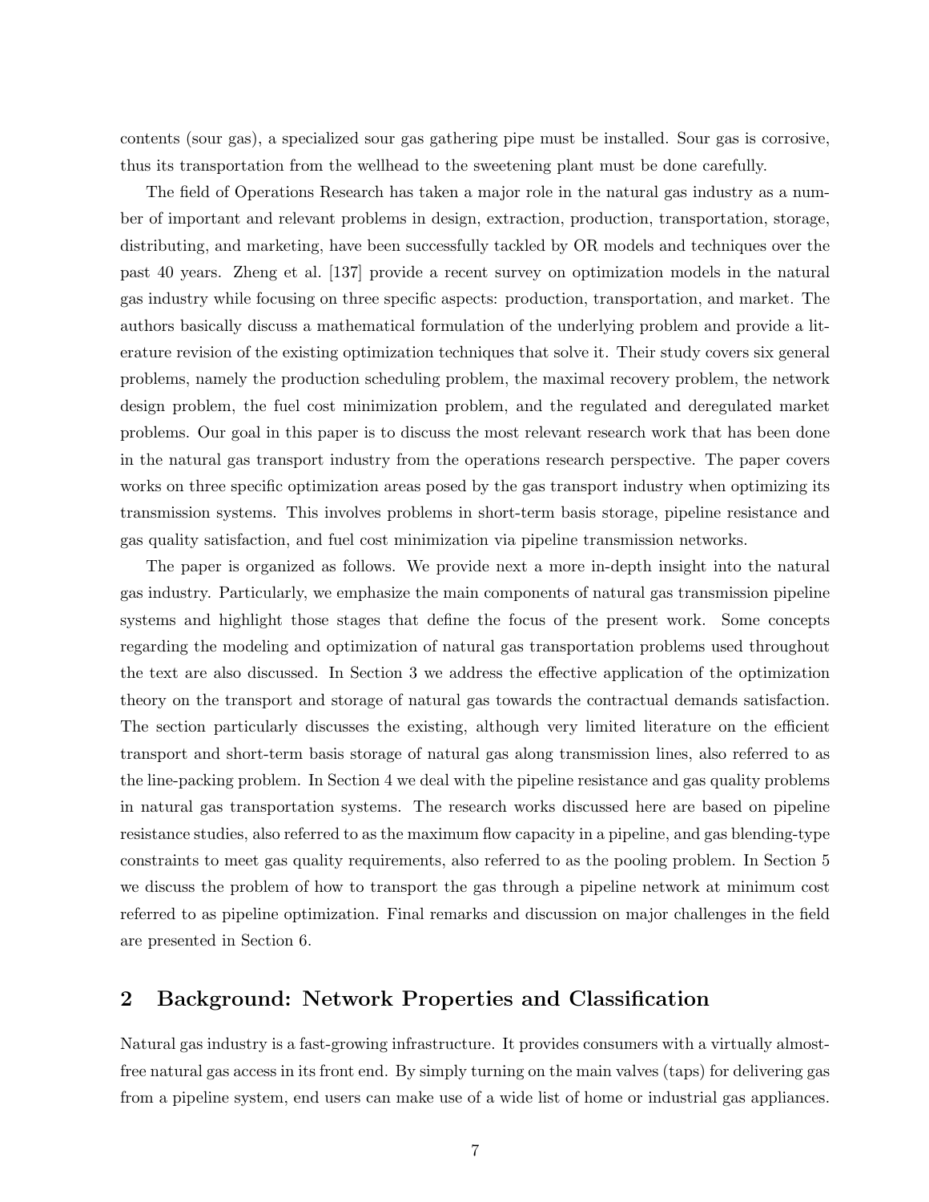contents (sour gas), a specialized sour gas gathering pipe must be installed. Sour gas is corrosive, thus its transportation from the wellhead to the sweetening plant must be done carefully.

The field of Operations Research has taken a major role in the natural gas industry as a number of important and relevant problems in design, extraction, production, transportation, storage, distributing, and marketing, have been successfully tackled by OR models and techniques over the past 40 years. Zheng et al. [137] provide a recent survey on optimization models in the natural gas industry while focusing on three specific aspects: production, transportation, and market. The authors basically discuss a mathematical formulation of the underlying problem and provide a literature revision of the existing optimization techniques that solve it. Their study covers six general problems, namely the production scheduling problem, the maximal recovery problem, the network design problem, the fuel cost minimization problem, and the regulated and deregulated market problems. Our goal in this paper is to discuss the most relevant research work that has been done in the natural gas transport industry from the operations research perspective. The paper covers works on three specific optimization areas posed by the gas transport industry when optimizing its transmission systems. This involves problems in short-term basis storage, pipeline resistance and gas quality satisfaction, and fuel cost minimization via pipeline transmission networks.

The paper is organized as follows. We provide next a more in-depth insight into the natural gas industry. Particularly, we emphasize the main components of natural gas transmission pipeline systems and highlight those stages that define the focus of the present work. Some concepts regarding the modeling and optimization of natural gas transportation problems used throughout the text are also discussed. In Section 3 we address the effective application of the optimization theory on the transport and storage of natural gas towards the contractual demands satisfaction. The section particularly discusses the existing, although very limited literature on the efficient transport and short-term basis storage of natural gas along transmission lines, also referred to as the line-packing problem. In Section 4 we deal with the pipeline resistance and gas quality problems in natural gas transportation systems. The research works discussed here are based on pipeline resistance studies, also referred to as the maximum flow capacity in a pipeline, and gas blending-type constraints to meet gas quality requirements, also referred to as the pooling problem. In Section 5 we discuss the problem of how to transport the gas through a pipeline network at minimum cost referred to as pipeline optimization. Final remarks and discussion on major challenges in the field are presented in Section 6.

## 2 Background: Network Properties and Classification

Natural gas industry is a fast-growing infrastructure. It provides consumers with a virtually almost-free natural gas access in its front end. By simply turning on the main valves (taps) for delivering gas from a pipeline system, end users can make use of a wide list of home or industrial gas appliances.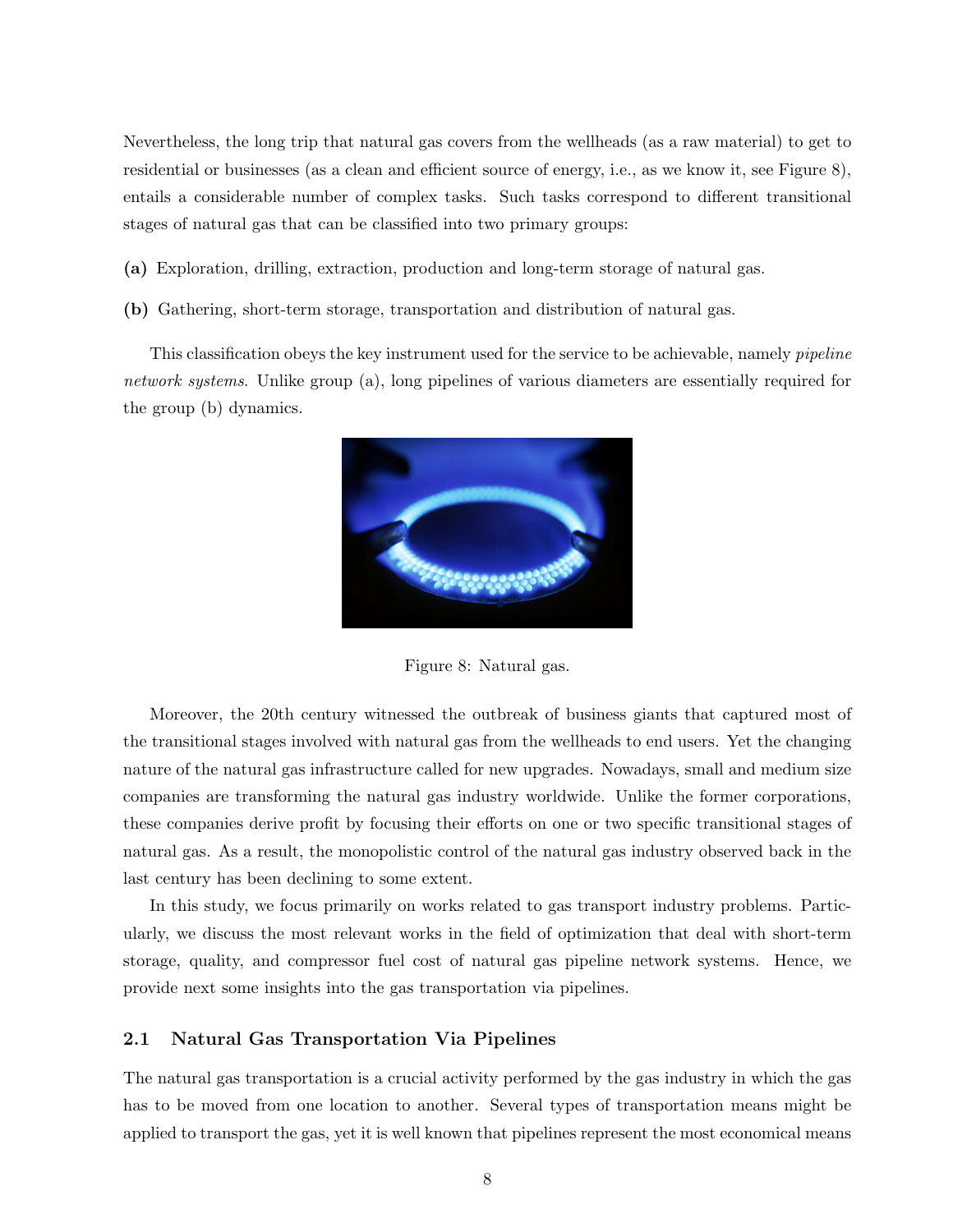Nevertheless, the long trip that natural gas covers from the wellheads (as a raw material) to get to residential or businesses (as a clean and efficient source of energy, i.e., as we know it, see Figure 8), entails a considerable number of complex tasks. Such tasks correspond to different transitional stages of natural gas that can be classified into two primary groups:

**(a)** Exploration, drilling, extraction, production and long-term storage of natural gas.

**(b)** Gathering, short-term storage, transportation and distribution of natural gas.

This classification obeys the key instrument used for the service to be achievable, namely *pipeline network systems*. Unlike group (a), long pipelines of various diameters are essentially required for the group (b) dynamics.

Figure 8: Natural gas.

Moreover, the 20th century witnessed the outbreak of business giants that captured most of the transitional stages involved with natural gas from the wellheads to end users. Yet the changing nature of the natural gas infrastructure called for new upgrades. Nowadays, small and medium size companies are transforming the natural gas industry worldwide. Unlike the former corporations, these companies derive profit by focusing their efforts on one or two specific transitional stages of natural gas. As a result, the monopolistic control of the natural gas industry observed back in the last century has been declining to some extent.

In this study, we focus primarily on works related to gas transport industry problems. Particularly, we discuss the most relevant works in the field of optimization that deal with short-term storage, quality, and compressor fuel cost of natural gas pipeline network systems. Hence, we provide next some insights into the gas transportation via pipelines.

### 2.1 Natural Gas Transportation Via Pipelines

The natural gas transportation is a crucial activity performed by the gas industry in which the gas has to be moved from one location to another. Several types of transportation means might be applied to transport the gas, yet it is well known that pipelines represent the most economical means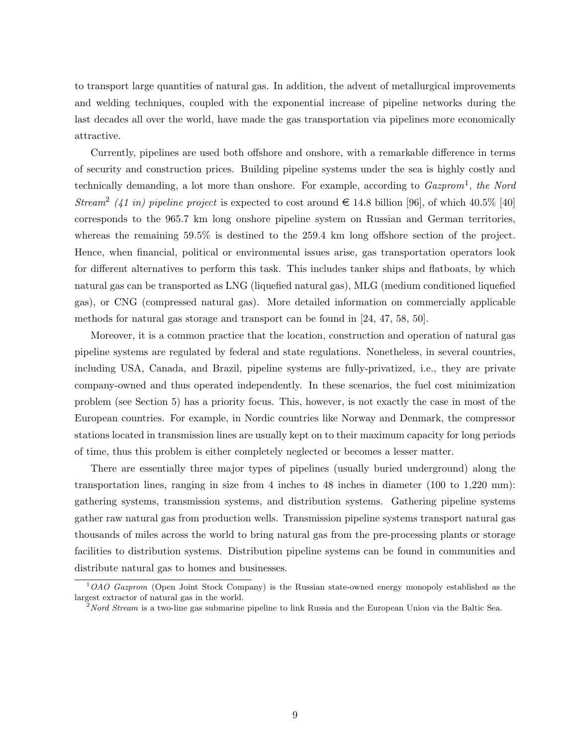to transport large quantities of natural gas. In addition, the advent of metallurgical improvements and welding techniques, coupled with the exponential increase of pipeline networks during the last decades all over the world, have made the gas transportation via pipelines more economically attractive.

Currently, pipelines are used both offshore and onshore, with a remarkable difference in terms of security and construction prices. Building pipeline systems under the sea is highly costly and technically demanding, a lot more than onshore. For example, according to *Gazprom*[1], *the Nord Stream*[2] *(41 in) pipeline project* is expected to cost around € 14.8 billion [96], of which 40.5% [40] corresponds to the 965.7 km long onshore pipeline system on Russian and German territories, whereas the remaining 59.5% is destined to the 259.4 km long offshore section of the project. Hence, when financial, political or environmental issues arise, gas transportation operators look for different alternatives to perform this task. This includes tanker ships and flatboats, by which natural gas can be transported as LNG (liquefied natural gas), MLG (medium conditioned liquefied gas), or CNG (compressed natural gas). More detailed information on commercially applicable methods for natural gas storage and transport can be found in [24, 47, 58, 50].

Moreover, it is a common practice that the location, construction and operation of natural gas pipeline systems are regulated by federal and state regulations. Nonetheless, in several countries, including USA, Canada, and Brazil, pipeline systems are fully-privatized, i.e., they are private company-owned and thus operated independently. In these scenarios, the fuel cost minimization problem (see Section 5) has a priority focus. This, however, is not exactly the case in most of the European countries. For example, in Nordic countries like Norway and Denmark, the compressor stations located in transmission lines are usually kept on to their maximum capacity for long periods of time, thus this problem is either completely neglected or becomes a lesser matter.

There are essentially three major types of pipelines (usually buried underground) along the transportation lines, ranging in size from 4 inches to 48 inches in diameter (100 to 1,220 mm): gathering systems, transmission systems, and distribution systems. Gathering pipeline systems gather raw natural gas from production wells. Transmission pipeline systems transport natural gas thousands of miles across the world to bring natural gas from the pre-processing plants or storage facilities to distribution systems. Distribution pipeline systems can be found in communities and distribute natural gas to homes and businesses.

---

[1] *OAO Gazprom* (Open Joint Stock Company) is the Russian state-owned energy monopoly established as the largest extractor of natural gas in the world.

[2] *Nord Stream* is a two-line gas submarine pipeline to link Russia and the European Union via the Baltic Sea.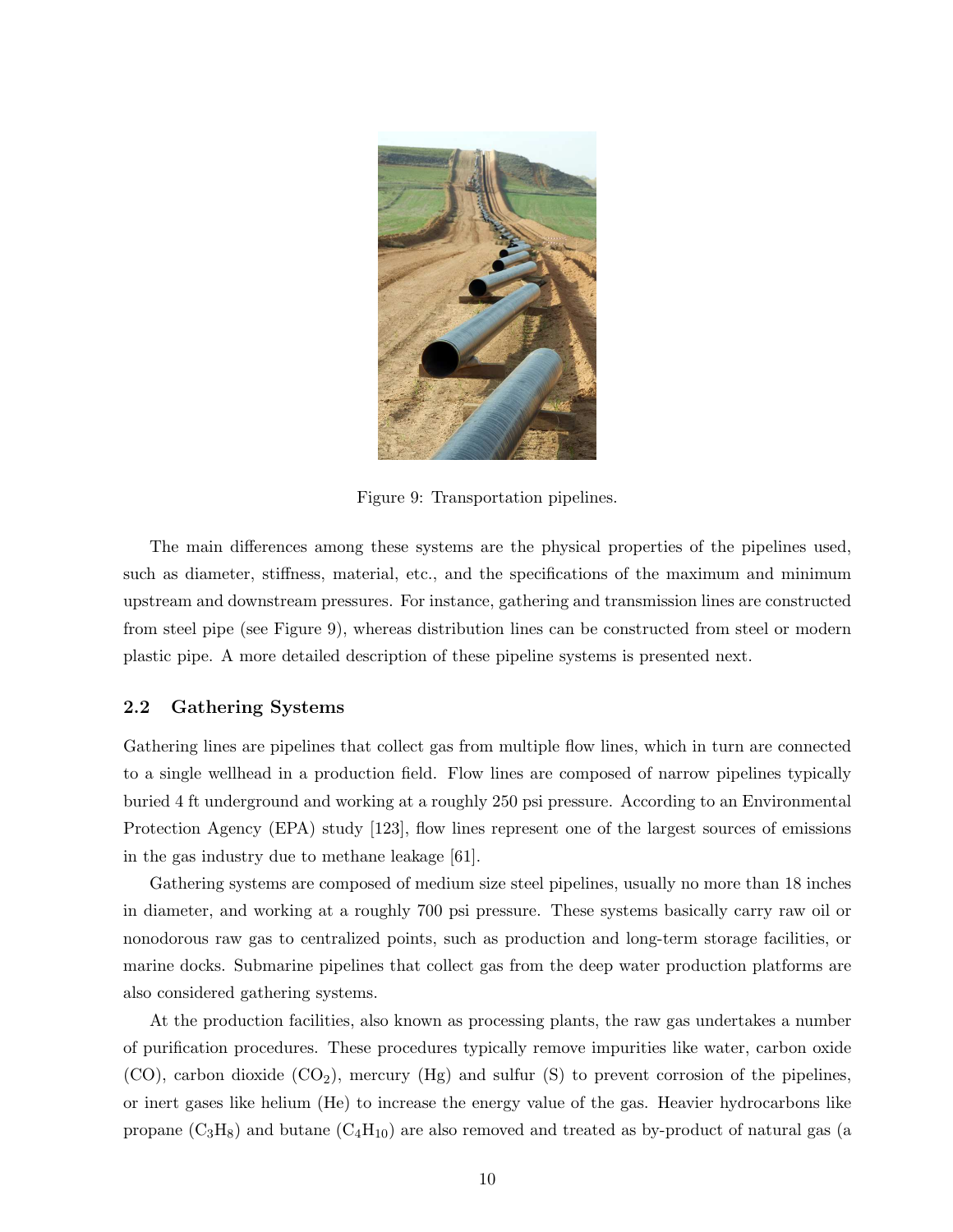Figure 9: Transportation pipelines.

The main differences among these systems are the physical properties of the pipelines used, such as diameter, stiffness, material, etc., and the specifications of the maximum and minimum upstream and downstream pressures. For instance, gathering and transmission lines are constructed from steel pipe (see Figure 9), whereas distribution lines can be constructed from steel or modern plastic pipe. A more detailed description of these pipeline systems is presented next.

## 2.2 Gathering Systems

Gathering lines are pipelines that collect gas from multiple flow lines, which in turn are connected to a single wellhead in a production field. Flow lines are composed of narrow pipelines typically buried 4 ft underground and working at a roughly 250 psi pressure. According to an Environmental Protection Agency (EPA) study [123], flow lines represent one of the largest sources of emissions in the gas industry due to methane leakage [61].

Gathering systems are composed of medium size steel pipelines, usually no more than 18 inches in diameter, and working at a roughly 700 psi pressure. These systems basically carry raw oil or nonodorous raw gas to centralized points, such as production and long-term storage facilities, or marine docks. Submarine pipelines that collect gas from the deep water production platforms are also considered gathering systems.

At the production facilities, also known as processing plants, the raw gas undertakes a number of purification procedures. These procedures typically remove impurities like water, carbon oxide (CO), carbon dioxide ($CO_2$), mercury (Hg) and sulfur (S) to prevent corrosion of the pipelines, or inert gases like helium (He) to increase the energy value of the gas. Heavier hydrocarbons like propane ($C_3H_8$) and butane ($C_4H_{10}$) are also removed and treated as by-product of natural gas (a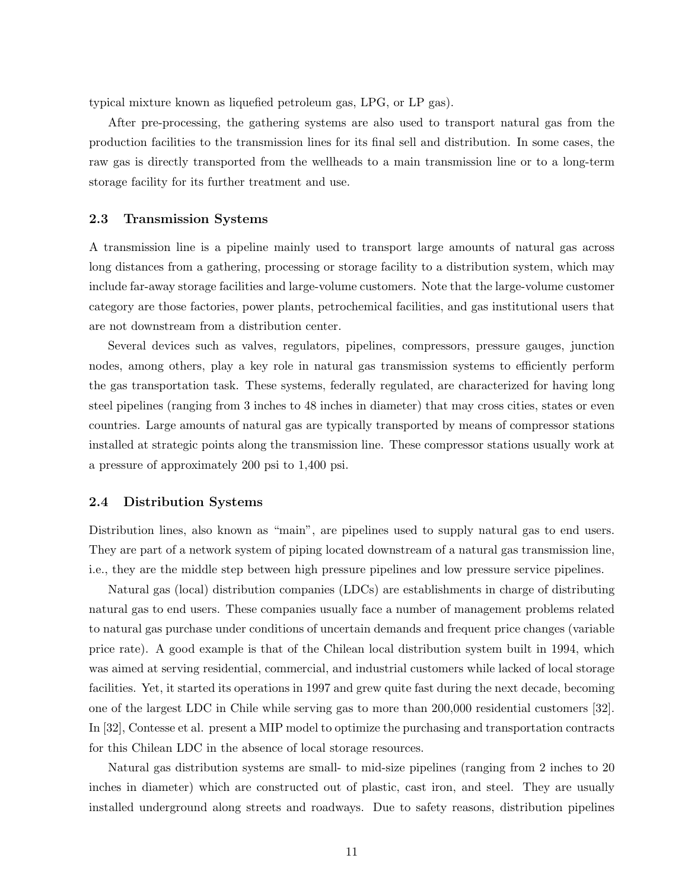typical mixture known as liquefied petroleum gas, LPG, or LP gas).

After pre-processing, the gathering systems are also used to transport natural gas from the production facilities to the transmission lines for its final sell and distribution. In some cases, the raw gas is directly transported from the wellheads to a main transmission line or to a long-term storage facility for its further treatment and use.

## 2.3 Transmission Systems

A transmission line is a pipeline mainly used to transport large amounts of natural gas across long distances from a gathering, processing or storage facility to a distribution system, which may include far-away storage facilities and large-volume customers. Note that the large-volume customer category are those factories, power plants, petrochemical facilities, and gas institutional users that are not downstream from a distribution center.

Several devices such as valves, regulators, pipelines, compressors, pressure gauges, junction nodes, among others, play a key role in natural gas transmission systems to efficiently perform the gas transportation task. These systems, federally regulated, are characterized for having long steel pipelines (ranging from 3 inches to 48 inches in diameter) that may cross cities, states or even countries. Large amounts of natural gas are typically transported by means of compressor stations installed at strategic points along the transmission line. These compressor stations usually work at a pressure of approximately 200 psi to 1,400 psi.

## 2.4 Distribution Systems

Distribution lines, also known as "main", are pipelines used to supply natural gas to end users. They are part of a network system of piping located downstream of a natural gas transmission line, i.e., they are the middle step between high pressure pipelines and low pressure service pipelines.

Natural gas (local) distribution companies (LDCs) are establishments in charge of distributing natural gas to end users. These companies usually face a number of management problems related to natural gas purchase under conditions of uncertain demands and frequent price changes (variable price rate). A good example is that of the Chilean local distribution system built in 1994, which was aimed at serving residential, commercial, and industrial customers while lacked of local storage facilities. Yet, it started its operations in 1997 and grew quite fast during the next decade, becoming one of the largest LDC in Chile while serving gas to more than 200,000 residential customers [32]. In [32], Contesse et al. present a MIP model to optimize the purchasing and transportation contracts for this Chilean LDC in the absence of local storage resources.

Natural gas distribution systems are small- to mid-size pipelines (ranging from 2 inches to 20 inches in diameter) which are constructed out of plastic, cast iron, and steel. They are usually installed underground along streets and roadways. Due to safety reasons, distribution pipelines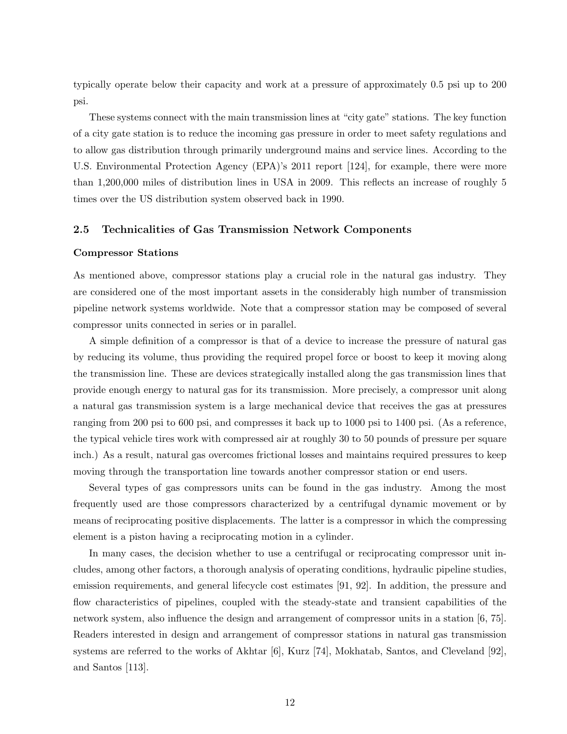typically operate below their capacity and work at a pressure of approximately 0.5 psi up to 200 psi.

These systems connect with the main transmission lines at "city gate" stations. The key function of a city gate station is to reduce the incoming gas pressure in order to meet safety regulations and to allow gas distribution through primarily underground mains and service lines. According to the U.S. Environmental Protection Agency (EPA)'s 2011 report [124], for example, there were more than 1,200,000 miles of distribution lines in USA in 2009. This reflects an increase of roughly 5 times over the US distribution system observed back in 1990.

## 2.5 Technicalities of Gas Transmission Network Components

**Compressor Stations**

As mentioned above, compressor stations play a crucial role in the natural gas industry. They are considered one of the most important assets in the considerably high number of transmission pipeline network systems worldwide. Note that a compressor station may be composed of several compressor units connected in series or in parallel.

A simple definition of a compressor is that of a device to increase the pressure of natural gas by reducing its volume, thus providing the required propel force or boost to keep it moving along the transmission line. These are devices strategically installed along the gas transmission lines that provide enough energy to natural gas for its transmission. More precisely, a compressor unit along a natural gas transmission system is a large mechanical device that receives the gas at pressures ranging from 200 psi to 600 psi, and compresses it back up to 1000 psi to 1400 psi. (As a reference, the typical vehicle tires work with compressed air at roughly 30 to 50 pounds of pressure per square inch.) As a result, natural gas overcomes frictional losses and maintains required pressures to keep moving through the transportation line towards another compressor station or end users.

Several types of gas compressors units can be found in the gas industry. Among the most frequently used are those compressors characterized by a centrifugal dynamic movement or by means of reciprocating positive displacements. The latter is a compressor in which the compressing element is a piston having a reciprocating motion in a cylinder.

In many cases, the decision whether to use a centrifugal or reciprocating compressor unit includes, among other factors, a thorough analysis of operating conditions, hydraulic pipeline studies, emission requirements, and general lifecycle cost estimates [91, 92]. In addition, the pressure and flow characteristics of pipelines, coupled with the steady-state and transient capabilities of the network system, also influence the design and arrangement of compressor units in a station [6, 75]. Readers interested in design and arrangement of compressor stations in natural gas transmission systems are referred to the works of Akhtar [6], Kurz [74], Mokhatab, Santos, and Cleveland [92], and Santos [113].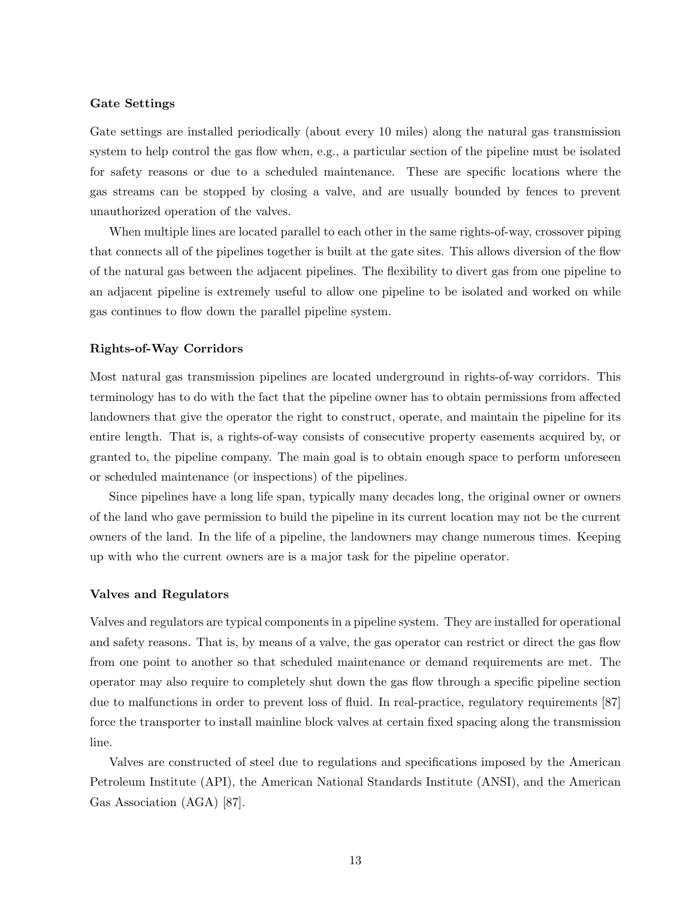### Gate Settings

Gate settings are installed periodically (about every 10 miles) along the natural gas transmission system to help control the gas flow when, e.g., a particular section of the pipeline must be isolated for safety reasons or due to a scheduled maintenance. These are specific locations where the gas streams can be stopped by closing a valve, and are usually bounded by fences to prevent unauthorized operation of the valves.

When multiple lines are located parallel to each other in the same rights-of-way, crossover piping that connects all of the pipelines together is built at the gate sites. This allows diversion of the flow of the natural gas between the adjacent pipelines. The flexibility to divert gas from one pipeline to an adjacent pipeline is extremely useful to allow one pipeline to be isolated and worked on while gas continues to flow down the parallel pipeline system.

### Rights-of-Way Corridors

Most natural gas transmission pipelines are located underground in rights-of-way corridors. This terminology has to do with the fact that the pipeline owner has to obtain permissions from affected landowners that give the operator the right to construct, operate, and maintain the pipeline for its entire length. That is, a rights-of-way consists of consecutive property easements acquired by, or granted to, the pipeline company. The main goal is to obtain enough space to perform unforeseen or scheduled maintenance (or inspections) of the pipelines.

Since pipelines have a long life span, typically many decades long, the original owner or owners of the land who gave permission to build the pipeline in its current location may not be the current owners of the land. In the life of a pipeline, the landowners may change numerous times. Keeping up with who the current owners are is a major task for the pipeline operator.

### Valves and Regulators

Valves and regulators are typical components in a pipeline system. They are installed for operational and safety reasons. That is, by means of a valve, the gas operator can restrict or direct the gas flow from one point to another so that scheduled maintenance or demand requirements are met. The operator may also require to completely shut down the gas flow through a specific pipeline section due to malfunctions in order to prevent loss of fluid. In real-practice, regulatory requirements [87] force the transporter to install mainline block valves at certain fixed spacing along the transmission line.

Valves are constructed of steel due to regulations and specifications imposed by the American Petroleum Institute (API), the American National Standards Institute (ANSI), and the American Gas Association (AGA) [87].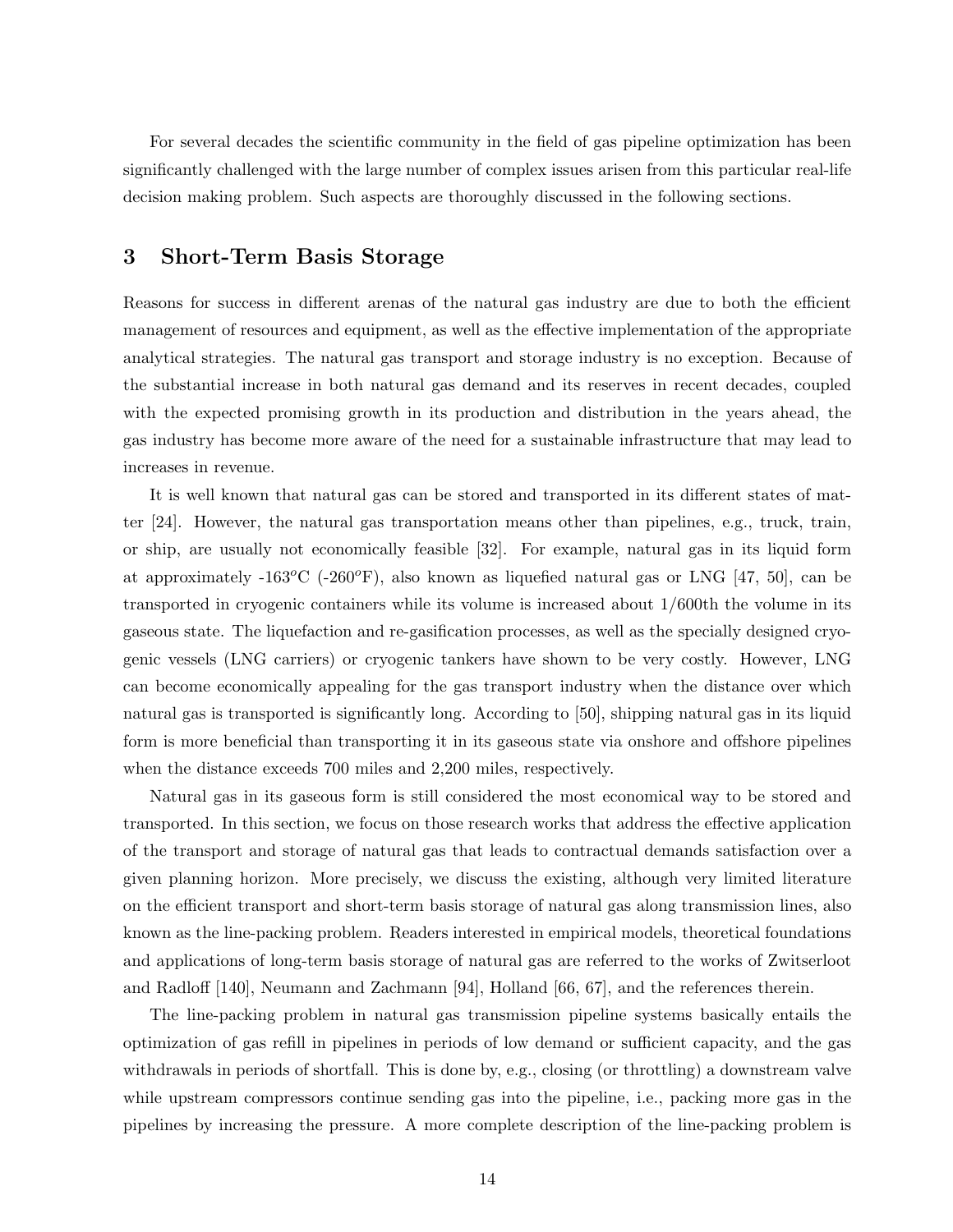For several decades the scientific community in the field of gas pipeline optimization has been significantly challenged with the large number of complex issues arisen from this particular real-life decision making problem. Such aspects are thoroughly discussed in the following sections.

## 3 Short-Term Basis Storage

Reasons for success in different arenas of the natural gas industry are due to both the efficient management of resources and equipment, as well as the effective implementation of the appropriate analytical strategies. The natural gas transport and storage industry is no exception. Because of the substantial increase in both natural gas demand and its reserves in recent decades, coupled with the expected promising growth in its production and distribution in the years ahead, the gas industry has become more aware of the need for a sustainable infrastructure that may lead to increases in revenue.

It is well known that natural gas can be stored and transported in its different states of matter [24]. However, the natural gas transportation means other than pipelines, e.g., truck, train, or ship, are usually not economically feasible [32]. For example, natural gas in its liquid form at approximately -163$^{o}$C (-260$^{o}$F), also known as liquefied natural gas or LNG [47, 50], can be transported in cryogenic containers while its volume is increased about 1/600th the volume in its gaseous state. The liquefaction and re-gasification processes, as well as the specially designed cryogenic vessels (LNG carriers) or cryogenic tankers have shown to be very costly. However, LNG can become economically appealing for the gas transport industry when the distance over which natural gas is transported is significantly long. According to [50], shipping natural gas in its liquid form is more beneficial than transporting it in its gaseous state via onshore and offshore pipelines when the distance exceeds 700 miles and 2,200 miles, respectively.

Natural gas in its gaseous form is still considered the most economical way to be stored and transported. In this section, we focus on those research works that address the effective application of the transport and storage of natural gas that leads to contractual demands satisfaction over a given planning horizon. More precisely, we discuss the existing, although very limited literature on the efficient transport and short-term basis storage of natural gas along transmission lines, also known as the line-packing problem. Readers interested in empirical models, theoretical foundations and applications of long-term basis storage of natural gas are referred to the works of Zwitserloot and Radloff [140], Neumann and Zachmann [94], Holland [66, 67], and the references therein.

The line-packing problem in natural gas transmission pipeline systems basically entails the optimization of gas refill in pipelines in periods of low demand or sufficient capacity, and the gas withdrawals in periods of shortfall. This is done by, e.g., closing (or throttling) a downstream valve while upstream compressors continue sending gas into the pipeline, i.e., packing more gas in the pipelines by increasing the pressure. A more complete description of the line-packing problem is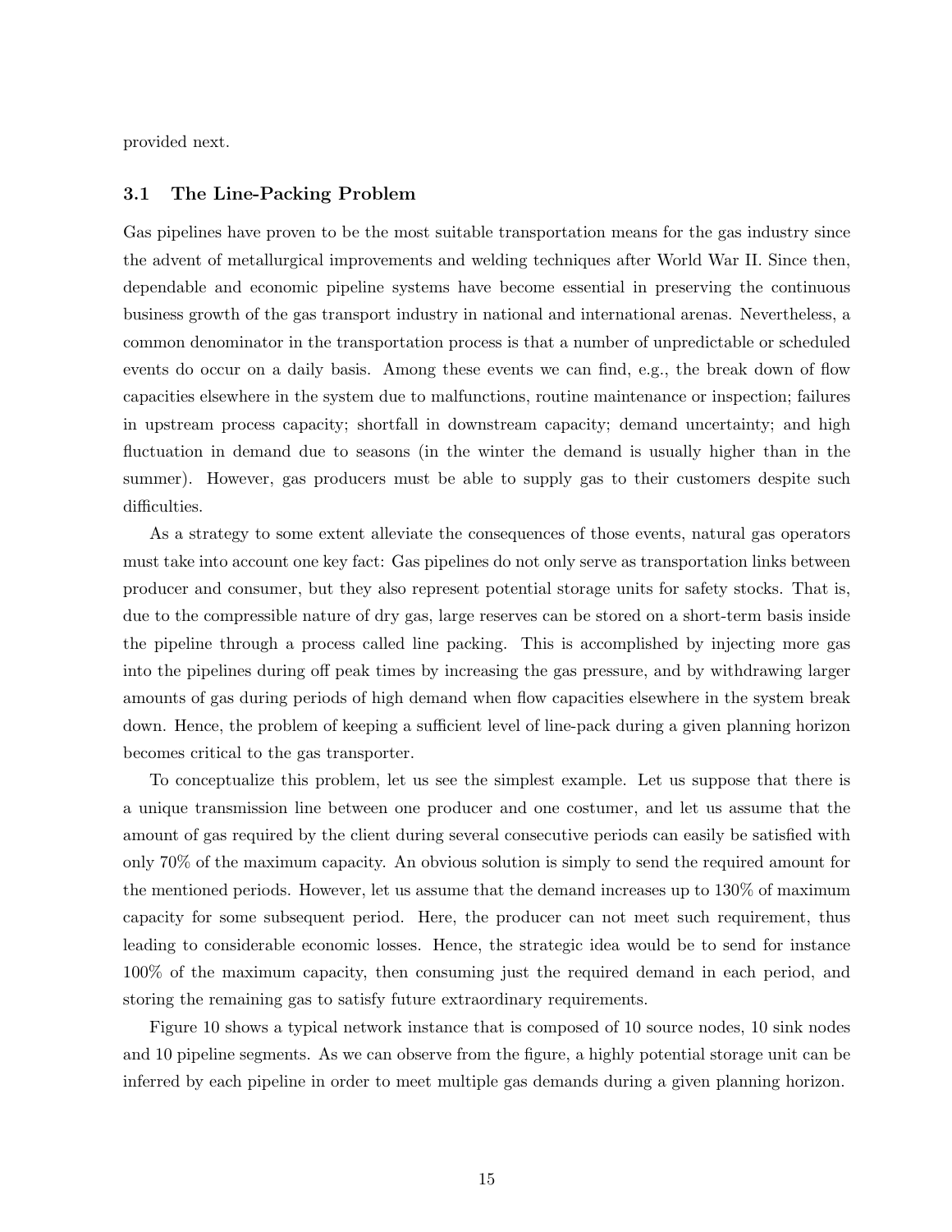provided next.

### 3.1 The Line-Packing Problem

Gas pipelines have proven to be the most suitable transportation means for the gas industry since the advent of metallurgical improvements and welding techniques after World War II. Since then, dependable and economic pipeline systems have become essential in preserving the continuous business growth of the gas transport industry in national and international arenas. Nevertheless, a common denominator in the transportation process is that a number of unpredictable or scheduled events do occur on a daily basis. Among these events we can find, e.g., the break down of flow capacities elsewhere in the system due to malfunctions, routine maintenance or inspection; failures in upstream process capacity; shortfall in downstream capacity; demand uncertainty; and high fluctuation in demand due to seasons (in the winter the demand is usually higher than in the summer). However, gas producers must be able to supply gas to their customers despite such difficulties.

As a strategy to some extent alleviate the consequences of those events, natural gas operators must take into account one key fact: Gas pipelines do not only serve as transportation links between producer and consumer, but they also represent potential storage units for safety stocks. That is, due to the compressible nature of dry gas, large reserves can be stored on a short-term basis inside the pipeline through a process called line packing. This is accomplished by injecting more gas into the pipelines during off peak times by increasing the gas pressure, and by withdrawing larger amounts of gas during periods of high demand when flow capacities elsewhere in the system break down. Hence, the problem of keeping a sufficient level of line-pack during a given planning horizon becomes critical to the gas transporter.

To conceptualize this problem, let us see the simplest example. Let us suppose that there is a unique transmission line between one producer and one costumer, and let us assume that the amount of gas required by the client during several consecutive periods can easily be satisfied with only 70% of the maximum capacity. An obvious solution is simply to send the required amount for the mentioned periods. However, let us assume that the demand increases up to 130% of maximum capacity for some subsequent period. Here, the producer can not meet such requirement, thus leading to considerable economic losses. Hence, the strategic idea would be to send for instance 100% of the maximum capacity, then consuming just the required demand in each period, and storing the remaining gas to satisfy future extraordinary requirements.

Figure 10 shows a typical network instance that is composed of 10 source nodes, 10 sink nodes and 10 pipeline segments. As we can observe from the figure, a highly potential storage unit can be inferred by each pipeline in order to meet multiple gas demands during a given planning horizon.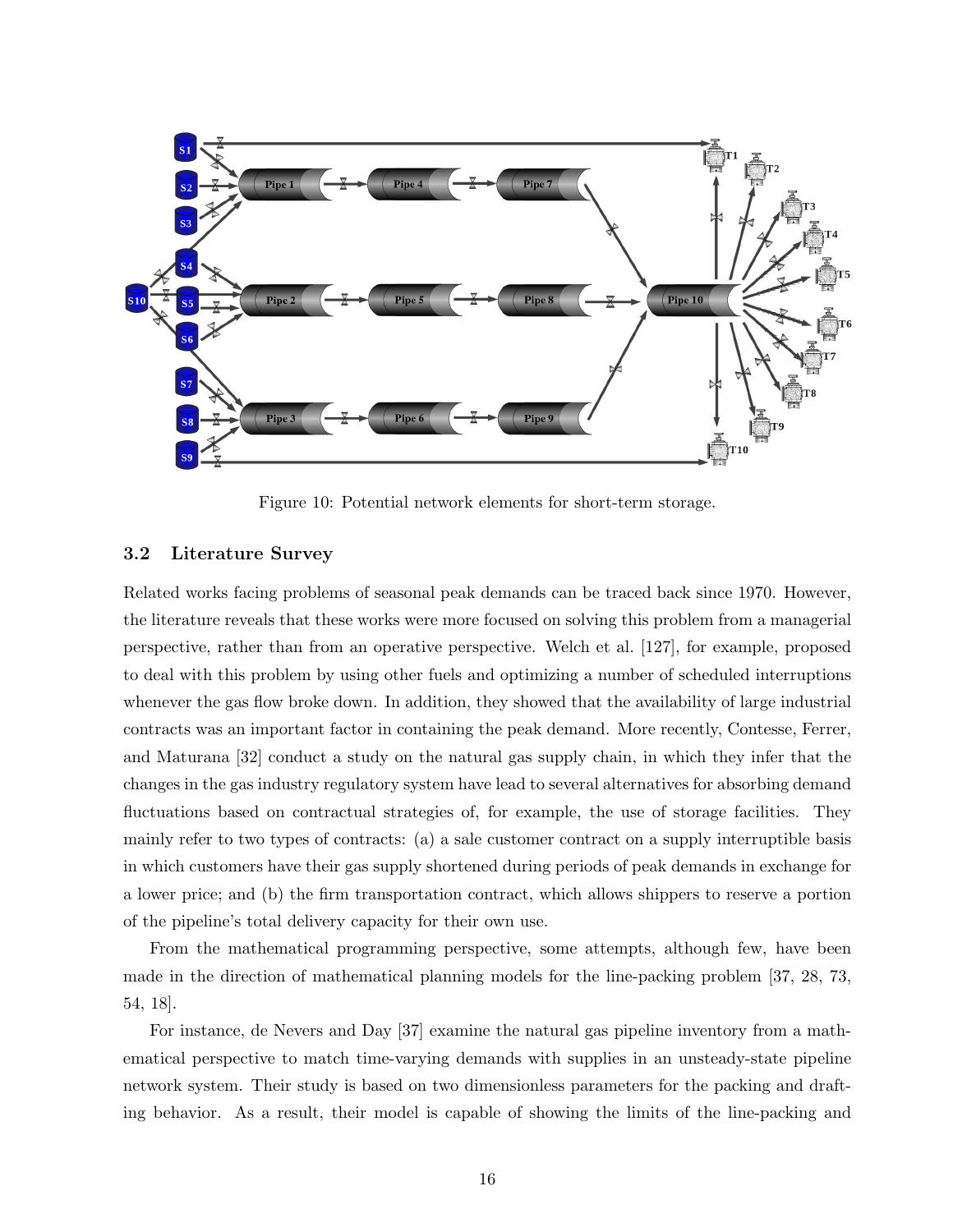Figure 10: Potential network elements for short-term storage.

### 3.2 Literature Survey

Related works facing problems of seasonal peak demands can be traced back since 1970. However, the literature reveals that these works were more focused on solving this problem from a managerial perspective, rather than from an operative perspective. Welch et al. [127], for example, proposed to deal with this problem by using other fuels and optimizing a number of scheduled interruptions whenever the gas flow broke down. In addition, they showed that the availability of large industrial contracts was an important factor in containing the peak demand. More recently, Contesse, Ferrer, and Maturana [32] conduct a study on the natural gas supply chain, in which they infer that the changes in the gas industry regulatory system have lead to several alternatives for absorbing demand fluctuations based on contractual strategies of, for example, the use of storage facilities. They mainly refer to two types of contracts: (a) a sale customer contract on a supply interruptible basis in which customers have their gas supply shortened during periods of peak demands in exchange for a lower price; and (b) the firm transportation contract, which allows shippers to reserve a portion of the pipeline's total delivery capacity for their own use.

From the mathematical programming perspective, some attempts, although few, have been made in the direction of mathematical planning models for the line-packing problem [37, 28, 73, 54, 18].

For instance, de Nevers and Day [37] examine the natural gas pipeline inventory from a mathematical perspective to match time-varying demands with supplies in an unsteady-state pipeline network system. Their study is based on two dimensionless parameters for the packing and drafting behavior. As a result, their model is capable of showing the limits of the line-packing and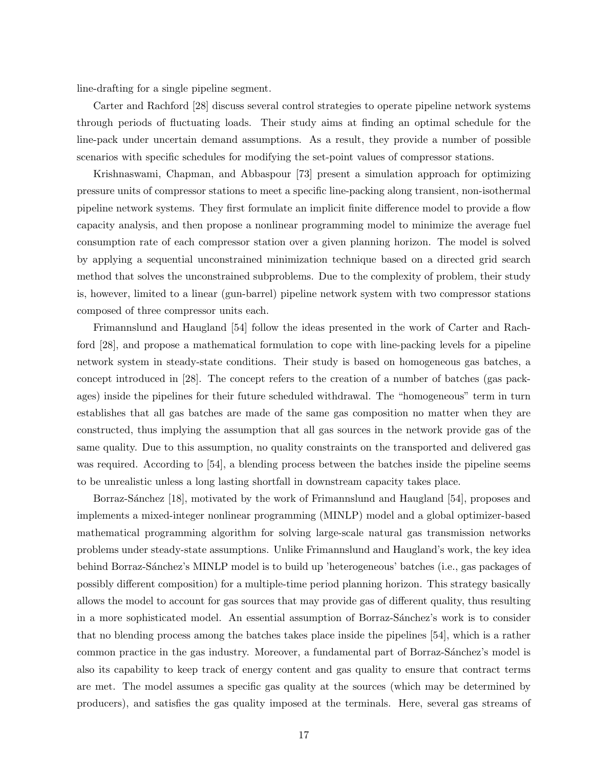line-drafting for a single pipeline segment.

Carter and Rachford [28] discuss several control strategies to operate pipeline network systems through periods of fluctuating loads. Their study aims at finding an optimal schedule for the line-pack under uncertain demand assumptions. As a result, they provide a number of possible scenarios with specific schedules for modifying the set-point values of compressor stations.

Krishnaswami, Chapman, and Abbaspour [73] present a simulation approach for optimizing pressure units of compressor stations to meet a specific line-packing along transient, non-isothermal pipeline network systems. They first formulate an implicit finite difference model to provide a flow capacity analysis, and then propose a nonlinear programming model to minimize the average fuel consumption rate of each compressor station over a given planning horizon. The model is solved by applying a sequential unconstrained minimization technique based on a directed grid search method that solves the unconstrained subproblems. Due to the complexity of problem, their study is, however, limited to a linear (gun-barrel) pipeline network system with two compressor stations composed of three compressor units each.

Frimannslund and Haugland [54] follow the ideas presented in the work of Carter and Rachford [28], and propose a mathematical formulation to cope with line-packing levels for a pipeline network system in steady-state conditions. Their study is based on homogeneous gas batches, a concept introduced in [28]. The concept refers to the creation of a number of batches (gas packages) inside the pipelines for their future scheduled withdrawal. The "homogeneous" term in turn establishes that all gas batches are made of the same gas composition no matter when they are constructed, thus implying the assumption that all gas sources in the network provide gas of the same quality. Due to this assumption, no quality constraints on the transported and delivered gas was required. According to [54], a blending process between the batches inside the pipeline seems to be unrealistic unless a long lasting shortfall in downstream capacity takes place.

Borraz-Sánchez [18], motivated by the work of Frimannslund and Haugland [54], proposes and implements a mixed-integer nonlinear programming (MINLP) model and a global optimizer-based mathematical programming algorithm for solving large-scale natural gas transmission networks problems under steady-state assumptions. Unlike Frimannslund and Haugland's work, the key idea behind Borraz-Sánchez's MINLP model is to build up 'heterogeneous' batches (i.e., gas packages of possibly different composition) for a multiple-time period planning horizon. This strategy basically allows the model to account for gas sources that may provide gas of different quality, thus resulting in a more sophisticated model. An essential assumption of Borraz-Sánchez's work is to consider that no blending process among the batches takes place inside the pipelines [54], which is a rather common practice in the gas industry. Moreover, a fundamental part of Borraz-Sánchez's model is also its capability to keep track of energy content and gas quality to ensure that contract terms are met. The model assumes a specific gas quality at the sources (which may be determined by producers), and satisfies the gas quality imposed at the terminals. Here, several gas streams of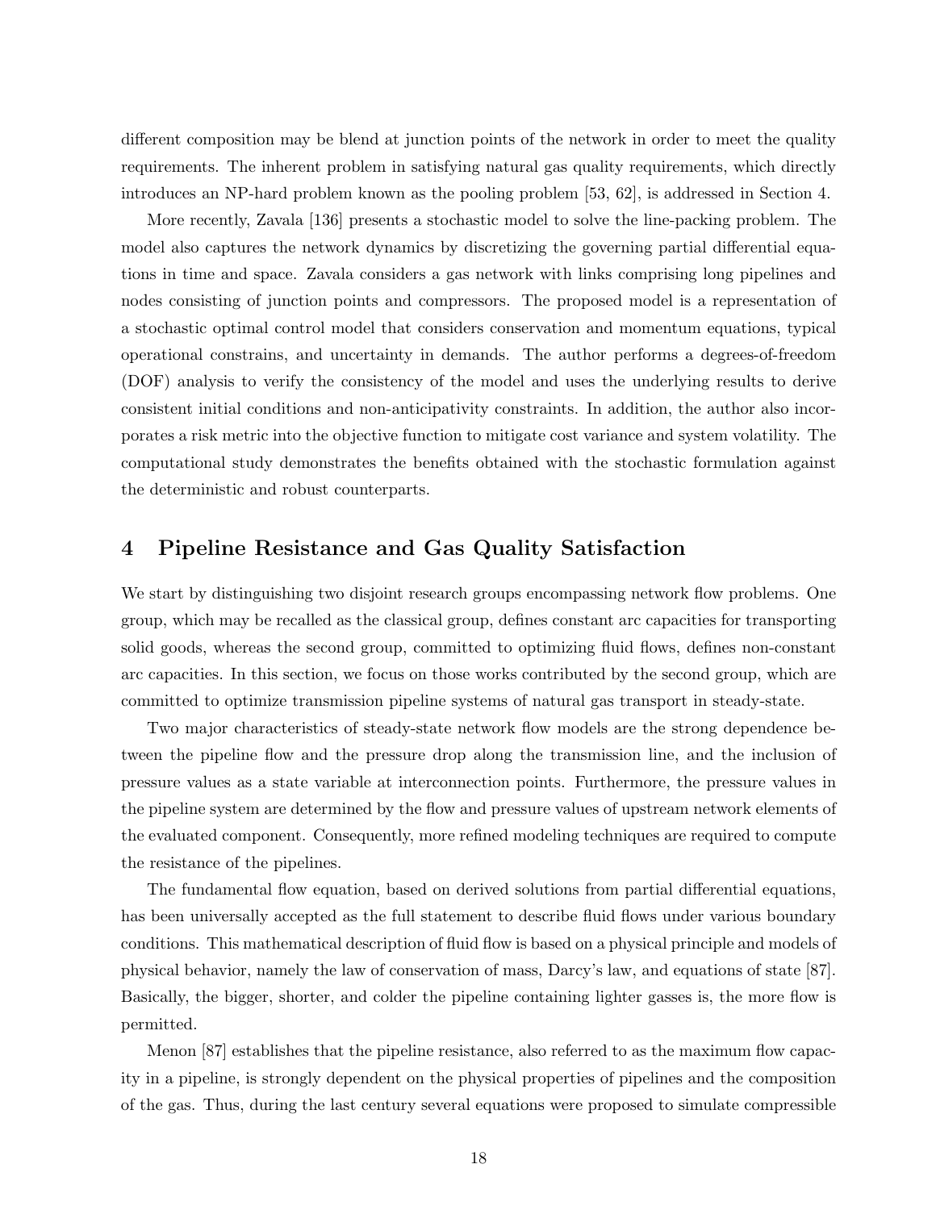different composition may be blend at junction points of the network in order to meet the quality requirements. The inherent problem in satisfying natural gas quality requirements, which directly introduces an NP-hard problem known as the pooling problem [53, 62], is addressed in Section 4.

More recently, Zavala [136] presents a stochastic model to solve the line-packing problem. The model also captures the network dynamics by discretizing the governing partial differential equations in time and space. Zavala considers a gas network with links comprising long pipelines and nodes consisting of junction points and compressors. The proposed model is a representation of a stochastic optimal control model that considers conservation and momentum equations, typical operational constrains, and uncertainty in demands. The author performs a degrees-of-freedom (DOF) analysis to verify the consistency of the model and uses the underlying results to derive consistent initial conditions and non-anticipativity constraints. In addition, the author also incorporates a risk metric into the objective function to mitigate cost variance and system volatility. The computational study demonstrates the benefits obtained with the stochastic formulation against the deterministic and robust counterparts.

## 4 Pipeline Resistance and Gas Quality Satisfaction

We start by distinguishing two disjoint research groups encompassing network flow problems. One group, which may be recalled as the classical group, defines constant arc capacities for transporting solid goods, whereas the second group, committed to optimizing fluid flows, defines non-constant arc capacities. In this section, we focus on those works contributed by the second group, which are committed to optimize transmission pipeline systems of natural gas transport in steady-state.

Two major characteristics of steady-state network flow models are the strong dependence between the pipeline flow and the pressure drop along the transmission line, and the inclusion of pressure values as a state variable at interconnection points. Furthermore, the pressure values in the pipeline system are determined by the flow and pressure values of upstream network elements of the evaluated component. Consequently, more refined modeling techniques are required to compute the resistance of the pipelines.

The fundamental flow equation, based on derived solutions from partial differential equations, has been universally accepted as the full statement to describe fluid flows under various boundary conditions. This mathematical description of fluid flow is based on a physical principle and models of physical behavior, namely the law of conservation of mass, Darcy's law, and equations of state [87]. Basically, the bigger, shorter, and colder the pipeline containing lighter gasses is, the more flow is permitted.

Menon [87] establishes that the pipeline resistance, also referred to as the maximum flow capacity in a pipeline, is strongly dependent on the physical properties of pipelines and the composition of the gas. Thus, during the last century several equations were proposed to simulate compressible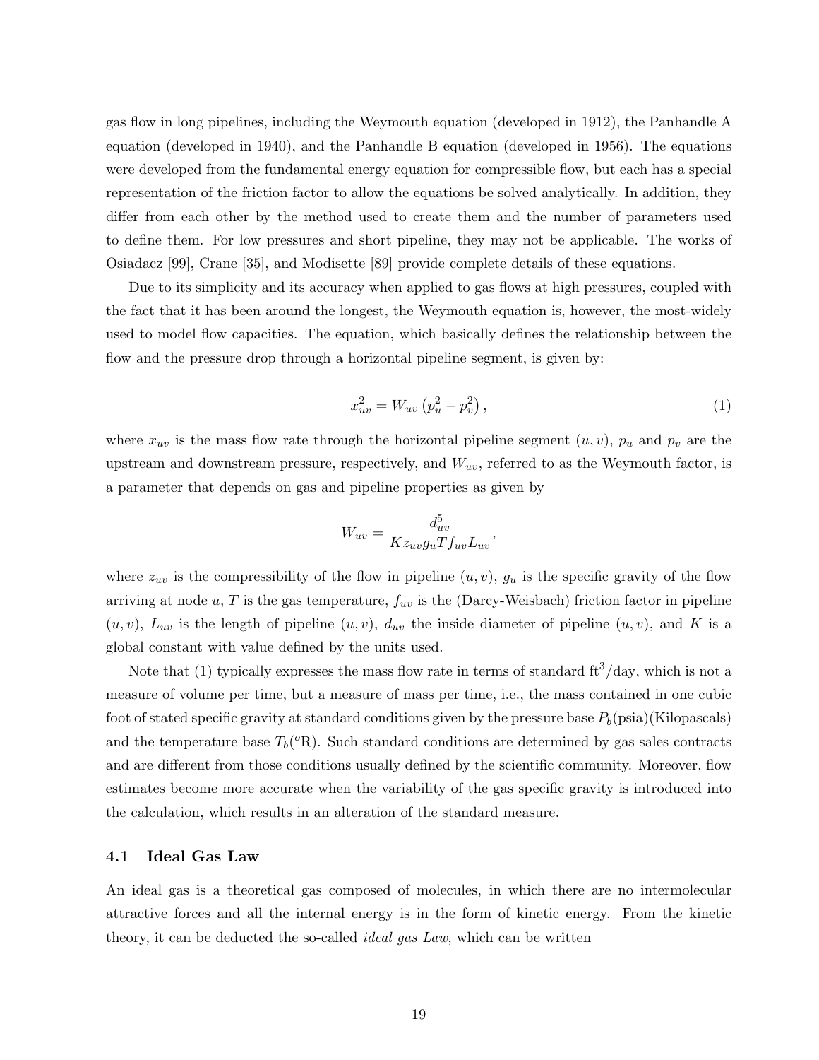gas flow in long pipelines, including the Weymouth equation (developed in 1912), the Panhandle A equation (developed in 1940), and the Panhandle B equation (developed in 1956). The equations were developed from the fundamental energy equation for compressible flow, but each has a special representation of the friction factor to allow the equations be solved analytically. In addition, they differ from each other by the method used to create them and the number of parameters used to define them. For low pressures and short pipeline, they may not be applicable. The works of Osiadacz [99], Crane [35], and Modisette [89] provide complete details of these equations.

Due to its simplicity and its accuracy when applied to gas flows at high pressures, coupled with the fact that it has been around the longest, the Weymouth equation is, however, the most-widely used to model flow capacities. The equation, which basically defines the relationship between the flow and the pressure drop through a horizontal pipeline segment, is given by:

$$x_{uv}^2 = W_{uv}\left(p_u^2 - p_v^2\right), \tag{1}$$

where $x_{uv}$ is the mass flow rate through the horizontal pipeline segment $(u, v)$, $p_u$ and $p_v$ are the upstream and downstream pressure, respectively, and $W_{uv}$, referred to as the Weymouth factor, is a parameter that depends on gas and pipeline properties as given by

$$W_{uv} = \frac{d_{uv}^5}{K z_{uv} g_u T f_{uv} L_{uv}},$$

where $z_{uv}$ is the compressibility of the flow in pipeline $(u, v)$, $g_u$ is the specific gravity of the flow arriving at node $u$, $T$ is the gas temperature, $f_{uv}$ is the (Darcy-Weisbach) friction factor in pipeline $(u, v)$, $L_{uv}$ is the length of pipeline $(u, v)$, $d_{uv}$ the inside diameter of pipeline $(u, v)$, and $K$ is a global constant with value defined by the units used.

Note that (1) typically expresses the mass flow rate in terms of standard ft$^3$/day, which is not a measure of volume per time, but a measure of mass per time, i.e., the mass contained in one cubic foot of stated specific gravity at standard conditions given by the pressure base $P_b$(psia)(Kilopascals) and the temperature base $T_b$($^o$R). Such standard conditions are determined by gas sales contracts and are different from those conditions usually defined by the scientific community. Moreover, flow estimates become more accurate when the variability of the gas specific gravity is introduced into the calculation, which results in an alteration of the standard measure.

### 4.1 Ideal Gas Law

An ideal gas is a theoretical gas composed of molecules, in which there are no intermolecular attractive forces and all the internal energy is in the form of kinetic energy. From the kinetic theory, it can be deducted the so-called *ideal gas Law*, which can be written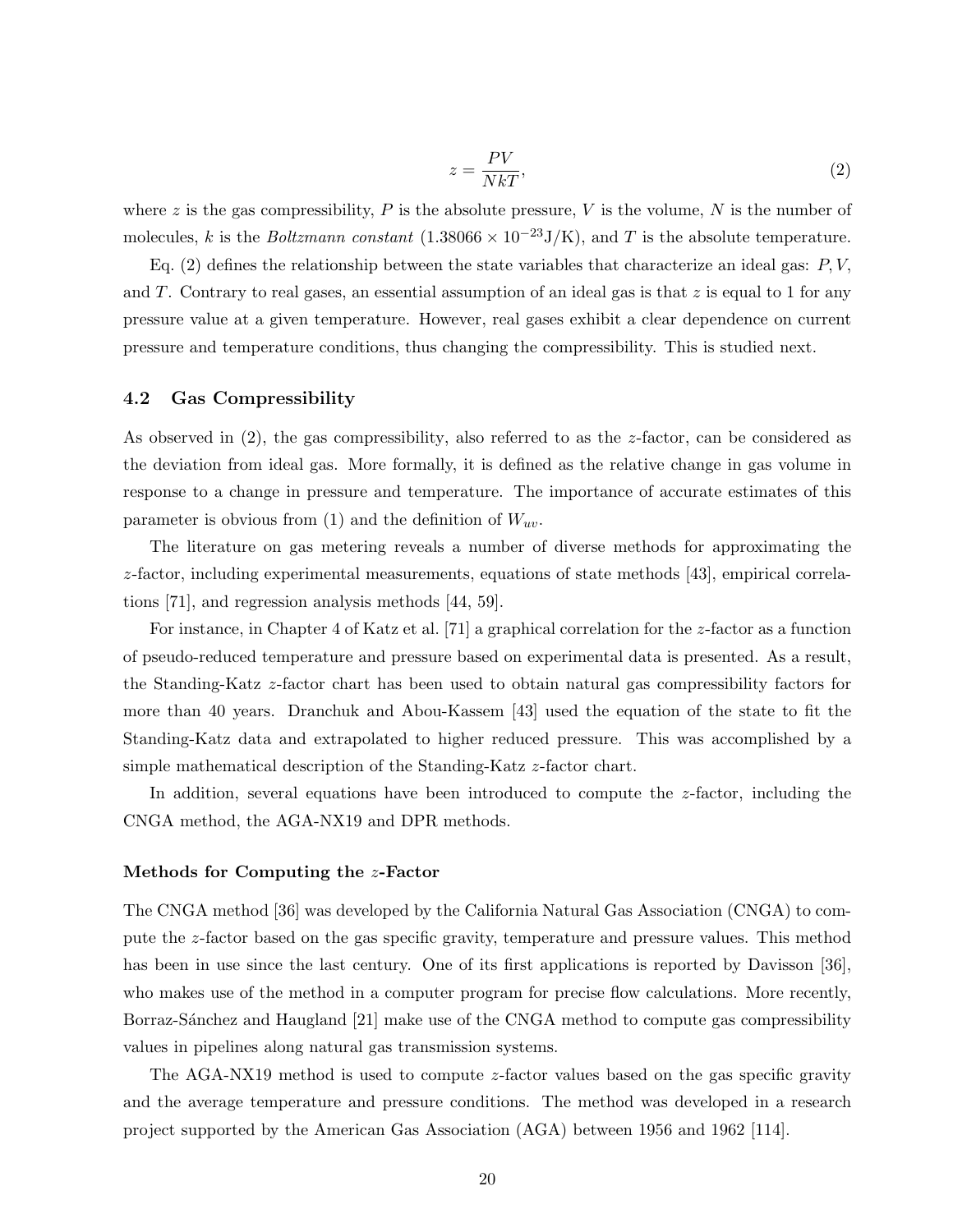$$z = \frac{PV}{NkT}, \tag{2}$$

where $z$ is the gas compressibility, $P$ is the absolute pressure, $V$ is the volume, $N$ is the number of molecules, $k$ is the *Boltzmann constant* ($1.38066 \times 10^{-23}$J/K), and $T$ is the absolute temperature.

Eq. (2) defines the relationship between the state variables that characterize an ideal gas: $P, V$, and $T$. Contrary to real gases, an essential assumption of an ideal gas is that $z$ is equal to 1 for any pressure value at a given temperature. However, real gases exhibit a clear dependence on current pressure and temperature conditions, thus changing the compressibility. This is studied next.

## 4.2 Gas Compressibility

As observed in (2), the gas compressibility, also referred to as the $z$-factor, can be considered as the deviation from ideal gas. More formally, it is defined as the relative change in gas volume in response to a change in pressure and temperature. The importance of accurate estimates of this parameter is obvious from (1) and the definition of $W_{uv}$.

The literature on gas metering reveals a number of diverse methods for approximating the $z$-factor, including experimental measurements, equations of state methods [43], empirical correlations [71], and regression analysis methods [44, 59].

For instance, in Chapter 4 of Katz et al. [71] a graphical correlation for the $z$-factor as a function of pseudo-reduced temperature and pressure based on experimental data is presented. As a result, the Standing-Katz $z$-factor chart has been used to obtain natural gas compressibility factors for more than 40 years. Dranchuk and Abou-Kassem [43] used the equation of the state to fit the Standing-Katz data and extrapolated to higher reduced pressure. This was accomplished by a simple mathematical description of the Standing-Katz $z$-factor chart.

In addition, several equations have been introduced to compute the $z$-factor, including the CNGA method, the AGA-NX19 and DPR methods.

### Methods for Computing the $z$-Factor

The CNGA method [36] was developed by the California Natural Gas Association (CNGA) to compute the $z$-factor based on the gas specific gravity, temperature and pressure values. This method has been in use since the last century. One of its first applications is reported by Davisson [36], who makes use of the method in a computer program for precise flow calculations. More recently, Borraz-Sánchez and Haugland [21] make use of the CNGA method to compute gas compressibility values in pipelines along natural gas transmission systems.

The AGA-NX19 method is used to compute $z$-factor values based on the gas specific gravity and the average temperature and pressure conditions. The method was developed in a research project supported by the American Gas Association (AGA) between 1956 and 1962 [114].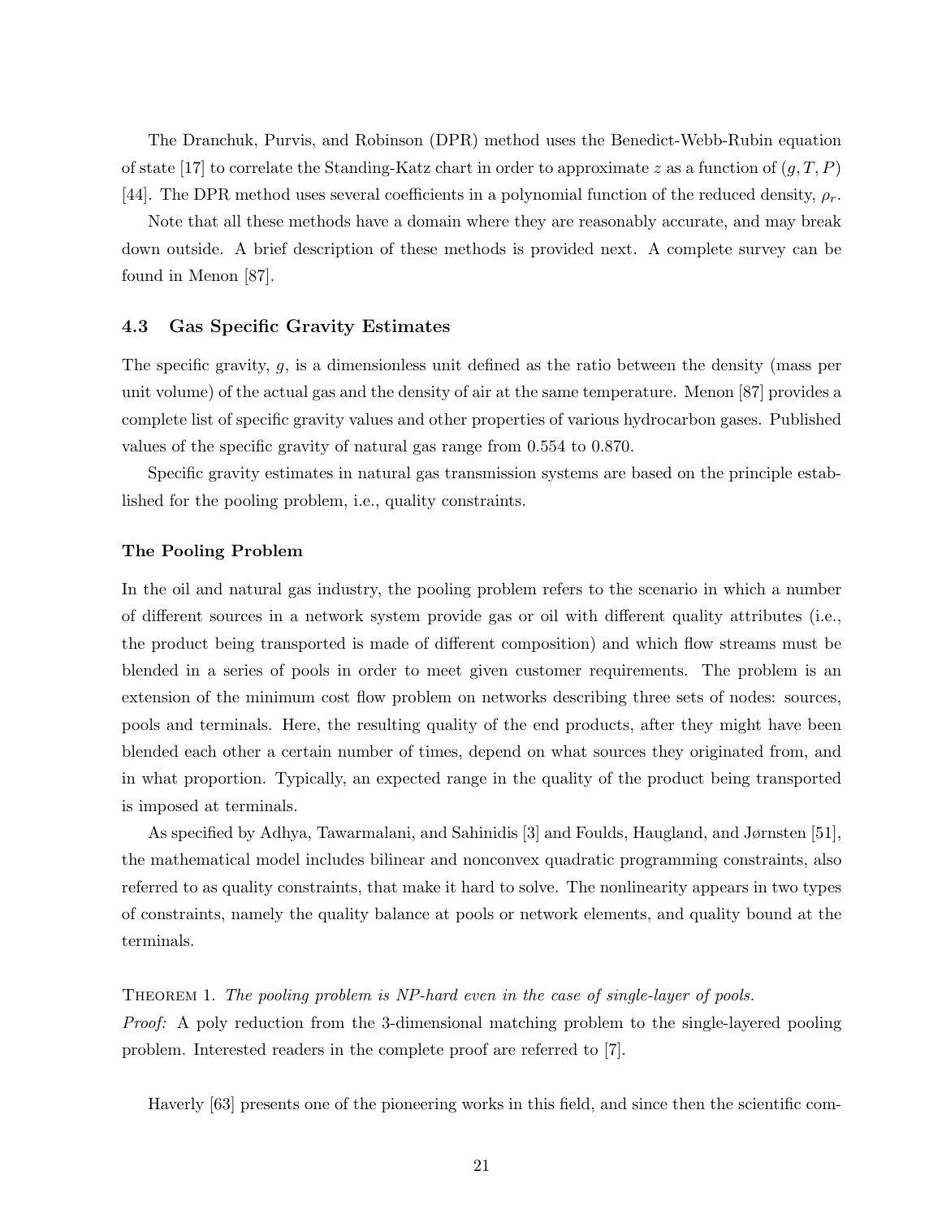The Dranchuk, Purvis, and Robinson (DPR) method uses the Benedict-Webb-Rubin equation of state [17] to correlate the Standing-Katz chart in order to approximate $z$ as a function of $(g, T, P)$ [44]. The DPR method uses several coefficients in a polynomial function of the reduced density, $\rho_r$.

Note that all these methods have a domain where they are reasonably accurate, and may break down outside. A brief description of these methods is provided next. A complete survey can be found in Menon [87].

### 4.3 Gas Specific Gravity Estimates

The specific gravity, $g$, is a dimensionless unit defined as the ratio between the density (mass per unit volume) of the actual gas and the density of air at the same temperature. Menon [87] provides a complete list of specific gravity values and other properties of various hydrocarbon gases. Published values of the specific gravity of natural gas range from 0.554 to 0.870.

Specific gravity estimates in natural gas transmission systems are based on the principle established for the pooling problem, i.e., quality constraints.

#### The Pooling Problem

In the oil and natural gas industry, the pooling problem refers to the scenario in which a number of different sources in a network system provide gas or oil with different quality attributes (i.e., the product being transported is made of different composition) and which flow streams must be blended in a series of pools in order to meet given customer requirements. The problem is an extension of the minimum cost flow problem on networks describing three sets of nodes: sources, pools and terminals. Here, the resulting quality of the end products, after they might have been blended each other a certain number of times, depend on what sources they originated from, and in what proportion. Typically, an expected range in the quality of the product being transported is imposed at terminals.

As specified by Adhya, Tawarmalani, and Sahinidis [3] and Foulds, Haugland, and Jørnsten [51], the mathematical model includes bilinear and nonconvex quadratic programming constraints, also referred to as quality constraints, that make it hard to solve. The nonlinearity appears in two types of constraints, namely the quality balance at pools or network elements, and quality bound at the terminals.

Theorem 1. *The pooling problem is NP-hard even in the case of single-layer of pools.*
*Proof:* A poly reduction from the 3-dimensional matching problem to the single-layered pooling problem. Interested readers in the complete proof are referred to [7].

Haverly [63] presents one of the pioneering works in this field, and since then the scientific com-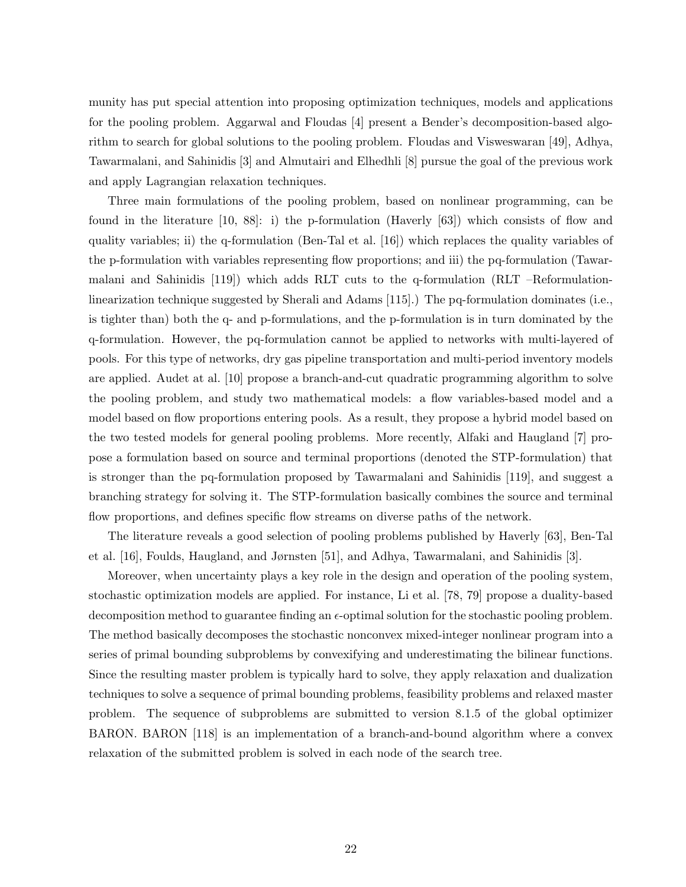munity has put special attention into proposing optimization techniques, models and applications for the pooling problem. Aggarwal and Floudas [4] present a Bender's decomposition-based algorithm to search for global solutions to the pooling problem. Floudas and Visweswaran [49], Adhya, Tawarmalani, and Sahinidis [3] and Almutairi and Elhedhli [8] pursue the goal of the previous work and apply Lagrangian relaxation techniques.

Three main formulations of the pooling problem, based on nonlinear programming, can be found in the literature [10, 88]: i) the p-formulation (Haverly [63]) which consists of flow and quality variables; ii) the q-formulation (Ben-Tal et al. [16]) which replaces the quality variables of the p-formulation with variables representing flow proportions; and iii) the pq-formulation (Tawarmalani and Sahinidis [119]) which adds RLT cuts to the q-formulation (RLT –Reformulation-linearization technique suggested by Sherali and Adams [115].) The pq-formulation dominates (i.e., is tighter than) both the q- and p-formulations, and the p-formulation is in turn dominated by the q-formulation. However, the pq-formulation cannot be applied to networks with multi-layered of pools. For this type of networks, dry gas pipeline transportation and multi-period inventory models are applied. Audet at al. [10] propose a branch-and-cut quadratic programming algorithm to solve the pooling problem, and study two mathematical models: a flow variables-based model and a model based on flow proportions entering pools. As a result, they propose a hybrid model based on the two tested models for general pooling problems. More recently, Alfaki and Haugland [7] propose a formulation based on source and terminal proportions (denoted the STP-formulation) that is stronger than the pq-formulation proposed by Tawarmalani and Sahinidis [119], and suggest a branching strategy for solving it. The STP-formulation basically combines the source and terminal flow proportions, and defines specific flow streams on diverse paths of the network.

The literature reveals a good selection of pooling problems published by Haverly [63], Ben-Tal et al. [16], Foulds, Haugland, and Jørnsten [51], and Adhya, Tawarmalani, and Sahinidis [3].

Moreover, when uncertainty plays a key role in the design and operation of the pooling system, stochastic optimization models are applied. For instance, Li et al. [78, 79] propose a duality-based decomposition method to guarantee finding an $\epsilon$-optimal solution for the stochastic pooling problem. The method basically decomposes the stochastic nonconvex mixed-integer nonlinear program into a series of primal bounding subproblems by convexifying and underestimating the bilinear functions. Since the resulting master problem is typically hard to solve, they apply relaxation and dualization techniques to solve a sequence of primal bounding problems, feasibility problems and relaxed master problem. The sequence of subproblems are submitted to version 8.1.5 of the global optimizer BARON. BARON [118] is an implementation of a branch-and-bound algorithm where a convex relaxation of the submitted problem is solved in each node of the search tree.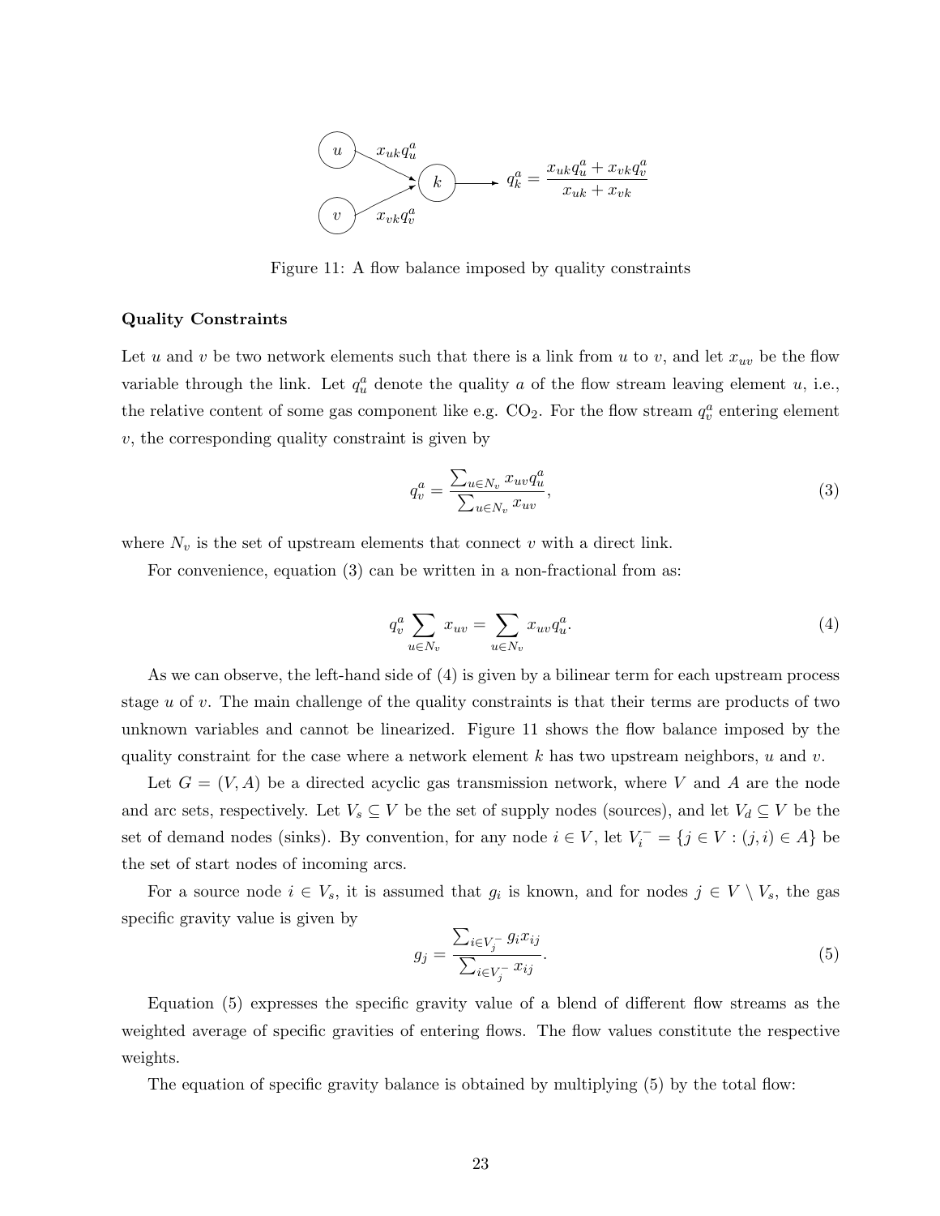Figure 11: A flow balance imposed by quality constraints

**Quality Constraints**

Let $u$ and $v$ be two network elements such that there is a link from $u$ to $v$, and let $x_{uv}$ be the flow variable through the link. Let $q_u^a$ denote the quality $a$ of the flow stream leaving element $u$, i.e., the relative content of some gas component like e.g. $CO_2$. For the flow stream $q_v^a$ entering element $v$, the corresponding quality constraint is given by

$$q_v^a = \frac{\sum_{u \in N_v} x_{uv} q_u^a}{\sum_{u \in N_v} x_{uv}}, \tag{3}$$

where $N_v$ is the set of upstream elements that connect $v$ with a direct link.

For convenience, equation (3) can be written in a non-fractional from as:

$$q_v^a \sum_{u \in N_v} x_{uv} = \sum_{u \in N_v} x_{uv} q_u^a. \tag{4}$$

As we can observe, the left-hand side of (4) is given by a bilinear term for each upstream process stage $u$ of $v$. The main challenge of the quality constraints is that their terms are products of two unknown variables and cannot be linearized. Figure 11 shows the flow balance imposed by the quality constraint for the case where a network element $k$ has two upstream neighbors, $u$ and $v$.

Let $G = (V, A)$ be a directed acyclic gas transmission network, where $V$ and $A$ are the node and arc sets, respectively. Let $V_s \subseteq V$ be the set of supply nodes (sources), and let $V_d \subseteq V$ be the set of demand nodes (sinks). By convention, for any node $i \in V$, let $V_i^- = \{j \in V : (j, i) \in A\}$ be the set of start nodes of incoming arcs.

For a source node $i \in V_s$, it is assumed that $g_i$ is known, and for nodes $j \in V \setminus V_s$, the gas specific gravity value is given by

$$g_j = \frac{\sum_{i \in V_j^-} g_i x_{ij}}{\sum_{i \in V_j^-} x_{ij}}. \tag{5}$$

Equation (5) expresses the specific gravity value of a blend of different flow streams as the weighted average of specific gravities of entering flows. The flow values constitute the respective weights.

The equation of specific gravity balance is obtained by multiplying (5) by the total flow: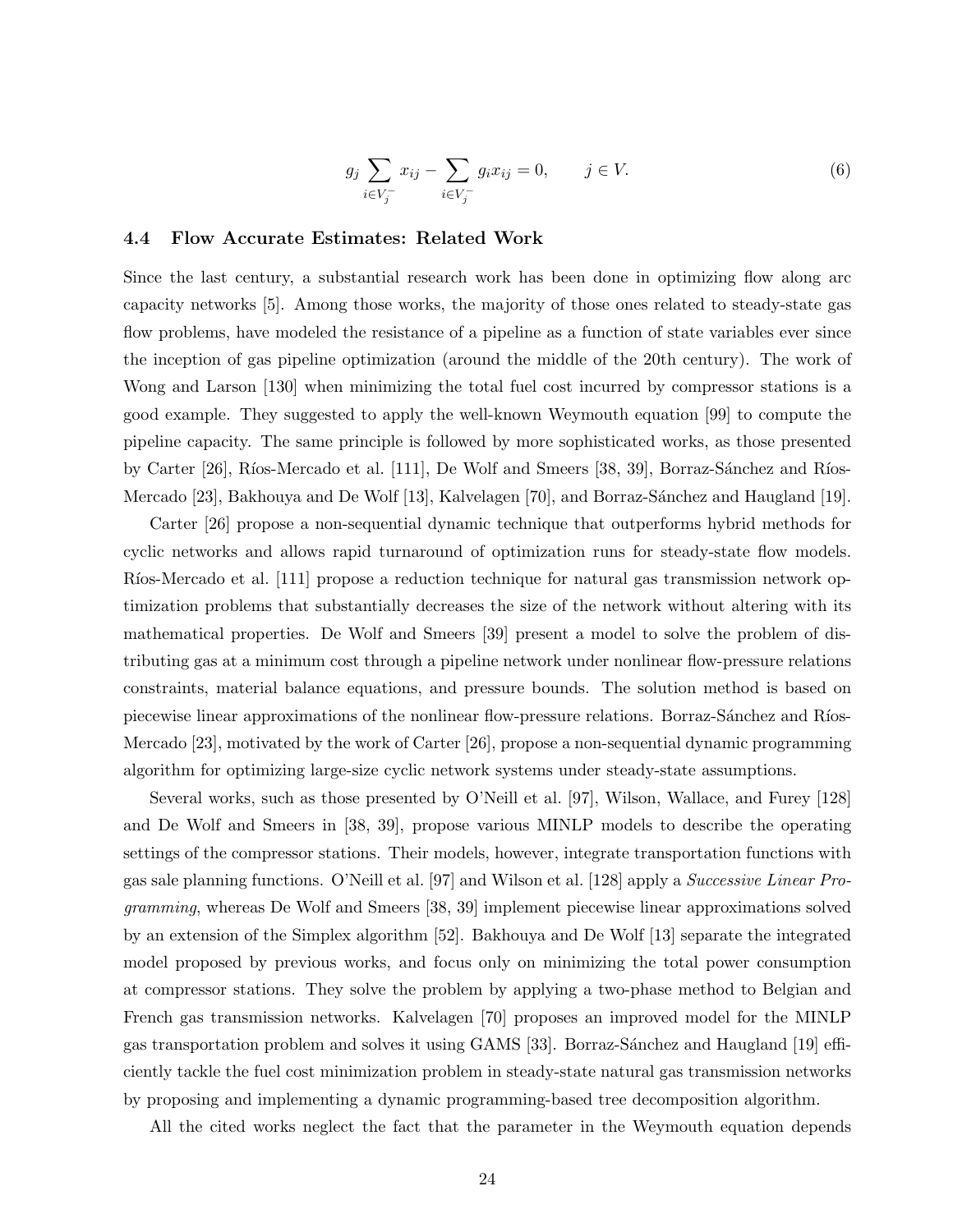$$g_j \sum_{i \in V_j^-} x_{ij} - \sum_{i \in V_j^-} g_i x_{ij} = 0, \qquad j \in V. \tag{6}$$

### 4.4 Flow Accurate Estimates: Related Work

Since the last century, a substantial research work has been done in optimizing flow along arc capacity networks [5]. Among those works, the majority of those ones related to steady-state gas flow problems, have modeled the resistance of a pipeline as a function of state variables ever since the inception of gas pipeline optimization (around the middle of the 20th century). The work of Wong and Larson [130] when minimizing the total fuel cost incurred by compressor stations is a good example. They suggested to apply the well-known Weymouth equation [99] to compute the pipeline capacity. The same principle is followed by more sophisticated works, as those presented by Carter [26], Ríos-Mercado et al. [111], De Wolf and Smeers [38, 39], Borraz-Sánchez and Ríos-Mercado [23], Bakhouya and De Wolf [13], Kalvelagen [70], and Borraz-Sánchez and Haugland [19].

Carter [26] propose a non-sequential dynamic technique that outperforms hybrid methods for cyclic networks and allows rapid turnaround of optimization runs for steady-state flow models. Ríos-Mercado et al. [111] propose a reduction technique for natural gas transmission network optimization problems that substantially decreases the size of the network without altering with its mathematical properties. De Wolf and Smeers [39] present a model to solve the problem of distributing gas at a minimum cost through a pipeline network under nonlinear flow-pressure relations constraints, material balance equations, and pressure bounds. The solution method is based on piecewise linear approximations of the nonlinear flow-pressure relations. Borraz-Sánchez and Ríos-Mercado [23], motivated by the work of Carter [26], propose a non-sequential dynamic programming algorithm for optimizing large-size cyclic network systems under steady-state assumptions.

Several works, such as those presented by O'Neill et al. [97], Wilson, Wallace, and Furey [128] and De Wolf and Smeers in [38, 39], propose various MINLP models to describe the operating settings of the compressor stations. Their models, however, integrate transportation functions with gas sale planning functions. O'Neill et al. [97] and Wilson et al. [128] apply a *Successive Linear Programming*, whereas De Wolf and Smeers [38, 39] implement piecewise linear approximations solved by an extension of the Simplex algorithm [52]. Bakhouya and De Wolf [13] separate the integrated model proposed by previous works, and focus only on minimizing the total power consumption at compressor stations. They solve the problem by applying a two-phase method to Belgian and French gas transmission networks. Kalvelagen [70] proposes an improved model for the MINLP gas transportation problem and solves it using GAMS [33]. Borraz-Sánchez and Haugland [19] efficiently tackle the fuel cost minimization problem in steady-state natural gas transmission networks by proposing and implementing a dynamic programming-based tree decomposition algorithm.

All the cited works neglect the fact that the parameter in the Weymouth equation depends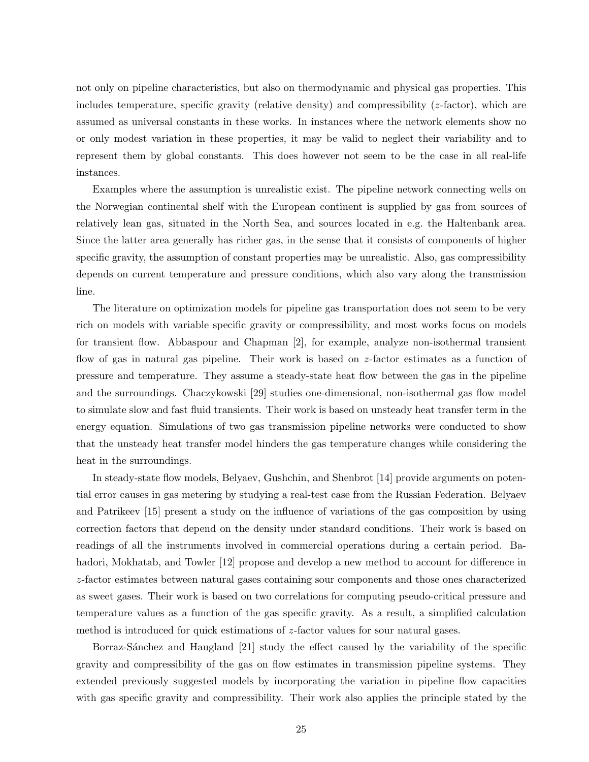not only on pipeline characteristics, but also on thermodynamic and physical gas properties. This includes temperature, specific gravity (relative density) and compressibility ($z$-factor), which are assumed as universal constants in these works. In instances where the network elements show no or only modest variation in these properties, it may be valid to neglect their variability and to represent them by global constants. This does however not seem to be the case in all real-life instances.

Examples where the assumption is unrealistic exist. The pipeline network connecting wells on the Norwegian continental shelf with the European continent is supplied by gas from sources of relatively lean gas, situated in the North Sea, and sources located in e.g. the Haltenbank area. Since the latter area generally has richer gas, in the sense that it consists of components of higher specific gravity, the assumption of constant properties may be unrealistic. Also, gas compressibility depends on current temperature and pressure conditions, which also vary along the transmission line.

The literature on optimization models for pipeline gas transportation does not seem to be very rich on models with variable specific gravity or compressibility, and most works focus on models for transient flow. Abbaspour and Chapman [2], for example, analyze non-isothermal transient flow of gas in natural gas pipeline. Their work is based on $z$-factor estimates as a function of pressure and temperature. They assume a steady-state heat flow between the gas in the pipeline and the surroundings. Chaczykowski [29] studies one-dimensional, non-isothermal gas flow model to simulate slow and fast fluid transients. Their work is based on unsteady heat transfer term in the energy equation. Simulations of two gas transmission pipeline networks were conducted to show that the unsteady heat transfer model hinders the gas temperature changes while considering the heat in the surroundings.

In steady-state flow models, Belyaev, Gushchin, and Shenbrot [14] provide arguments on potential error causes in gas metering by studying a real-test case from the Russian Federation. Belyaev and Patrikeev [15] present a study on the influence of variations of the gas composition by using correction factors that depend on the density under standard conditions. Their work is based on readings of all the instruments involved in commercial operations during a certain period. Bahadori, Mokhatab, and Towler [12] propose and develop a new method to account for difference in $z$-factor estimates between natural gases containing sour components and those ones characterized as sweet gases. Their work is based on two correlations for computing pseudo-critical pressure and temperature values as a function of the gas specific gravity. As a result, a simplified calculation method is introduced for quick estimations of $z$-factor values for sour natural gases.

Borraz-Sánchez and Haugland [21] study the effect caused by the variability of the specific gravity and compressibility of the gas on flow estimates in transmission pipeline systems. They extended previously suggested models by incorporating the variation in pipeline flow capacities with gas specific gravity and compressibility. Their work also applies the principle stated by the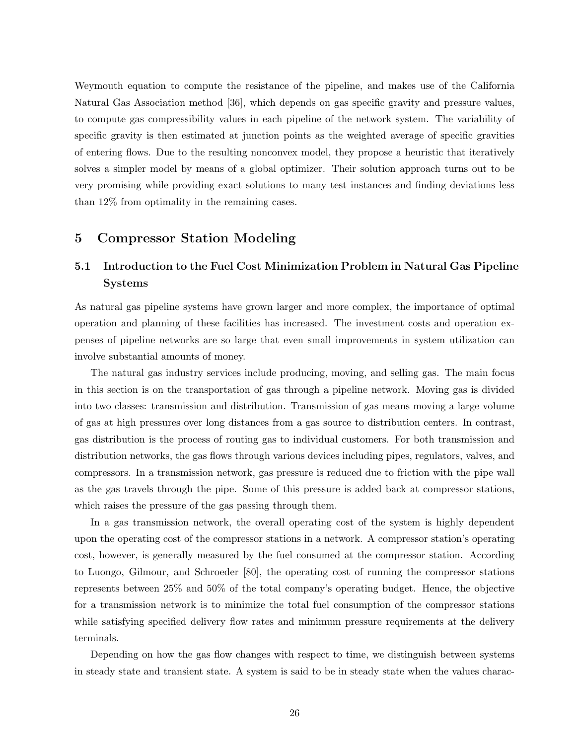Weymouth equation to compute the resistance of the pipeline, and makes use of the California Natural Gas Association method [36], which depends on gas specific gravity and pressure values, to compute gas compressibility values in each pipeline of the network system. The variability of specific gravity is then estimated at junction points as the weighted average of specific gravities of entering flows. Due to the resulting nonconvex model, they propose a heuristic that iteratively solves a simpler model by means of a global optimizer. Their solution approach turns out to be very promising while providing exact solutions to many test instances and finding deviations less than 12% from optimality in the remaining cases.

# 5 Compressor Station Modeling

## 5.1 Introduction to the Fuel Cost Minimization Problem in Natural Gas Pipeline Systems

As natural gas pipeline systems have grown larger and more complex, the importance of optimal operation and planning of these facilities has increased. The investment costs and operation expenses of pipeline networks are so large that even small improvements in system utilization can involve substantial amounts of money.

The natural gas industry services include producing, moving, and selling gas. The main focus in this section is on the transportation of gas through a pipeline network. Moving gas is divided into two classes: transmission and distribution. Transmission of gas means moving a large volume of gas at high pressures over long distances from a gas source to distribution centers. In contrast, gas distribution is the process of routing gas to individual customers. For both transmission and distribution networks, the gas flows through various devices including pipes, regulators, valves, and compressors. In a transmission network, gas pressure is reduced due to friction with the pipe wall as the gas travels through the pipe. Some of this pressure is added back at compressor stations, which raises the pressure of the gas passing through them.

In a gas transmission network, the overall operating cost of the system is highly dependent upon the operating cost of the compressor stations in a network. A compressor station's operating cost, however, is generally measured by the fuel consumed at the compressor station. According to Luongo, Gilmour, and Schroeder [80], the operating cost of running the compressor stations represents between 25% and 50% of the total company's operating budget. Hence, the objective for a transmission network is to minimize the total fuel consumption of the compressor stations while satisfying specified delivery flow rates and minimum pressure requirements at the delivery terminals.

Depending on how the gas flow changes with respect to time, we distinguish between systems in steady state and transient state. A system is said to be in steady state when the values charac-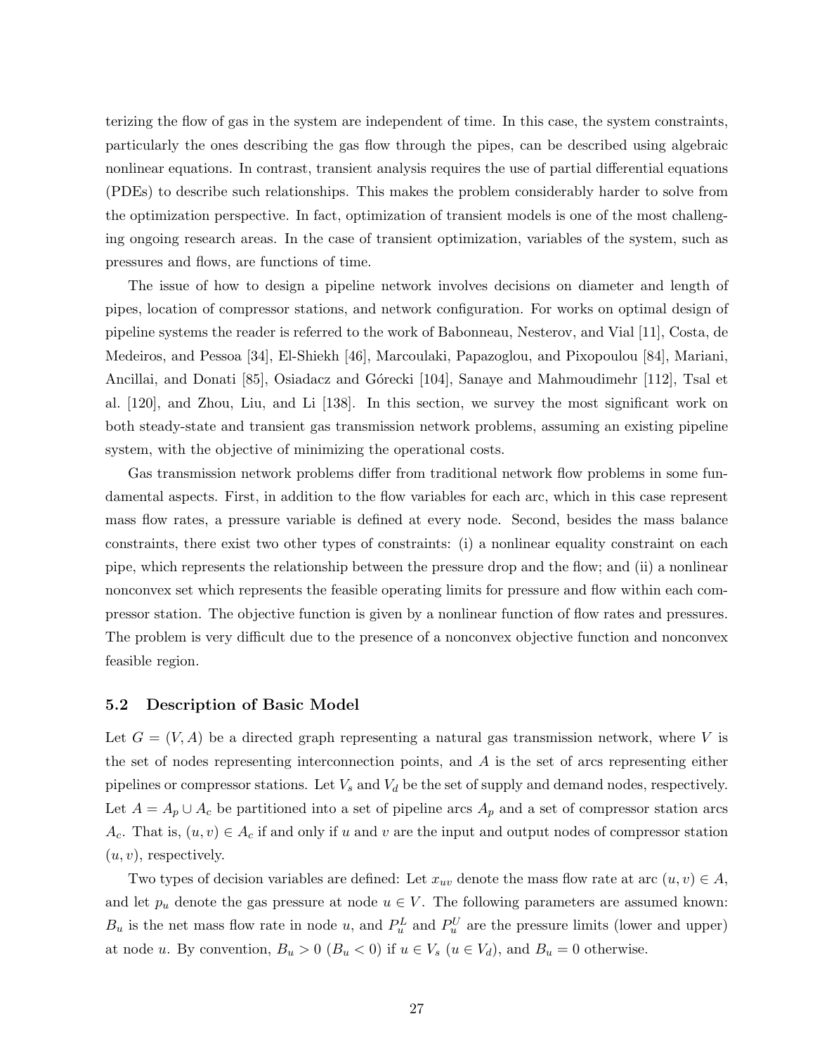terizing the flow of gas in the system are independent of time. In this case, the system constraints, particularly the ones describing the gas flow through the pipes, can be described using algebraic nonlinear equations. In contrast, transient analysis requires the use of partial differential equations (PDEs) to describe such relationships. This makes the problem considerably harder to solve from the optimization perspective. In fact, optimization of transient models is one of the most challenging ongoing research areas. In the case of transient optimization, variables of the system, such as pressures and flows, are functions of time.

The issue of how to design a pipeline network involves decisions on diameter and length of pipes, location of compressor stations, and network configuration. For works on optimal design of pipeline systems the reader is referred to the work of Babonneau, Nesterov, and Vial [11], Costa, de Medeiros, and Pessoa [34], El-Shiekh [46], Marcoulaki, Papazoglou, and Pixopoulou [84], Mariani, Ancillai, and Donati [85], Osiadacz and Górecki [104], Sanaye and Mahmoudimehr [112], Tsal et al. [120], and Zhou, Liu, and Li [138]. In this section, we survey the most significant work on both steady-state and transient gas transmission network problems, assuming an existing pipeline system, with the objective of minimizing the operational costs.

Gas transmission network problems differ from traditional network flow problems in some fundamental aspects. First, in addition to the flow variables for each arc, which in this case represent mass flow rates, a pressure variable is defined at every node. Second, besides the mass balance constraints, there exist two other types of constraints: (i) a nonlinear equality constraint on each pipe, which represents the relationship between the pressure drop and the flow; and (ii) a nonlinear nonconvex set which represents the feasible operating limits for pressure and flow within each compressor station. The objective function is given by a nonlinear function of flow rates and pressures. The problem is very difficult due to the presence of a nonconvex objective function and nonconvex feasible region.

### 5.2 Description of Basic Model

Let $G = (V, A)$ be a directed graph representing a natural gas transmission network, where $V$ is the set of nodes representing interconnection points, and $A$ is the set of arcs representing either pipelines or compressor stations. Let $V_s$ and $V_d$ be the set of supply and demand nodes, respectively. Let $A = A_p \cup A_c$ be partitioned into a set of pipeline arcs $A_p$ and a set of compressor station arcs $A_c$. That is, $(u, v) \in A_c$ if and only if $u$ and $v$ are the input and output nodes of compressor station $(u, v)$, respectively.

Two types of decision variables are defined: Let $x_{uv}$ denote the mass flow rate at arc $(u, v) \in A$, and let $p_u$ denote the gas pressure at node $u \in V$. The following parameters are assumed known: $B_u$ is the net mass flow rate in node $u$, and $P_u^L$ and $P_u^U$ are the pressure limits (lower and upper) at node $u$. By convention, $B_u > 0$ ($B_u < 0$) if $u \in V_s$ ($u \in V_d$), and $B_u = 0$ otherwise.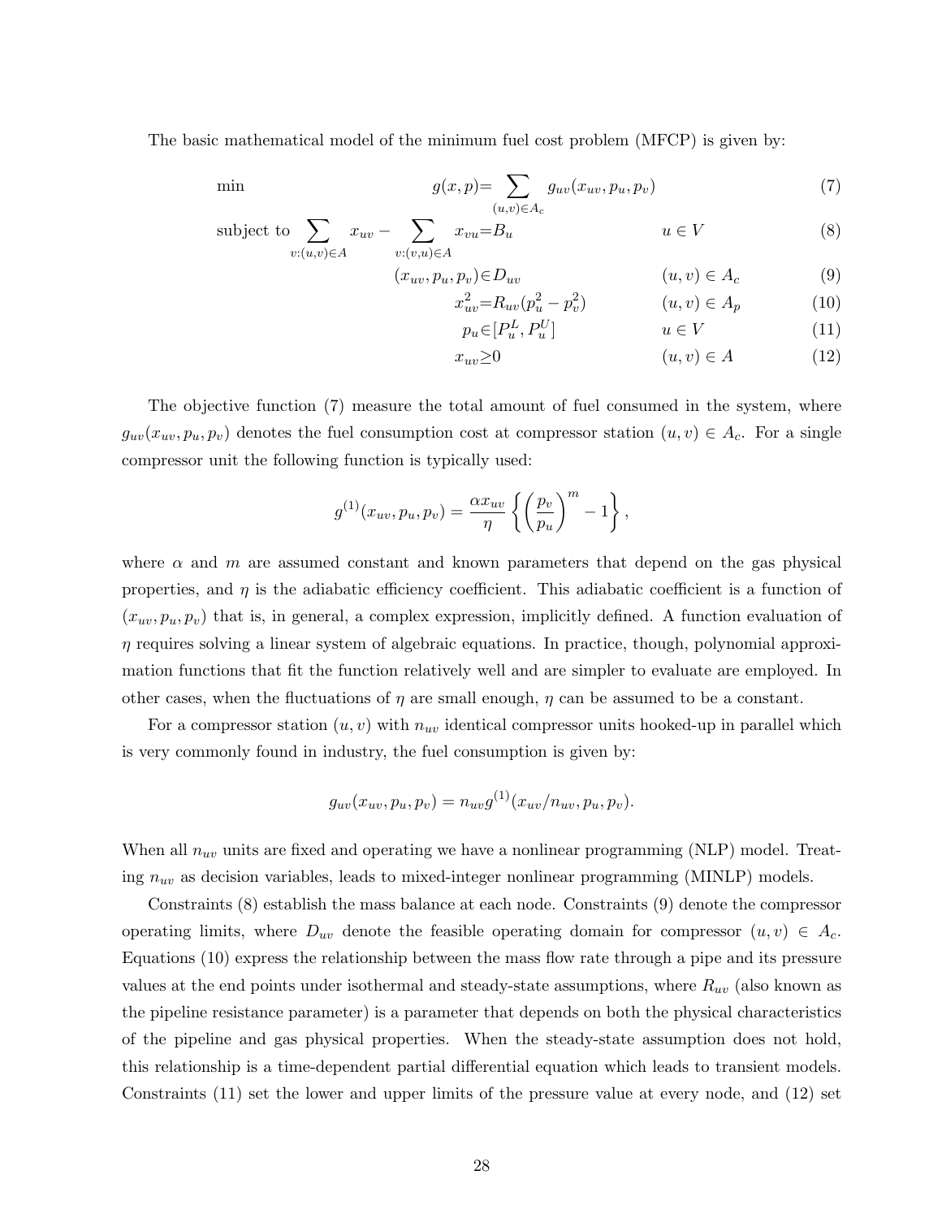The basic mathematical model of the minimum fuel cost problem (MFCP) is given by:

$$
\begin{aligned}
\min \quad & g(x,p) = \sum_{(u,v)\in A_c} g_{uv}(x_{uv}, p_u, p_v) && && (7)\\
\text{subject to} \quad & \sum_{v:(u,v)\in A} x_{uv} - \sum_{v:(v,u)\in A} x_{vu} = B_u && u \in V && (8)\\
& (x_{uv}, p_u, p_v) \in D_{uv} && (u,v) \in A_c && (9)\\
& x_{uv}^2 = R_{uv}(p_u^2 - p_v^2) && (u,v) \in A_p && (10)\\
& p_u \in [P_u^L, P_u^U] && u \in V && (11)\\
& x_{uv} \geq 0 && (u,v) \in A && (12)
\end{aligned}
$$

The objective function (7) measure the total amount of fuel consumed in the system, where $g_{uv}(x_{uv}, p_u, p_v)$ denotes the fuel consumption cost at compressor station $(u,v) \in A_c$. For a single compressor unit the following function is typically used:

$$
g^{(1)}(x_{uv}, p_u, p_v) = \frac{\alpha x_{uv}}{\eta} \left\{ \left( \frac{p_v}{p_u} \right)^m - 1 \right\},
$$

where $\alpha$ and $m$ are assumed constant and known parameters that depend on the gas physical properties, and $\eta$ is the adiabatic efficiency coefficient. This adiabatic coefficient is a function of $(x_{uv}, p_u, p_v)$ that is, in general, a complex expression, implicitly defined. A function evaluation of $\eta$ requires solving a linear system of algebraic equations. In practice, though, polynomial approximation functions that fit the function relatively well and are simpler to evaluate are employed. In other cases, when the fluctuations of $\eta$ are small enough, $\eta$ can be assumed to be a constant.

For a compressor station $(u,v)$ with $n_{uv}$ identical compressor units hooked-up in parallel which is very commonly found in industry, the fuel consumption is given by:

$$
g_{uv}(x_{uv}, p_u, p_v) = n_{uv} g^{(1)}(x_{uv}/n_{uv}, p_u, p_v).
$$

When all $n_{uv}$ units are fixed and operating we have a nonlinear programming (NLP) model. Treating $n_{uv}$ as decision variables, leads to mixed-integer nonlinear programming (MINLP) models.

Constraints (8) establish the mass balance at each node. Constraints (9) denote the compressor operating limits, where $D_{uv}$ denote the feasible operating domain for compressor $(u,v) \in A_c$. Equations (10) express the relationship between the mass flow rate through a pipe and its pressure values at the end points under isothermal and steady-state assumptions, where $R_{uv}$ (also known as the pipeline resistance parameter) is a parameter that depends on both the physical characteristics of the pipeline and gas physical properties. When the steady-state assumption does not hold, this relationship is a time-dependent partial differential equation which leads to transient models. Constraints (11) set the lower and upper limits of the pressure value at every node, and (12) set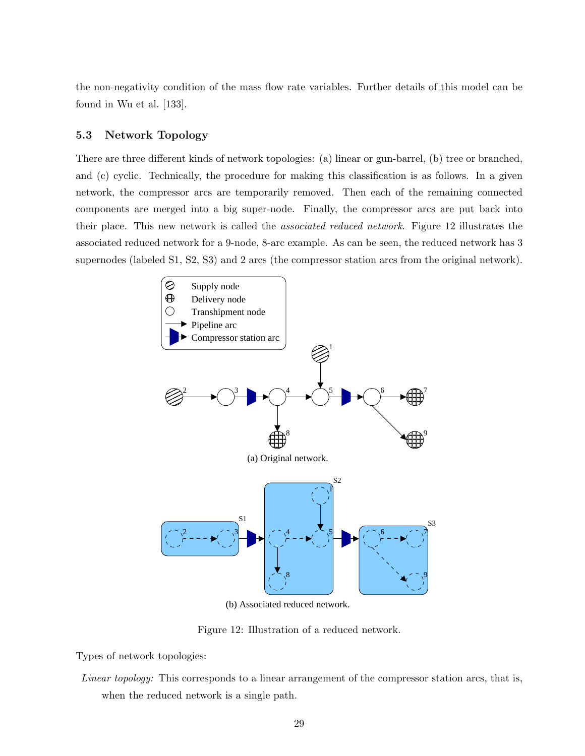the non-negativity condition of the mass flow rate variables. Further details of this model can be found in Wu et al. [133].

### 5.3 Network Topology

There are three different kinds of network topologies: (a) linear or gun-barrel, (b) tree or branched, and (c) cyclic. Technically, the procedure for making this classification is as follows. In a given network, the compressor arcs are temporarily removed. Then each of the remaining connected components are merged into a big super-node. Finally, the compressor arcs are put back into their place. This new network is called the *associated reduced network*. Figure 12 illustrates the associated reduced network for a 9-node, 8-arc example. As can be seen, the reduced network has 3 supernodes (labeled S1, S2, S3) and 2 arcs (the compressor station arcs from the original network).

(a) Original network.

(b) Associated reduced network.

Figure 12: Illustration of a reduced network.

Types of network topologies:

*Linear topology:* This corresponds to a linear arrangement of the compressor station arcs, that is, when the reduced network is a single path.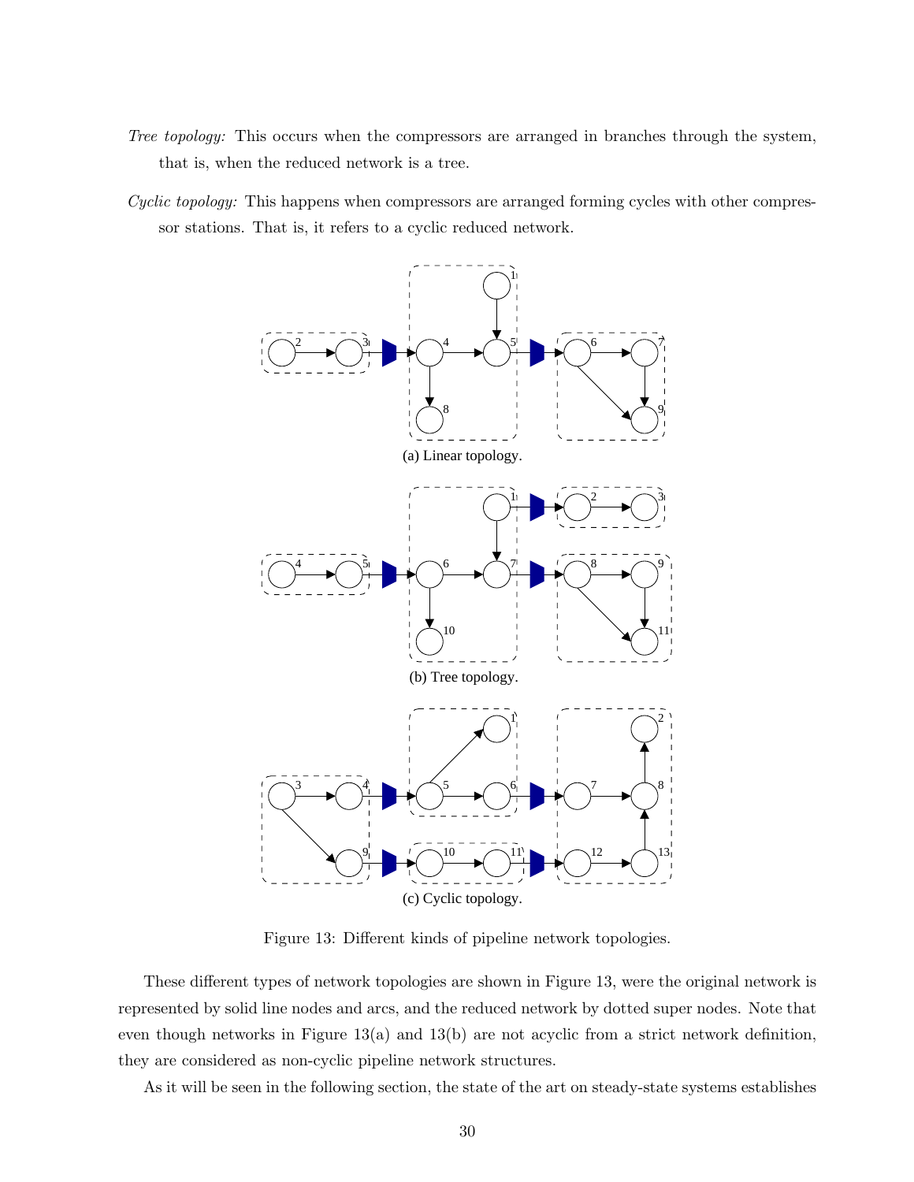*Tree topology:* This occurs when the compressors are arranged in branches through the system, that is, when the reduced network is a tree.

*Cyclic topology:* This happens when compressors are arranged forming cycles with other compressor stations. That is, it refers to a cyclic reduced network.

(a) Linear topology.

(b) Tree topology.

(c) Cyclic topology.

Figure 13: Different kinds of pipeline network topologies.

These different types of network topologies are shown in Figure 13, were the original network is represented by solid line nodes and arcs, and the reduced network by dotted super nodes. Note that even though networks in Figure 13(a) and 13(b) are not acyclic from a strict network definition, they are considered as non-cyclic pipeline network structures.

As it will be seen in the following section, the state of the art on steady-state systems establishes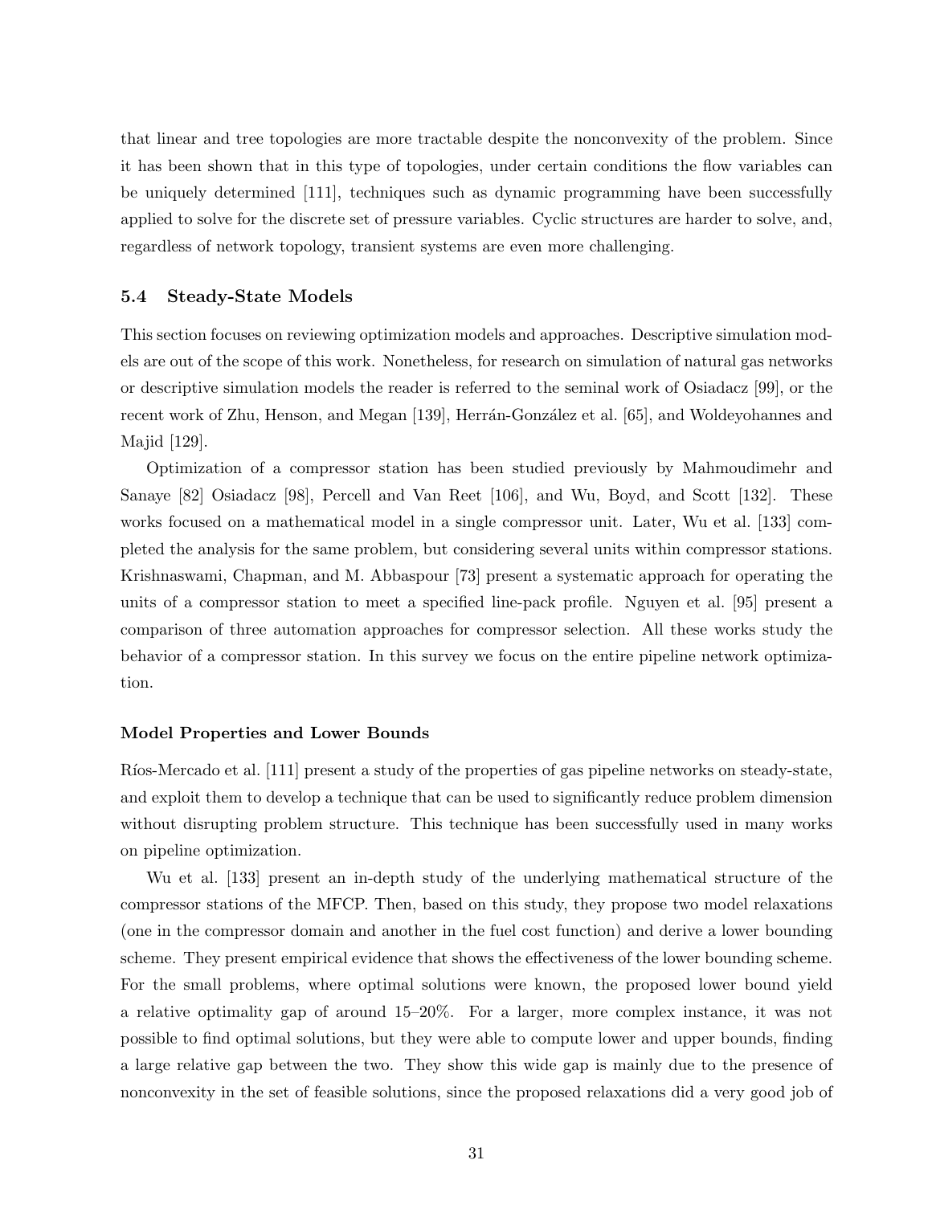that linear and tree topologies are more tractable despite the nonconvexity of the problem. Since it has been shown that in this type of topologies, under certain conditions the flow variables can be uniquely determined [111], techniques such as dynamic programming have been successfully applied to solve for the discrete set of pressure variables. Cyclic structures are harder to solve, and, regardless of network topology, transient systems are even more challenging.

## 5.4 Steady-State Models

This section focuses on reviewing optimization models and approaches. Descriptive simulation models are out of the scope of this work. Nonetheless, for research on simulation of natural gas networks or descriptive simulation models the reader is referred to the seminal work of Osiadacz [99], or the recent work of Zhu, Henson, and Megan [139], Herrán-González et al. [65], and Woldeyohannes and Majid [129].

Optimization of a compressor station has been studied previously by Mahmoudimehr and Sanaye [82] Osiadacz [98], Percell and Van Reet [106], and Wu, Boyd, and Scott [132]. These works focused on a mathematical model in a single compressor unit. Later, Wu et al. [133] completed the analysis for the same problem, but considering several units within compressor stations. Krishnaswami, Chapman, and M. Abbaspour [73] present a systematic approach for operating the units of a compressor station to meet a specified line-pack profile. Nguyen et al. [95] present a comparison of three automation approaches for compressor selection. All these works study the behavior of a compressor station. In this survey we focus on the entire pipeline network optimization.

#### Model Properties and Lower Bounds

Ríos-Mercado et al. [111] present a study of the properties of gas pipeline networks on steady-state, and exploit them to develop a technique that can be used to significantly reduce problem dimension without disrupting problem structure. This technique has been successfully used in many works on pipeline optimization.

Wu et al. [133] present an in-depth study of the underlying mathematical structure of the compressor stations of the MFCP. Then, based on this study, they propose two model relaxations (one in the compressor domain and another in the fuel cost function) and derive a lower bounding scheme. They present empirical evidence that shows the effectiveness of the lower bounding scheme. For the small problems, where optimal solutions were known, the proposed lower bound yield a relative optimality gap of around 15–20%. For a larger, more complex instance, it was not possible to find optimal solutions, but they were able to compute lower and upper bounds, finding a large relative gap between the two. They show this wide gap is mainly due to the presence of nonconvexity in the set of feasible solutions, since the proposed relaxations did a very good job of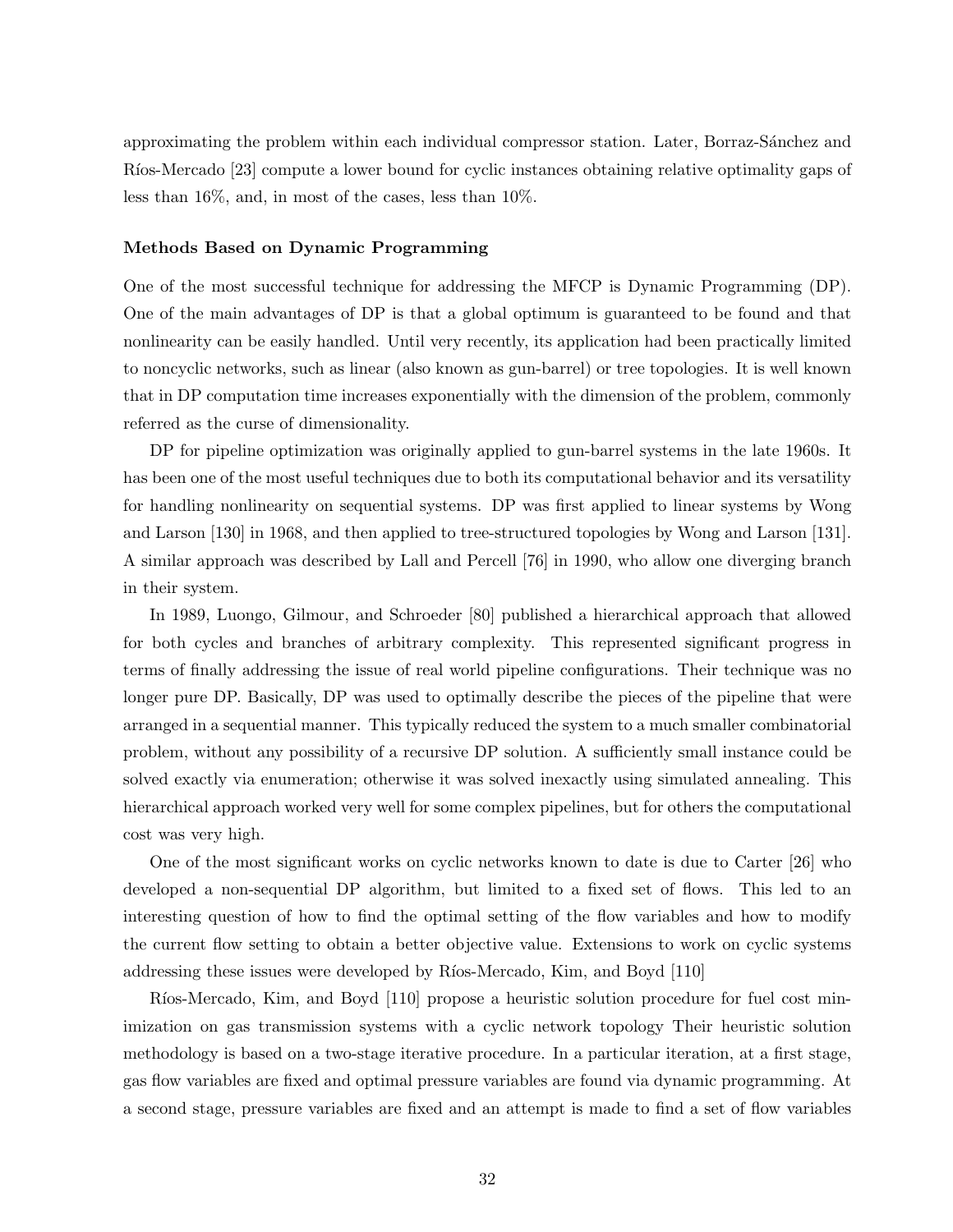approximating the problem within each individual compressor station. Later, Borraz-Sánchez and Ríos-Mercado [23] compute a lower bound for cyclic instances obtaining relative optimality gaps of less than 16%, and, in most of the cases, less than 10%.

**Methods Based on Dynamic Programming**

One of the most successful technique for addressing the MFCP is Dynamic Programming (DP). One of the main advantages of DP is that a global optimum is guaranteed to be found and that nonlinearity can be easily handled. Until very recently, its application had been practically limited to noncyclic networks, such as linear (also known as gun-barrel) or tree topologies. It is well known that in DP computation time increases exponentially with the dimension of the problem, commonly referred as the curse of dimensionality.

DP for pipeline optimization was originally applied to gun-barrel systems in the late 1960s. It has been one of the most useful techniques due to both its computational behavior and its versatility for handling nonlinearity on sequential systems. DP was first applied to linear systems by Wong and Larson [130] in 1968, and then applied to tree-structured topologies by Wong and Larson [131]. A similar approach was described by Lall and Percell [76] in 1990, who allow one diverging branch in their system.

In 1989, Luongo, Gilmour, and Schroeder [80] published a hierarchical approach that allowed for both cycles and branches of arbitrary complexity. This represented significant progress in terms of finally addressing the issue of real world pipeline configurations. Their technique was no longer pure DP. Basically, DP was used to optimally describe the pieces of the pipeline that were arranged in a sequential manner. This typically reduced the system to a much smaller combinatorial problem, without any possibility of a recursive DP solution. A sufficiently small instance could be solved exactly via enumeration; otherwise it was solved inexactly using simulated annealing. This hierarchical approach worked very well for some complex pipelines, but for others the computational cost was very high.

One of the most significant works on cyclic networks known to date is due to Carter [26] who developed a non-sequential DP algorithm, but limited to a fixed set of flows. This led to an interesting question of how to find the optimal setting of the flow variables and how to modify the current flow setting to obtain a better objective value. Extensions to work on cyclic systems addressing these issues were developed by Ríos-Mercado, Kim, and Boyd [110]

Ríos-Mercado, Kim, and Boyd [110] propose a heuristic solution procedure for fuel cost minimization on gas transmission systems with a cyclic network topology Their heuristic solution methodology is based on a two-stage iterative procedure. In a particular iteration, at a first stage, gas flow variables are fixed and optimal pressure variables are found via dynamic programming. At a second stage, pressure variables are fixed and an attempt is made to find a set of flow variables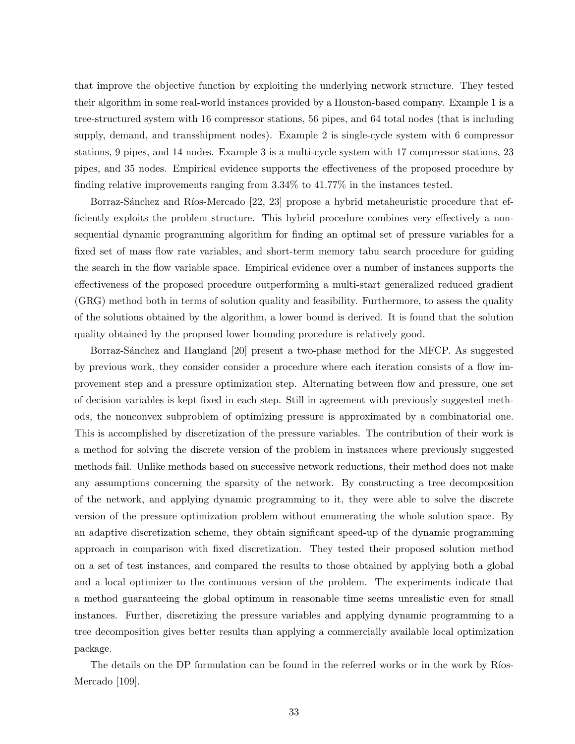that improve the objective function by exploiting the underlying network structure. They tested their algorithm in some real-world instances provided by a Houston-based company. Example 1 is a tree-structured system with 16 compressor stations, 56 pipes, and 64 total nodes (that is including supply, demand, and transshipment nodes). Example 2 is single-cycle system with 6 compressor stations, 9 pipes, and 14 nodes. Example 3 is a multi-cycle system with 17 compressor stations, 23 pipes, and 35 nodes. Empirical evidence supports the effectiveness of the proposed procedure by finding relative improvements ranging from 3.34% to 41.77% in the instances tested.

Borraz-Sánchez and Ríos-Mercado [22, 23] propose a hybrid metaheuristic procedure that efficiently exploits the problem structure. This hybrid procedure combines very effectively a non-sequential dynamic programming algorithm for finding an optimal set of pressure variables for a fixed set of mass flow rate variables, and short-term memory tabu search procedure for guiding the search in the flow variable space. Empirical evidence over a number of instances supports the effectiveness of the proposed procedure outperforming a multi-start generalized reduced gradient (GRG) method both in terms of solution quality and feasibility. Furthermore, to assess the quality of the solutions obtained by the algorithm, a lower bound is derived. It is found that the solution quality obtained by the proposed lower bounding procedure is relatively good.

Borraz-Sánchez and Haugland [20] present a two-phase method for the MFCP. As suggested by previous work, they consider consider a procedure where each iteration consists of a flow improvement step and a pressure optimization step. Alternating between flow and pressure, one set of decision variables is kept fixed in each step. Still in agreement with previously suggested methods, the nonconvex subproblem of optimizing pressure is approximated by a combinatorial one. This is accomplished by discretization of the pressure variables. The contribution of their work is a method for solving the discrete version of the problem in instances where previously suggested methods fail. Unlike methods based on successive network reductions, their method does not make any assumptions concerning the sparsity of the network. By constructing a tree decomposition of the network, and applying dynamic programming to it, they were able to solve the discrete version of the pressure optimization problem without enumerating the whole solution space. By an adaptive discretization scheme, they obtain significant speed-up of the dynamic programming approach in comparison with fixed discretization. They tested their proposed solution method on a set of test instances, and compared the results to those obtained by applying both a global and a local optimizer to the continuous version of the problem. The experiments indicate that a method guaranteeing the global optimum in reasonable time seems unrealistic even for small instances. Further, discretizing the pressure variables and applying dynamic programming to a tree decomposition gives better results than applying a commercially available local optimization package.

The details on the DP formulation can be found in the referred works or in the work by Ríos-Mercado [109].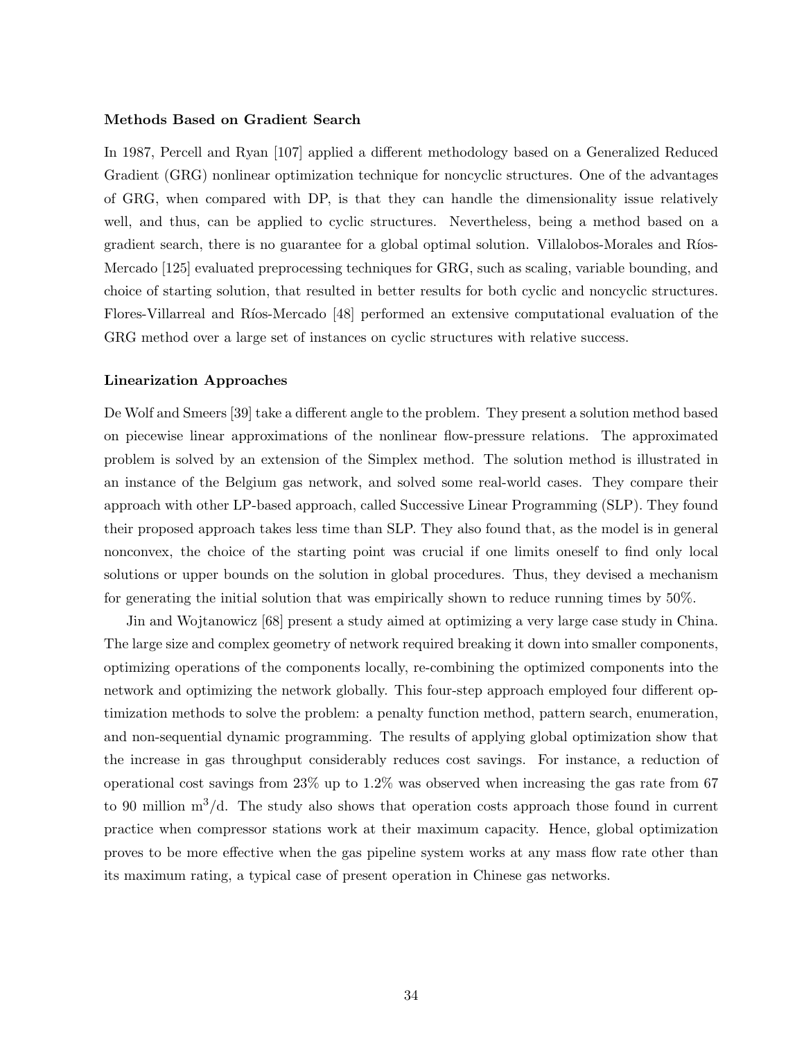### Methods Based on Gradient Search

In 1987, Percell and Ryan [107] applied a different methodology based on a Generalized Reduced Gradient (GRG) nonlinear optimization technique for noncyclic structures. One of the advantages of GRG, when compared with DP, is that they can handle the dimensionality issue relatively well, and thus, can be applied to cyclic structures. Nevertheless, being a method based on a gradient search, there is no guarantee for a global optimal solution. Villalobos-Morales and Ríos-Mercado [125] evaluated preprocessing techniques for GRG, such as scaling, variable bounding, and choice of starting solution, that resulted in better results for both cyclic and noncyclic structures. Flores-Villarreal and Ríos-Mercado [48] performed an extensive computational evaluation of the GRG method over a large set of instances on cyclic structures with relative success.

### Linearization Approaches

De Wolf and Smeers [39] take a different angle to the problem. They present a solution method based on piecewise linear approximations of the nonlinear flow-pressure relations. The approximated problem is solved by an extension of the Simplex method. The solution method is illustrated in an instance of the Belgium gas network, and solved some real-world cases. They compare their approach with other LP-based approach, called Successive Linear Programming (SLP). They found their proposed approach takes less time than SLP. They also found that, as the model is in general nonconvex, the choice of the starting point was crucial if one limits oneself to find only local solutions or upper bounds on the solution in global procedures. Thus, they devised a mechanism for generating the initial solution that was empirically shown to reduce running times by 50%.

Jin and Wojtanowicz [68] present a study aimed at optimizing a very large case study in China. The large size and complex geometry of network required breaking it down into smaller components, optimizing operations of the components locally, re-combining the optimized components into the network and optimizing the network globally. This four-step approach employed four different optimization methods to solve the problem: a penalty function method, pattern search, enumeration, and non-sequential dynamic programming. The results of applying global optimization show that the increase in gas throughput considerably reduces cost savings. For instance, a reduction of operational cost savings from 23% up to 1.2% was observed when increasing the gas rate from 67 to 90 million $m^3$/d. The study also shows that operation costs approach those found in current practice when compressor stations work at their maximum capacity. Hence, global optimization proves to be more effective when the gas pipeline system works at any mass flow rate other than its maximum rating, a typical case of present operation in Chinese gas networks.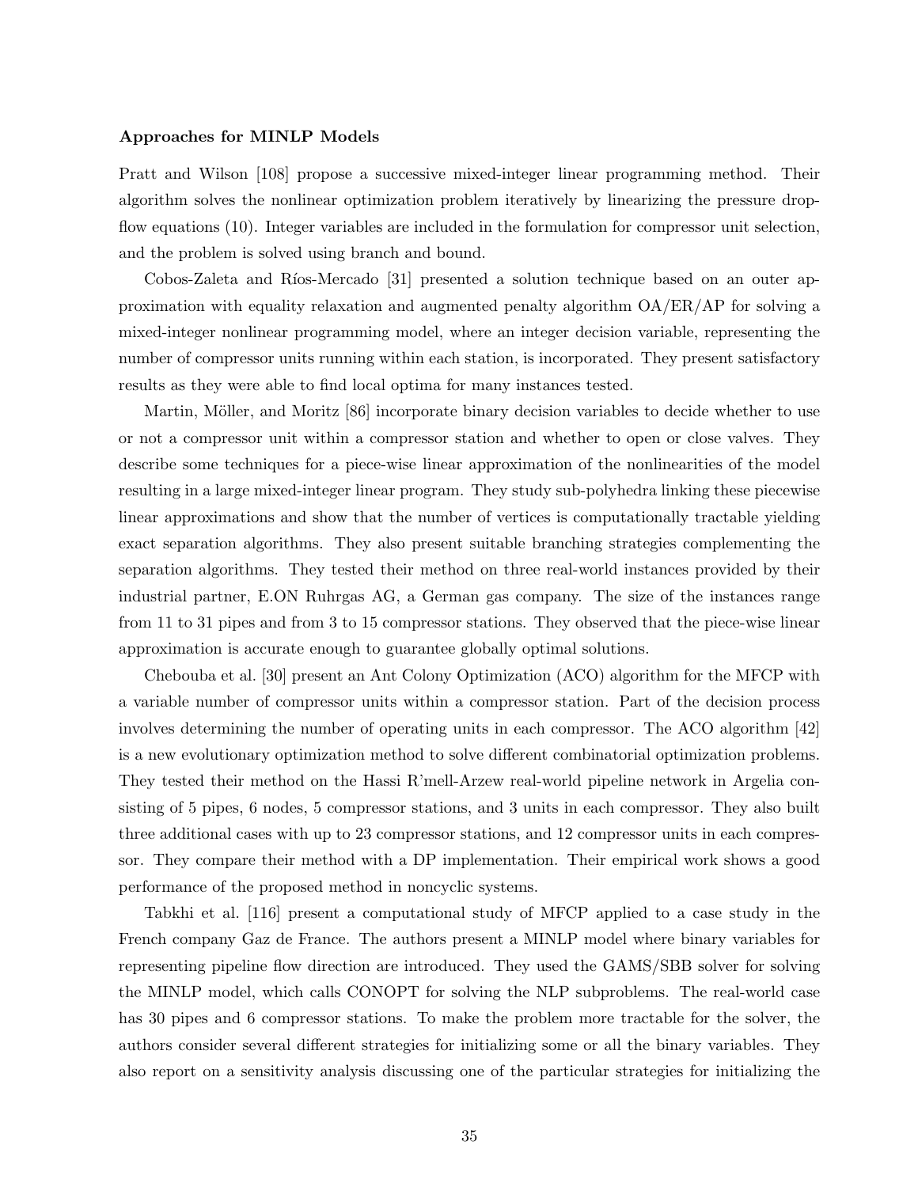**Approaches for MINLP Models**

Pratt and Wilson [108] propose a successive mixed-integer linear programming method. Their algorithm solves the nonlinear optimization problem iteratively by linearizing the pressure drop-flow equations (10). Integer variables are included in the formulation for compressor unit selection, and the problem is solved using branch and bound.

Cobos-Zaleta and Ríos-Mercado [31] presented a solution technique based on an outer approximation with equality relaxation and augmented penalty algorithm OA/ER/AP for solving a mixed-integer nonlinear programming model, where an integer decision variable, representing the number of compressor units running within each station, is incorporated. They present satisfactory results as they were able to find local optima for many instances tested.

Martin, Möller, and Moritz [86] incorporate binary decision variables to decide whether to use or not a compressor unit within a compressor station and whether to open or close valves. They describe some techniques for a piece-wise linear approximation of the nonlinearities of the model resulting in a large mixed-integer linear program. They study sub-polyhedra linking these piecewise linear approximations and show that the number of vertices is computationally tractable yielding exact separation algorithms. They also present suitable branching strategies complementing the separation algorithms. They tested their method on three real-world instances provided by their industrial partner, E.ON Ruhrgas AG, a German gas company. The size of the instances range from 11 to 31 pipes and from 3 to 15 compressor stations. They observed that the piece-wise linear approximation is accurate enough to guarantee globally optimal solutions.

Chebouba et al. [30] present an Ant Colony Optimization (ACO) algorithm for the MFCP with a variable number of compressor units within a compressor station. Part of the decision process involves determining the number of operating units in each compressor. The ACO algorithm [42] is a new evolutionary optimization method to solve different combinatorial optimization problems. They tested their method on the Hassi R'mell-Arzew real-world pipeline network in Argelia consisting of 5 pipes, 6 nodes, 5 compressor stations, and 3 units in each compressor. They also built three additional cases with up to 23 compressor stations, and 12 compressor units in each compressor. They compare their method with a DP implementation. Their empirical work shows a good performance of the proposed method in noncyclic systems.

Tabkhi et al. [116] present a computational study of MFCP applied to a case study in the French company Gaz de France. The authors present a MINLP model where binary variables for representing pipeline flow direction are introduced. They used the GAMS/SBB solver for solving the MINLP model, which calls CONOPT for solving the NLP subproblems. The real-world case has 30 pipes and 6 compressor stations. To make the problem more tractable for the solver, the authors consider several different strategies for initializing some or all the binary variables. They also report on a sensitivity analysis discussing one of the particular strategies for initializing the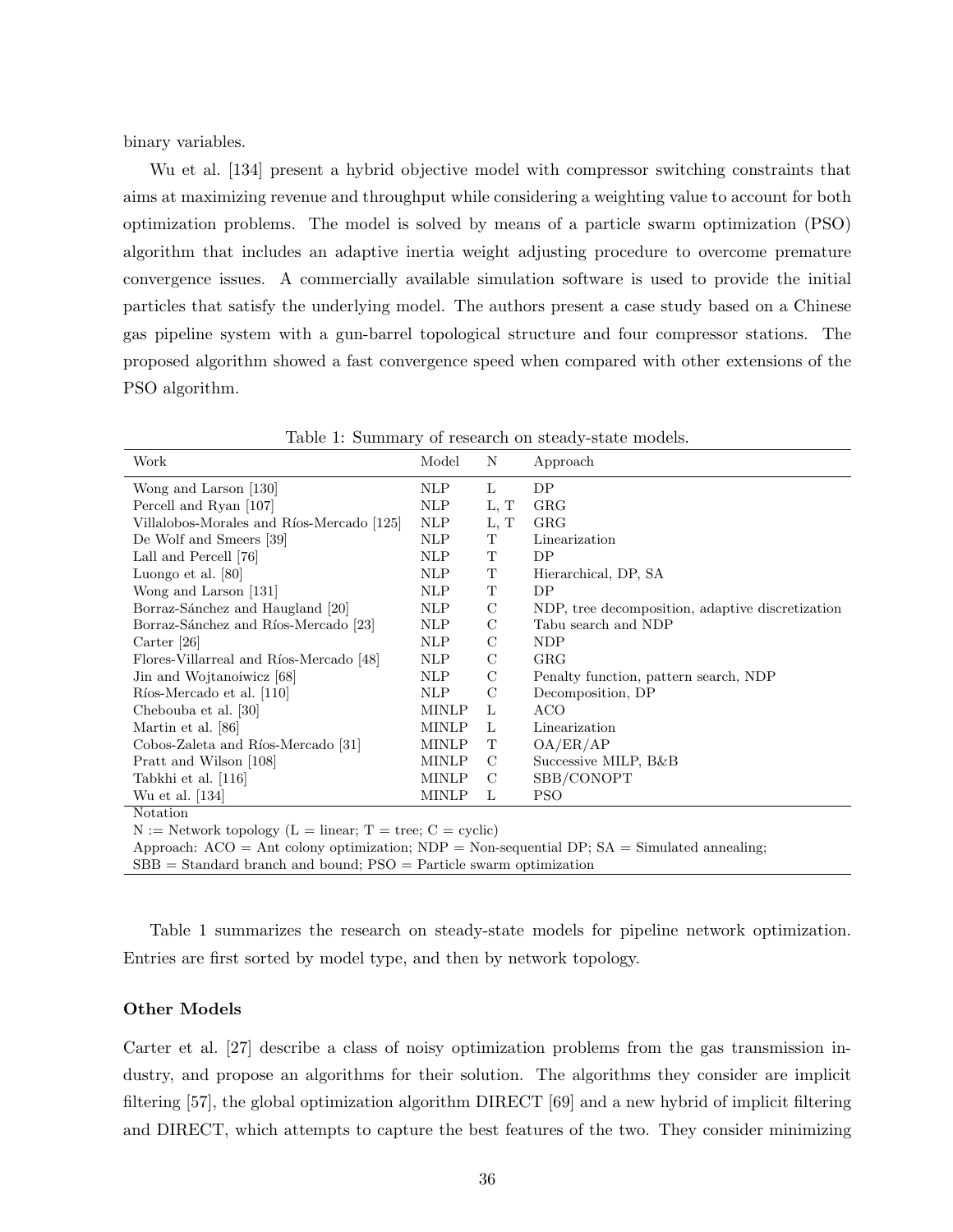binary variables.

Wu et al. [134] present a hybrid objective model with compressor switching constraints that aims at maximizing revenue and throughput while considering a weighting value to account for both optimization problems. The model is solved by means of a particle swarm optimization (PSO) algorithm that includes an adaptive inertia weight adjusting procedure to overcome premature convergence issues. A commercially available simulation software is used to provide the initial particles that satisfy the underlying model. The authors present a case study based on a Chinese gas pipeline system with a gun-barrel topological structure and four compressor stations. The proposed algorithm showed a fast convergence speed when compared with other extensions of the PSO algorithm.

Table 1: Summary of research on steady-state models.

| Work | Model | N | Approach |
|---|---|---|---|
| Wong and Larson [130] | NLP | L | DP |
| Percell and Ryan [107] | NLP | L, T | GRG |
| Villalobos-Morales and Ríos-Mercado [125] | NLP | L, T | GRG |
| De Wolf and Smeers [39] | NLP | T | Linearization |
| Lall and Percell [76] | NLP | T | DP |
| Luongo et al. [80] | NLP | T | Hierarchical, DP, SA |
| Wong and Larson [131] | NLP | T | DP |
| Borraz-Sánchez and Haugland [20] | NLP | C | NDP, tree decomposition, adaptive discretization |
| Borraz-Sánchez and Ríos-Mercado [23] | NLP | C | Tabu search and NDP |
| Carter [26] | NLP | C | NDP |
| Flores-Villarreal and Ríos-Mercado [48] | NLP | C | GRG |
| Jin and Wojtanoiwicz [68] | NLP | C | Penalty function, pattern search, NDP |
| Ríos-Mercado et al. [110] | NLP | C | Decomposition, DP |
| Chebouba et al. [30] | MINLP | L | ACO |
| Martin et al. [86] | MINLP | L | Linearization |
| Cobos-Zaleta and Ríos-Mercado [31] | MINLP | T | OA/ER/AP |
| Pratt and Wilson [108] | MINLP | C | Successive MILP, B&B |
| Tabkhi et al. [116] | MINLP | C | SBB/CONOPT |
| Wu et al. [134] | MINLP | L | PSO |

Notation
N := Network topology (L = linear; T = tree; C = cyclic)
Approach: ACO = Ant colony optimization; NDP = Non-sequential DP; SA = Simulated annealing;
SBB = Standard branch and bound; PSO = Particle swarm optimization

Table 1 summarizes the research on steady-state models for pipeline network optimization. Entries are first sorted by model type, and then by network topology.

**Other Models**

Carter et al. [27] describe a class of noisy optimization problems from the gas transmission industry, and propose an algorithms for their solution. The algorithms they consider are implicit filtering [57], the global optimization algorithm DIRECT [69] and a new hybrid of implicit filtering and DIRECT, which attempts to capture the best features of the two. They consider minimizing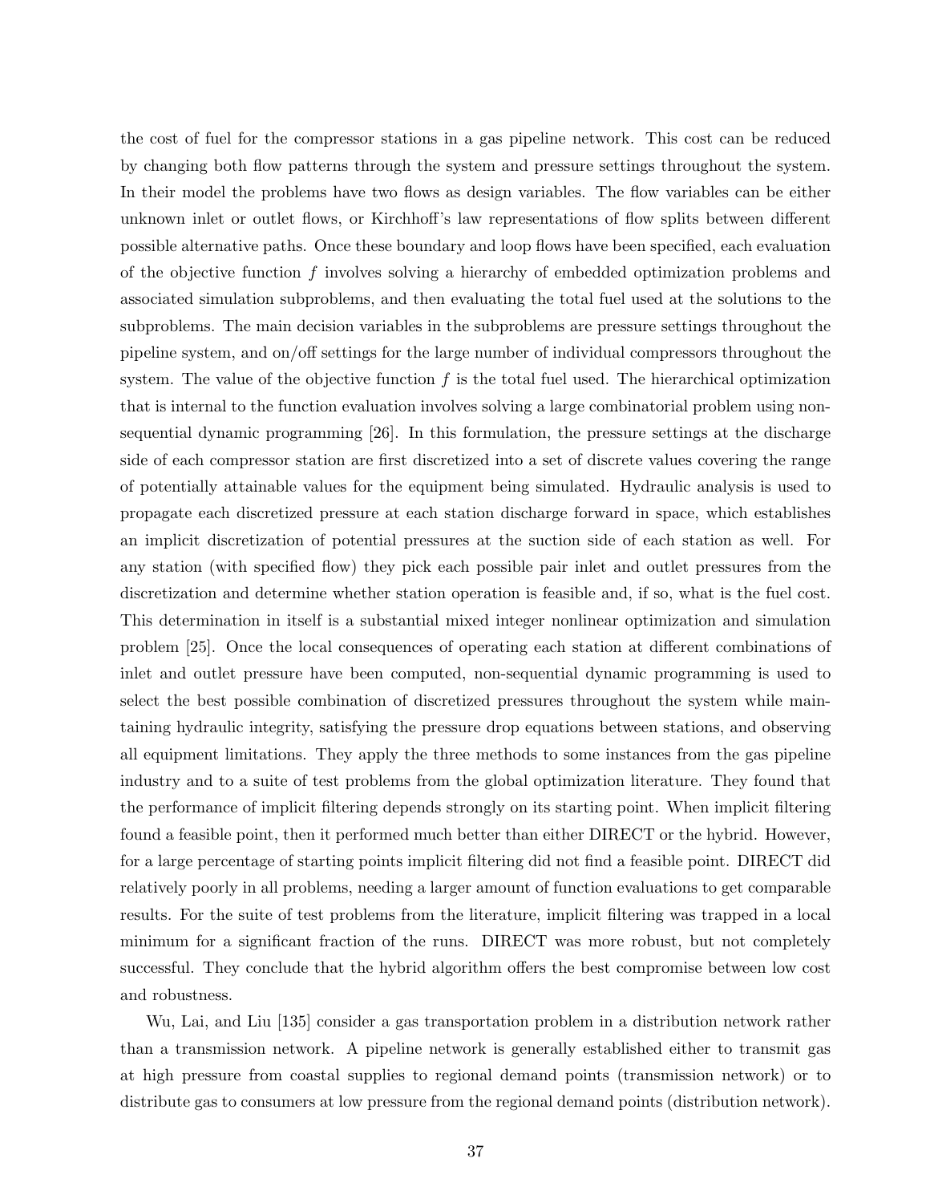the cost of fuel for the compressor stations in a gas pipeline network. This cost can be reduced by changing both flow patterns through the system and pressure settings throughout the system. In their model the problems have two flows as design variables. The flow variables can be either unknown inlet or outlet flows, or Kirchhoff's law representations of flow splits between different possible alternative paths. Once these boundary and loop flows have been specified, each evaluation of the objective function $f$ involves solving a hierarchy of embedded optimization problems and associated simulation subproblems, and then evaluating the total fuel used at the solutions to the subproblems. The main decision variables in the subproblems are pressure settings throughout the pipeline system, and on/off settings for the large number of individual compressors throughout the system. The value of the objective function $f$ is the total fuel used. The hierarchical optimization that is internal to the function evaluation involves solving a large combinatorial problem using non-sequential dynamic programming [26]. In this formulation, the pressure settings at the discharge side of each compressor station are first discretized into a set of discrete values covering the range of potentially attainable values for the equipment being simulated. Hydraulic analysis is used to propagate each discretized pressure at each station discharge forward in space, which establishes an implicit discretization of potential pressures at the suction side of each station as well. For any station (with specified flow) they pick each possible pair inlet and outlet pressures from the discretization and determine whether station operation is feasible and, if so, what is the fuel cost. This determination in itself is a substantial mixed integer nonlinear optimization and simulation problem [25]. Once the local consequences of operating each station at different combinations of inlet and outlet pressure have been computed, non-sequential dynamic programming is used to select the best possible combination of discretized pressures throughout the system while maintaining hydraulic integrity, satisfying the pressure drop equations between stations, and observing all equipment limitations. They apply the three methods to some instances from the gas pipeline industry and to a suite of test problems from the global optimization literature. They found that the performance of implicit filtering depends strongly on its starting point. When implicit filtering found a feasible point, then it performed much better than either DIRECT or the hybrid. However, for a large percentage of starting points implicit filtering did not find a feasible point. DIRECT did relatively poorly in all problems, needing a larger amount of function evaluations to get comparable results. For the suite of test problems from the literature, implicit filtering was trapped in a local minimum for a significant fraction of the runs. DIRECT was more robust, but not completely successful. They conclude that the hybrid algorithm offers the best compromise between low cost and robustness.

Wu, Lai, and Liu [135] consider a gas transportation problem in a distribution network rather than a transmission network. A pipeline network is generally established either to transmit gas at high pressure from coastal supplies to regional demand points (transmission network) or to distribute gas to consumers at low pressure from the regional demand points (distribution network).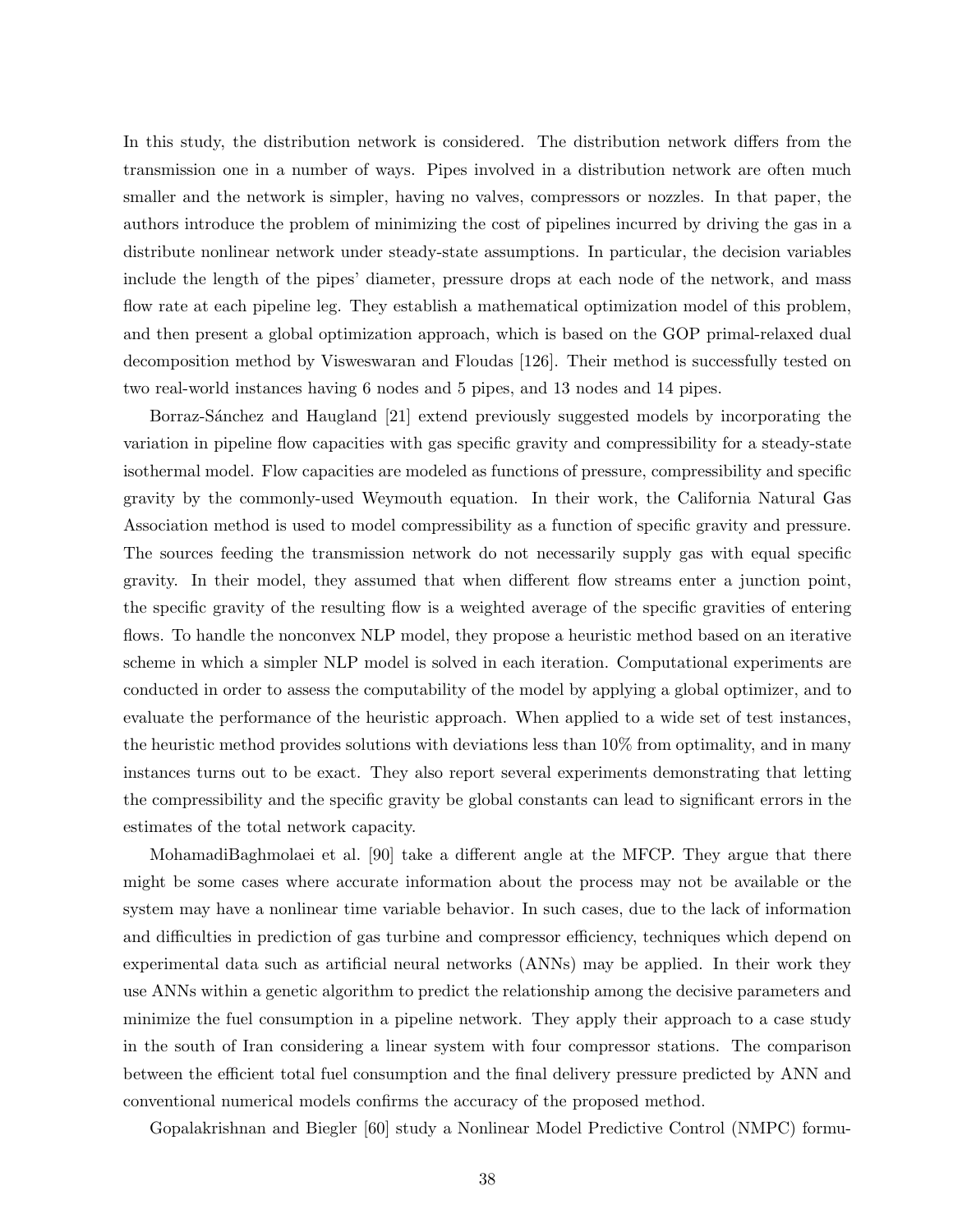In this study, the distribution network is considered. The distribution network differs from the transmission one in a number of ways. Pipes involved in a distribution network are often much smaller and the network is simpler, having no valves, compressors or nozzles. In that paper, the authors introduce the problem of minimizing the cost of pipelines incurred by driving the gas in a distribute nonlinear network under steady-state assumptions. In particular, the decision variables include the length of the pipes' diameter, pressure drops at each node of the network, and mass flow rate at each pipeline leg. They establish a mathematical optimization model of this problem, and then present a global optimization approach, which is based on the GOP primal-relaxed dual decomposition method by Visweswaran and Floudas [126]. Their method is successfully tested on two real-world instances having 6 nodes and 5 pipes, and 13 nodes and 14 pipes.

Borraz-Sánchez and Haugland [21] extend previously suggested models by incorporating the variation in pipeline flow capacities with gas specific gravity and compressibility for a steady-state isothermal model. Flow capacities are modeled as functions of pressure, compressibility and specific gravity by the commonly-used Weymouth equation. In their work, the California Natural Gas Association method is used to model compressibility as a function of specific gravity and pressure. The sources feeding the transmission network do not necessarily supply gas with equal specific gravity. In their model, they assumed that when different flow streams enter a junction point, the specific gravity of the resulting flow is a weighted average of the specific gravities of entering flows. To handle the nonconvex NLP model, they propose a heuristic method based on an iterative scheme in which a simpler NLP model is solved in each iteration. Computational experiments are conducted in order to assess the computability of the model by applying a global optimizer, and to evaluate the performance of the heuristic approach. When applied to a wide set of test instances, the heuristic method provides solutions with deviations less than 10% from optimality, and in many instances turns out to be exact. They also report several experiments demonstrating that letting the compressibility and the specific gravity be global constants can lead to significant errors in the estimates of the total network capacity.

MohamadiBaghmolaei et al. [90] take a different angle at the MFCP. They argue that there might be some cases where accurate information about the process may not be available or the system may have a nonlinear time variable behavior. In such cases, due to the lack of information and difficulties in prediction of gas turbine and compressor efficiency, techniques which depend on experimental data such as artificial neural networks (ANNs) may be applied. In their work they use ANNs within a genetic algorithm to predict the relationship among the decisive parameters and minimize the fuel consumption in a pipeline network. They apply their approach to a case study in the south of Iran considering a linear system with four compressor stations. The comparison between the efficient total fuel consumption and the final delivery pressure predicted by ANN and conventional numerical models confirms the accuracy of the proposed method.

Gopalakrishnan and Biegler [60] study a Nonlinear Model Predictive Control (NMPC) formu-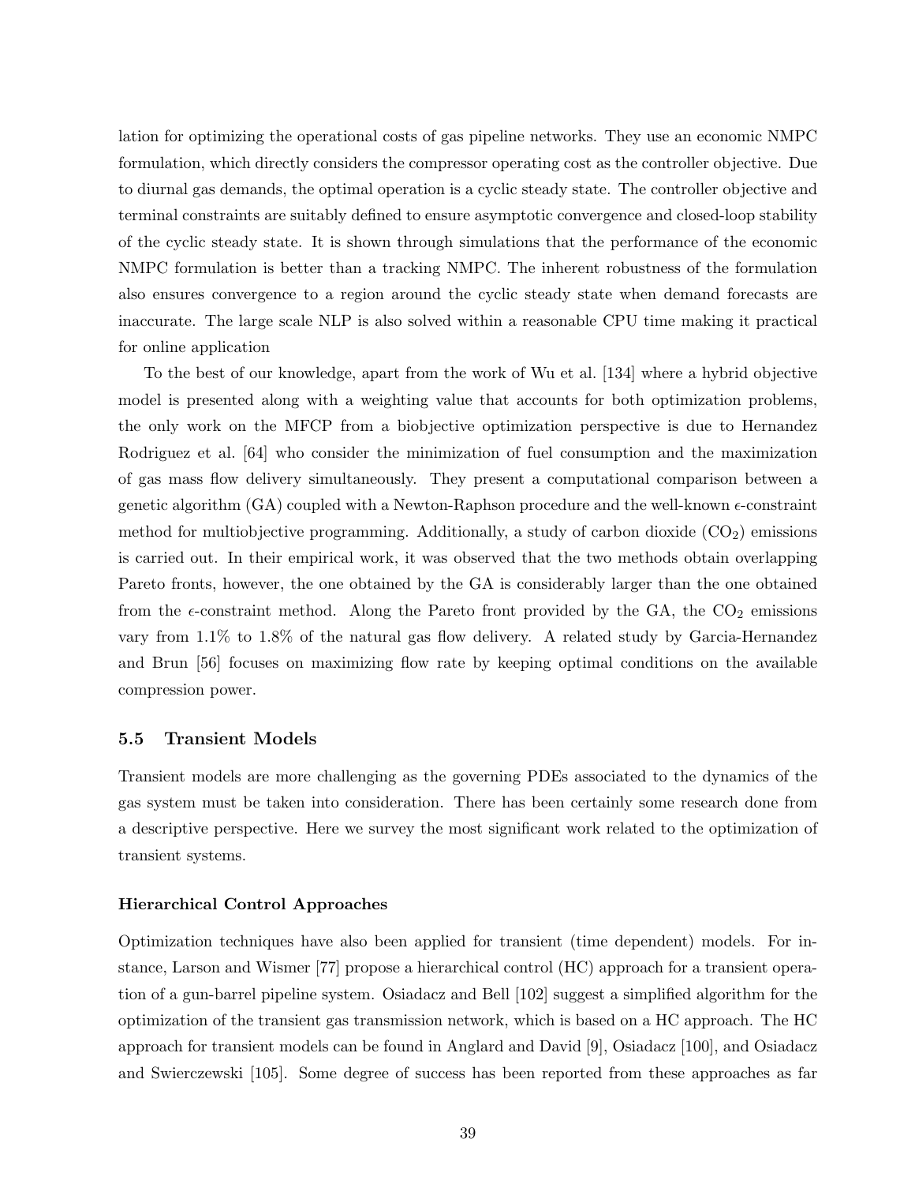lation for optimizing the operational costs of gas pipeline networks. They use an economic NMPC formulation, which directly considers the compressor operating cost as the controller objective. Due to diurnal gas demands, the optimal operation is a cyclic steady state. The controller objective and terminal constraints are suitably defined to ensure asymptotic convergence and closed-loop stability of the cyclic steady state. It is shown through simulations that the performance of the economic NMPC formulation is better than a tracking NMPC. The inherent robustness of the formulation also ensures convergence to a region around the cyclic steady state when demand forecasts are inaccurate. The large scale NLP is also solved within a reasonable CPU time making it practical for online application

To the best of our knowledge, apart from the work of Wu et al. [134] where a hybrid objective model is presented along with a weighting value that accounts for both optimization problems, the only work on the MFCP from a biobjective optimization perspective is due to Hernandez Rodriguez et al. [64] who consider the minimization of fuel consumption and the maximization of gas mass flow delivery simultaneously. They present a computational comparison between a genetic algorithm (GA) coupled with a Newton-Raphson procedure and the well-known $\epsilon$-constraint method for multiobjective programming. Additionally, a study of carbon dioxide ($CO_2$) emissions is carried out. In their empirical work, it was observed that the two methods obtain overlapping Pareto fronts, however, the one obtained by the GA is considerably larger than the one obtained from the $\epsilon$-constraint method. Along the Pareto front provided by the GA, the $CO_2$ emissions vary from 1.1% to 1.8% of the natural gas flow delivery. A related study by Garcia-Hernandez and Brun [56] focuses on maximizing flow rate by keeping optimal conditions on the available compression power.

### 5.5 Transient Models

Transient models are more challenging as the governing PDEs associated to the dynamics of the gas system must be taken into consideration. There has been certainly some research done from a descriptive perspective. Here we survey the most significant work related to the optimization of transient systems.

#### Hierarchical Control Approaches

Optimization techniques have also been applied for transient (time dependent) models. For instance, Larson and Wismer [77] propose a hierarchical control (HC) approach for a transient operation of a gun-barrel pipeline system. Osiadacz and Bell [102] suggest a simplified algorithm for the optimization of the transient gas transmission network, which is based on a HC approach. The HC approach for transient models can be found in Anglard and David [9], Osiadacz [100], and Osiadacz and Swierczewski [105]. Some degree of success has been reported from these approaches as far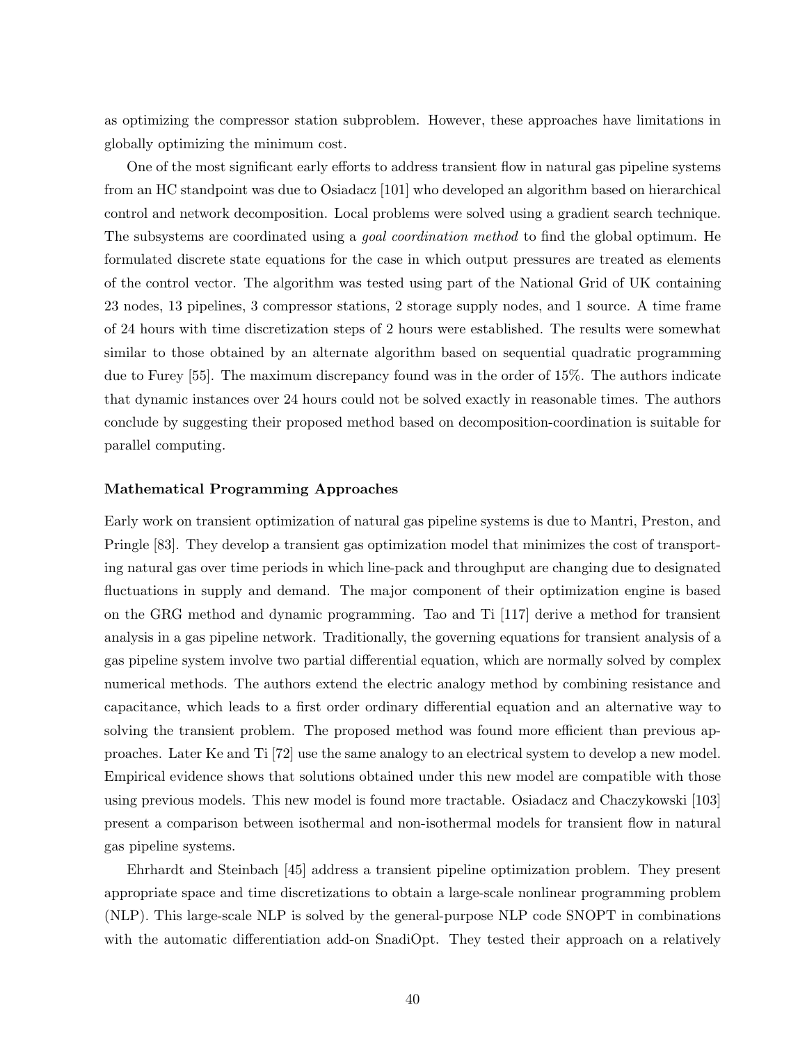as optimizing the compressor station subproblem. However, these approaches have limitations in globally optimizing the minimum cost.

One of the most significant early efforts to address transient flow in natural gas pipeline systems from an HC standpoint was due to Osiadacz [101] who developed an algorithm based on hierarchical control and network decomposition. Local problems were solved using a gradient search technique. The subsystems are coordinated using a *goal coordination method* to find the global optimum. He formulated discrete state equations for the case in which output pressures are treated as elements of the control vector. The algorithm was tested using part of the National Grid of UK containing 23 nodes, 13 pipelines, 3 compressor stations, 2 storage supply nodes, and 1 source. A time frame of 24 hours with time discretization steps of 2 hours were established. The results were somewhat similar to those obtained by an alternate algorithm based on sequential quadratic programming due to Furey [55]. The maximum discrepancy found was in the order of 15%. The authors indicate that dynamic instances over 24 hours could not be solved exactly in reasonable times. The authors conclude by suggesting their proposed method based on decomposition-coordination is suitable for parallel computing.

#### Mathematical Programming Approaches

Early work on transient optimization of natural gas pipeline systems is due to Mantri, Preston, and Pringle [83]. They develop a transient gas optimization model that minimizes the cost of transporting natural gas over time periods in which line-pack and throughput are changing due to designated fluctuations in supply and demand. The major component of their optimization engine is based on the GRG method and dynamic programming. Tao and Ti [117] derive a method for transient analysis in a gas pipeline network. Traditionally, the governing equations for transient analysis of a gas pipeline system involve two partial differential equation, which are normally solved by complex numerical methods. The authors extend the electric analogy method by combining resistance and capacitance, which leads to a first order ordinary differential equation and an alternative way to solving the transient problem. The proposed method was found more efficient than previous approaches. Later Ke and Ti [72] use the same analogy to an electrical system to develop a new model. Empirical evidence shows that solutions obtained under this new model are compatible with those using previous models. This new model is found more tractable. Osiadacz and Chaczykowski [103] present a comparison between isothermal and non-isothermal models for transient flow in natural gas pipeline systems.

Ehrhardt and Steinbach [45] address a transient pipeline optimization problem. They present appropriate space and time discretizations to obtain a large-scale nonlinear programming problem (NLP). This large-scale NLP is solved by the general-purpose NLP code SNOPT in combinations with the automatic differentiation add-on SnadiOpt. They tested their approach on a relatively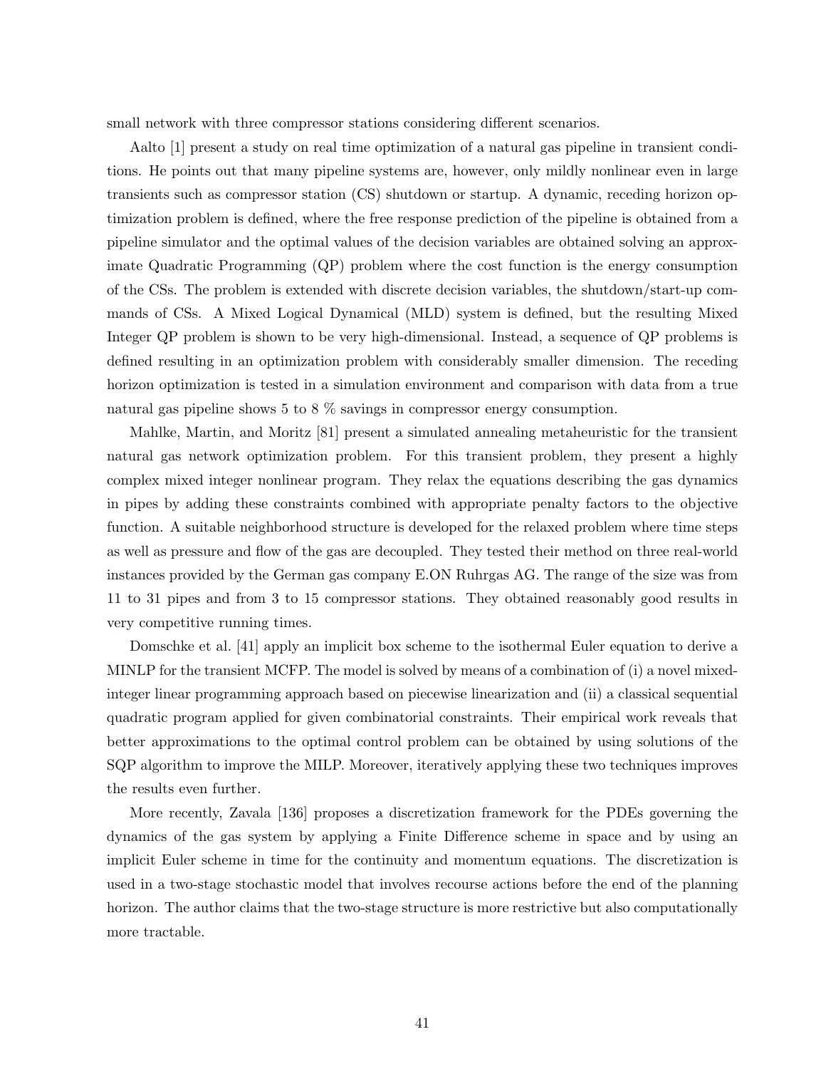small network with three compressor stations considering different scenarios.

Aalto [1] present a study on real time optimization of a natural gas pipeline in transient conditions. He points out that many pipeline systems are, however, only mildly nonlinear even in large transients such as compressor station (CS) shutdown or startup. A dynamic, receding horizon optimization problem is defined, where the free response prediction of the pipeline is obtained from a pipeline simulator and the optimal values of the decision variables are obtained solving an approximate Quadratic Programming (QP) problem where the cost function is the energy consumption of the CSs. The problem is extended with discrete decision variables, the shutdown/start-up commands of CSs. A Mixed Logical Dynamical (MLD) system is defined, but the resulting Mixed Integer QP problem is shown to be very high-dimensional. Instead, a sequence of QP problems is defined resulting in an optimization problem with considerably smaller dimension. The receding horizon optimization is tested in a simulation environment and comparison with data from a true natural gas pipeline shows 5 to 8 % savings in compressor energy consumption.

Mahlke, Martin, and Moritz [81] present a simulated annealing metaheuristic for the transient natural gas network optimization problem. For this transient problem, they present a highly complex mixed integer nonlinear program. They relax the equations describing the gas dynamics in pipes by adding these constraints combined with appropriate penalty factors to the objective function. A suitable neighborhood structure is developed for the relaxed problem where time steps as well as pressure and flow of the gas are decoupled. They tested their method on three real-world instances provided by the German gas company E.ON Ruhrgas AG. The range of the size was from 11 to 31 pipes and from 3 to 15 compressor stations. They obtained reasonably good results in very competitive running times.

Domschke et al. [41] apply an implicit box scheme to the isothermal Euler equation to derive a MINLP for the transient MCFP. The model is solved by means of a combination of (i) a novel mixed-integer linear programming approach based on piecewise linearization and (ii) a classical sequential quadratic program applied for given combinatorial constraints. Their empirical work reveals that better approximations to the optimal control problem can be obtained by using solutions of the SQP algorithm to improve the MILP. Moreover, iteratively applying these two techniques improves the results even further.

More recently, Zavala [136] proposes a discretization framework for the PDEs governing the dynamics of the gas system by applying a Finite Difference scheme in space and by using an implicit Euler scheme in time for the continuity and momentum equations. The discretization is used in a two-stage stochastic model that involves recourse actions before the end of the planning horizon. The author claims that the two-stage structure is more restrictive but also computationally more tractable.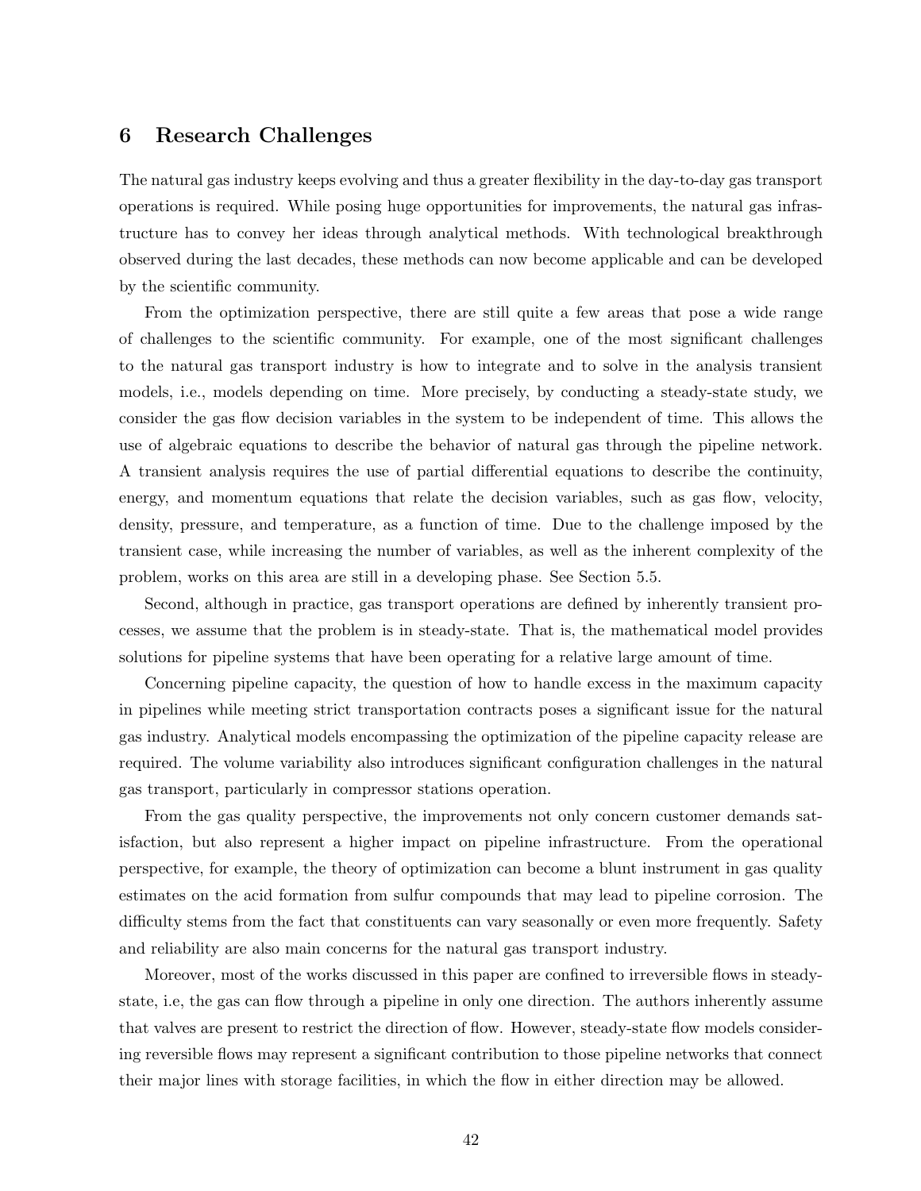## 6 Research Challenges

The natural gas industry keeps evolving and thus a greater flexibility in the day-to-day gas transport operations is required. While posing huge opportunities for improvements, the natural gas infrastructure has to convey her ideas through analytical methods. With technological breakthrough observed during the last decades, these methods can now become applicable and can be developed by the scientific community.

From the optimization perspective, there are still quite a few areas that pose a wide range of challenges to the scientific community. For example, one of the most significant challenges to the natural gas transport industry is how to integrate and to solve in the analysis transient models, i.e., models depending on time. More precisely, by conducting a steady-state study, we consider the gas flow decision variables in the system to be independent of time. This allows the use of algebraic equations to describe the behavior of natural gas through the pipeline network. A transient analysis requires the use of partial differential equations to describe the continuity, energy, and momentum equations that relate the decision variables, such as gas flow, velocity, density, pressure, and temperature, as a function of time. Due to the challenge imposed by the transient case, while increasing the number of variables, as well as the inherent complexity of the problem, works on this area are still in a developing phase. See Section 5.5.

Second, although in practice, gas transport operations are defined by inherently transient processes, we assume that the problem is in steady-state. That is, the mathematical model provides solutions for pipeline systems that have been operating for a relative large amount of time.

Concerning pipeline capacity, the question of how to handle excess in the maximum capacity in pipelines while meeting strict transportation contracts poses a significant issue for the natural gas industry. Analytical models encompassing the optimization of the pipeline capacity release are required. The volume variability also introduces significant configuration challenges in the natural gas transport, particularly in compressor stations operation.

From the gas quality perspective, the improvements not only concern customer demands satisfaction, but also represent a higher impact on pipeline infrastructure. From the operational perspective, for example, the theory of optimization can become a blunt instrument in gas quality estimates on the acid formation from sulfur compounds that may lead to pipeline corrosion. The difficulty stems from the fact that constituents can vary seasonally or even more frequently. Safety and reliability are also main concerns for the natural gas transport industry.

Moreover, most of the works discussed in this paper are confined to irreversible flows in steady-state, i.e, the gas can flow through a pipeline in only one direction. The authors inherently assume that valves are present to restrict the direction of flow. However, steady-state flow models considering reversible flows may represent a significant contribution to those pipeline networks that connect their major lines with storage facilities, in which the flow in either direction may be allowed.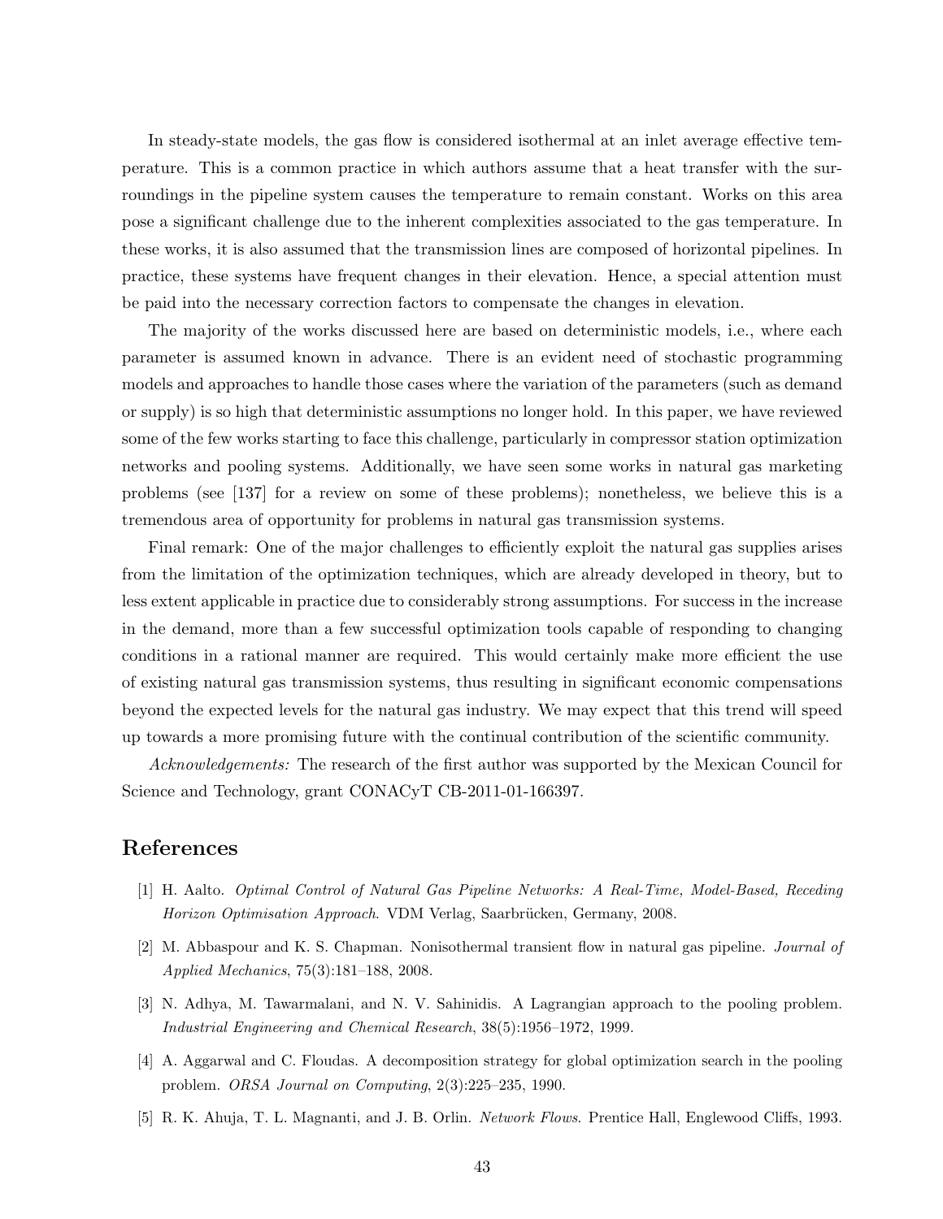In steady-state models, the gas flow is considered isothermal at an inlet average effective temperature. This is a common practice in which authors assume that a heat transfer with the surroundings in the pipeline system causes the temperature to remain constant. Works on this area pose a significant challenge due to the inherent complexities associated to the gas temperature. In these works, it is also assumed that the transmission lines are composed of horizontal pipelines. In practice, these systems have frequent changes in their elevation. Hence, a special attention must be paid into the necessary correction factors to compensate the changes in elevation.

The majority of the works discussed here are based on deterministic models, i.e., where each parameter is assumed known in advance. There is an evident need of stochastic programming models and approaches to handle those cases where the variation of the parameters (such as demand or supply) is so high that deterministic assumptions no longer hold. In this paper, we have reviewed some of the few works starting to face this challenge, particularly in compressor station optimization networks and pooling systems. Additionally, we have seen some works in natural gas marketing problems (see [137] for a review on some of these problems); nonetheless, we believe this is a tremendous area of opportunity for problems in natural gas transmission systems.

Final remark: One of the major challenges to efficiently exploit the natural gas supplies arises from the limitation of the optimization techniques, which are already developed in theory, but to less extent applicable in practice due to considerably strong assumptions. For success in the increase in the demand, more than a few successful optimization tools capable of responding to changing conditions in a rational manner are required. This would certainly make more efficient the use of existing natural gas transmission systems, thus resulting in significant economic compensations beyond the expected levels for the natural gas industry. We may expect that this trend will speed up towards a more promising future with the continual contribution of the scientific community.

*Acknowledgements:* The research of the first author was supported by the Mexican Council for Science and Technology, grant CONACyT CB-2011-01-166397.

## References

[1] H. Aalto. *Optimal Control of Natural Gas Pipeline Networks: A Real-Time, Model-Based, Receding Horizon Optimisation Approach*. VDM Verlag, Saarbrücken, Germany, 2008.

[2] M. Abbaspour and K. S. Chapman. Nonisothermal transient flow in natural gas pipeline. *Journal of Applied Mechanics*, 75(3):181–188, 2008.

[3] N. Adhya, M. Tawarmalani, and N. V. Sahinidis. A Lagrangian approach to the pooling problem. *Industrial Engineering and Chemical Research*, 38(5):1956–1972, 1999.

[4] A. Aggarwal and C. Floudas. A decomposition strategy for global optimization search in the pooling problem. *ORSA Journal on Computing*, 2(3):225–235, 1990.

[5] R. K. Ahuja, T. L. Magnanti, and J. B. Orlin. *Network Flows*. Prentice Hall, Englewood Cliffs, 1993.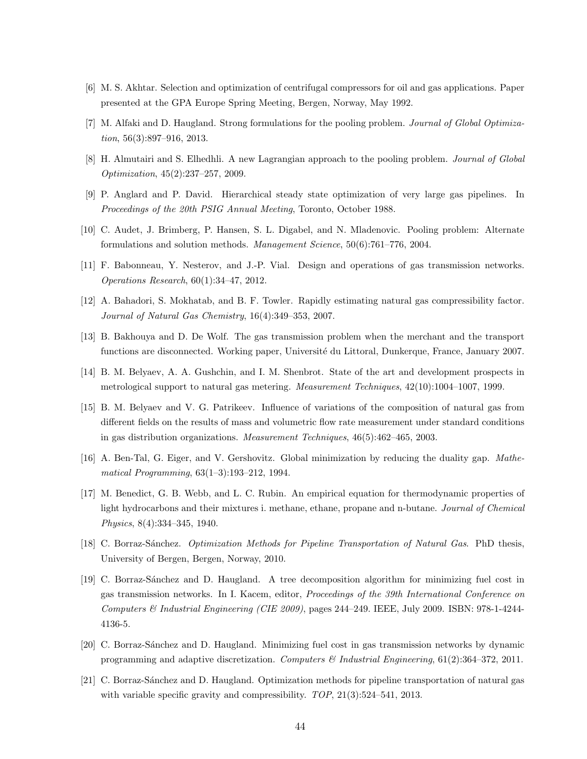[6] M. S. Akhtar. Selection and optimization of centrifugal compressors for oil and gas applications. Paper presented at the GPA Europe Spring Meeting, Bergen, Norway, May 1992.

[7] M. Alfaki and D. Haugland. Strong formulations for the pooling problem. *Journal of Global Optimization*, 56(3):897–916, 2013.

[8] H. Almutairi and S. Elhedhli. A new Lagrangian approach to the pooling problem. *Journal of Global Optimization*, 45(2):237–257, 2009.

[9] P. Anglard and P. David. Hierarchical steady state optimization of very large gas pipelines. In *Proceedings of the 20th PSIG Annual Meeting*, Toronto, October 1988.

[10] C. Audet, J. Brimberg, P. Hansen, S. L. Digabel, and N. Mladenovic. Pooling problem: Alternate formulations and solution methods. *Management Science*, 50(6):761–776, 2004.

[11] F. Babonneau, Y. Nesterov, and J.-P. Vial. Design and operations of gas transmission networks. *Operations Research*, 60(1):34–47, 2012.

[12] A. Bahadori, S. Mokhatab, and B. F. Towler. Rapidly estimating natural gas compressibility factor. *Journal of Natural Gas Chemistry*, 16(4):349–353, 2007.

[13] B. Bakhouya and D. De Wolf. The gas transmission problem when the merchant and the transport functions are disconnected. Working paper, Université du Littoral, Dunkerque, France, January 2007.

[14] B. M. Belyaev, A. A. Gushchin, and I. M. Shenbrot. State of the art and development prospects in metrological support to natural gas metering. *Measurement Techniques*, 42(10):1004–1007, 1999.

[15] B. M. Belyaev and V. G. Patrikeev. Influence of variations of the composition of natural gas from different fields on the results of mass and volumetric flow rate measurement under standard conditions in gas distribution organizations. *Measurement Techniques*, 46(5):462–465, 2003.

[16] A. Ben-Tal, G. Eiger, and V. Gershovitz. Global minimization by reducing the duality gap. *Mathematical Programming*, 63(1–3):193–212, 1994.

[17] M. Benedict, G. B. Webb, and L. C. Rubin. An empirical equation for thermodynamic properties of light hydrocarbons and their mixtures i. methane, ethane, propane and n-butane. *Journal of Chemical Physics*, 8(4):334–345, 1940.

[18] C. Borraz-Sánchez. *Optimization Methods for Pipeline Transportation of Natural Gas*. PhD thesis, University of Bergen, Bergen, Norway, 2010.

[19] C. Borraz-Sánchez and D. Haugland. A tree decomposition algorithm for minimizing fuel cost in gas transmission networks. In I. Kacem, editor, *Proceedings of the 39th International Conference on Computers & Industrial Engineering (CIE 2009)*, pages 244–249. IEEE, July 2009. ISBN: 978-1-4244-4136-5.

[20] C. Borraz-Sánchez and D. Haugland. Minimizing fuel cost in gas transmission networks by dynamic programming and adaptive discretization. *Computers & Industrial Engineering*, 61(2):364–372, 2011.

[21] C. Borraz-Sánchez and D. Haugland. Optimization methods for pipeline transportation of natural gas with variable specific gravity and compressibility. *TOP*, 21(3):524–541, 2013.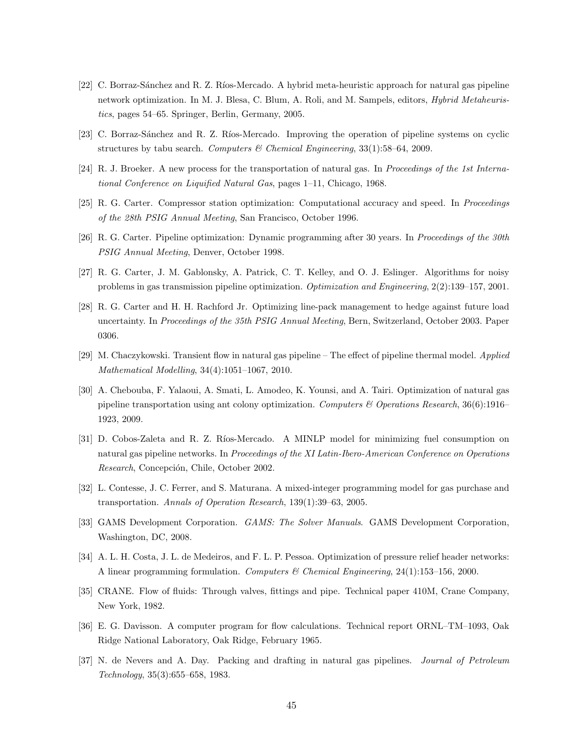[22] C. Borraz-Sánchez and R. Z. Ríos-Mercado. A hybrid meta-heuristic approach for natural gas pipeline network optimization. In M. J. Blesa, C. Blum, A. Roli, and M. Sampels, editors, *Hybrid Metaheuristics*, pages 54–65. Springer, Berlin, Germany, 2005.

[23] C. Borraz-Sánchez and R. Z. Ríos-Mercado. Improving the operation of pipeline systems on cyclic structures by tabu search. *Computers & Chemical Engineering*, 33(1):58–64, 2009.

[24] R. J. Broeker. A new process for the transportation of natural gas. In *Proceedings of the 1st International Conference on Liquified Natural Gas*, pages 1–11, Chicago, 1968.

[25] R. G. Carter. Compressor station optimization: Computational accuracy and speed. In *Proceedings of the 28th PSIG Annual Meeting*, San Francisco, October 1996.

[26] R. G. Carter. Pipeline optimization: Dynamic programming after 30 years. In *Proceedings of the 30th PSIG Annual Meeting*, Denver, October 1998.

[27] R. G. Carter, J. M. Gablonsky, A. Patrick, C. T. Kelley, and O. J. Eslinger. Algorithms for noisy problems in gas transmission pipeline optimization. *Optimization and Engineering*, 2(2):139–157, 2001.

[28] R. G. Carter and H. H. Rachford Jr. Optimizing line-pack management to hedge against future load uncertainty. In *Proceedings of the 35th PSIG Annual Meeting*, Bern, Switzerland, October 2003. Paper 0306.

[29] M. Chaczykowski. Transient flow in natural gas pipeline – The effect of pipeline thermal model. *Applied Mathematical Modelling*, 34(4):1051–1067, 2010.

[30] A. Chebouba, F. Yalaoui, A. Smati, L. Amodeo, K. Younsi, and A. Tairi. Optimization of natural gas pipeline transportation using ant colony optimization. *Computers & Operations Research*, 36(6):1916–1923, 2009.

[31] D. Cobos-Zaleta and R. Z. Ríos-Mercado. A MINLP model for minimizing fuel consumption on natural gas pipeline networks. In *Proceedings of the XI Latin-Ibero-American Conference on Operations Research*, Concepción, Chile, October 2002.

[32] L. Contesse, J. C. Ferrer, and S. Maturana. A mixed-integer programming model for gas purchase and transportation. *Annals of Operation Research*, 139(1):39–63, 2005.

[33] GAMS Development Corporation. *GAMS: The Solver Manuals*. GAMS Development Corporation, Washington, DC, 2008.

[34] A. L. H. Costa, J. L. de Medeiros, and F. L. P. Pessoa. Optimization of pressure relief header networks: A linear programming formulation. *Computers & Chemical Engineering*, 24(1):153–156, 2000.

[35] CRANE. Flow of fluids: Through valves, fittings and pipe. Technical paper 410M, Crane Company, New York, 1982.

[36] E. G. Davisson. A computer program for flow calculations. Technical report ORNL–TM–1093, Oak Ridge National Laboratory, Oak Ridge, February 1965.

[37] N. de Nevers and A. Day. Packing and drafting in natural gas pipelines. *Journal of Petroleum Technology*, 35(3):655–658, 1983.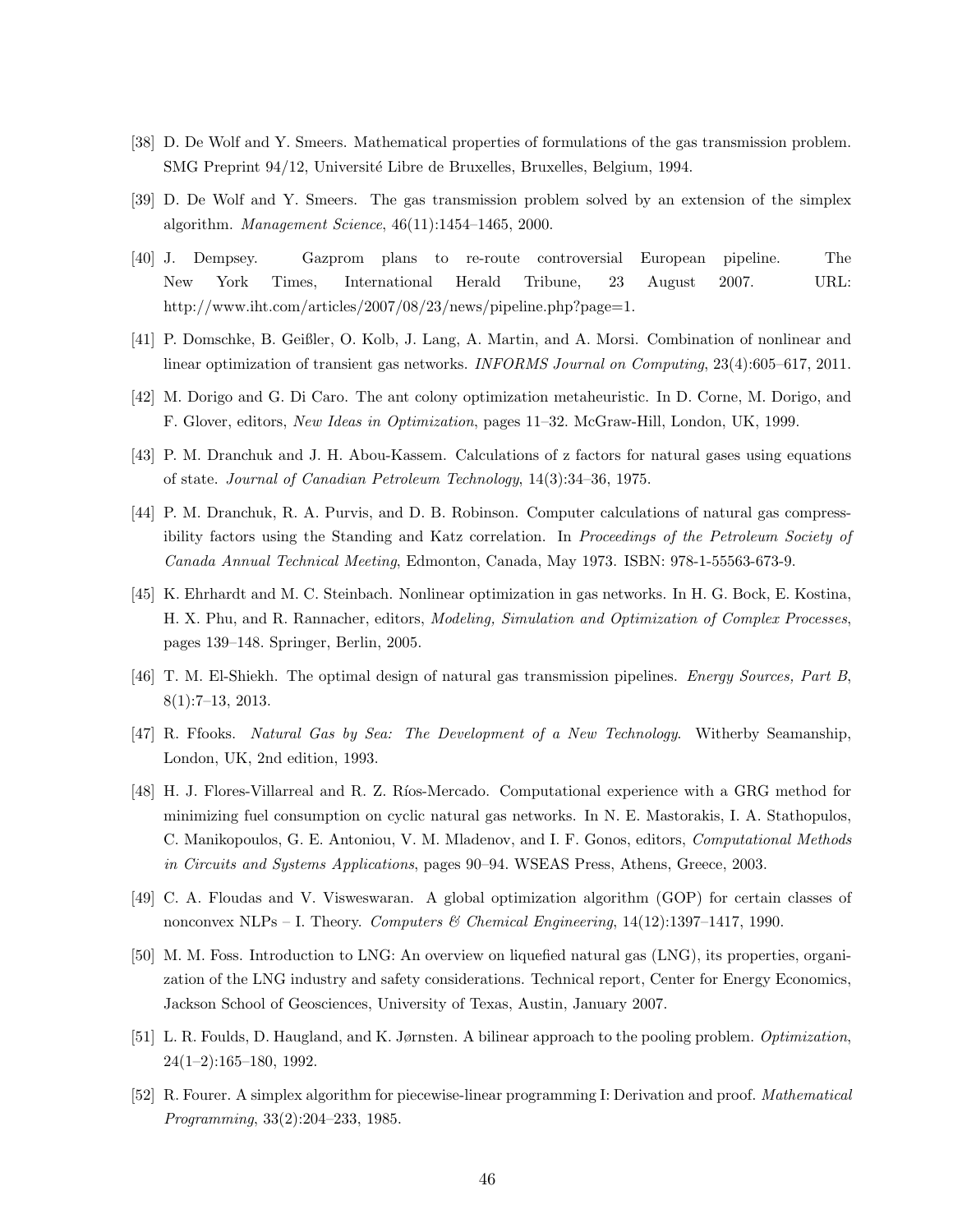[38] D. De Wolf and Y. Smeers. Mathematical properties of formulations of the gas transmission problem. SMG Preprint 94/12, Université Libre de Bruxelles, Bruxelles, Belgium, 1994.

[39] D. De Wolf and Y. Smeers. The gas transmission problem solved by an extension of the simplex algorithm. *Management Science*, 46(11):1454–1465, 2000.

[40] J. Dempsey. Gazprom plans to re-route controversial European pipeline. The New York Times, International Herald Tribune, 23 August 2007. URL: http://www.iht.com/articles/2007/08/23/news/pipeline.php?page=1.

[41] P. Domschke, B. Geißler, O. Kolb, J. Lang, A. Martin, and A. Morsi. Combination of nonlinear and linear optimization of transient gas networks. *INFORMS Journal on Computing*, 23(4):605–617, 2011.

[42] M. Dorigo and G. Di Caro. The ant colony optimization metaheuristic. In D. Corne, M. Dorigo, and F. Glover, editors, *New Ideas in Optimization*, pages 11–32. McGraw-Hill, London, UK, 1999.

[43] P. M. Dranchuk and J. H. Abou-Kassem. Calculations of z factors for natural gases using equations of state. *Journal of Canadian Petroleum Technology*, 14(3):34–36, 1975.

[44] P. M. Dranchuk, R. A. Purvis, and D. B. Robinson. Computer calculations of natural gas compressibility factors using the Standing and Katz correlation. In *Proceedings of the Petroleum Society of Canada Annual Technical Meeting*, Edmonton, Canada, May 1973. ISBN: 978-1-55563-673-9.

[45] K. Ehrhardt and M. C. Steinbach. Nonlinear optimization in gas networks. In H. G. Bock, E. Kostina, H. X. Phu, and R. Rannacher, editors, *Modeling, Simulation and Optimization of Complex Processes*, pages 139–148. Springer, Berlin, 2005.

[46] T. M. El-Shiekh. The optimal design of natural gas transmission pipelines. *Energy Sources, Part B*, 8(1):7–13, 2013.

[47] R. Ffooks. *Natural Gas by Sea: The Development of a New Technology*. Witherby Seamanship, London, UK, 2nd edition, 1993.

[48] H. J. Flores-Villarreal and R. Z. Ríos-Mercado. Computational experience with a GRG method for minimizing fuel consumption on cyclic natural gas networks. In N. E. Mastorakis, I. A. Stathopulos, C. Manikopoulos, G. E. Antoniou, V. M. Mladenov, and I. F. Gonos, editors, *Computational Methods in Circuits and Systems Applications*, pages 90–94. WSEAS Press, Athens, Greece, 2003.

[49] C. A. Floudas and V. Visweswaran. A global optimization algorithm (GOP) for certain classes of nonconvex NLPs – I. Theory. *Computers & Chemical Engineering*, 14(12):1397–1417, 1990.

[50] M. M. Foss. Introduction to LNG: An overview on liquefied natural gas (LNG), its properties, organization of the LNG industry and safety considerations. Technical report, Center for Energy Economics, Jackson School of Geosciences, University of Texas, Austin, January 2007.

[51] L. R. Foulds, D. Haugland, and K. Jørnsten. A bilinear approach to the pooling problem. *Optimization*, 24(1–2):165–180, 1992.

[52] R. Fourer. A simplex algorithm for piecewise-linear programming I: Derivation and proof. *Mathematical Programming*, 33(2):204–233, 1985.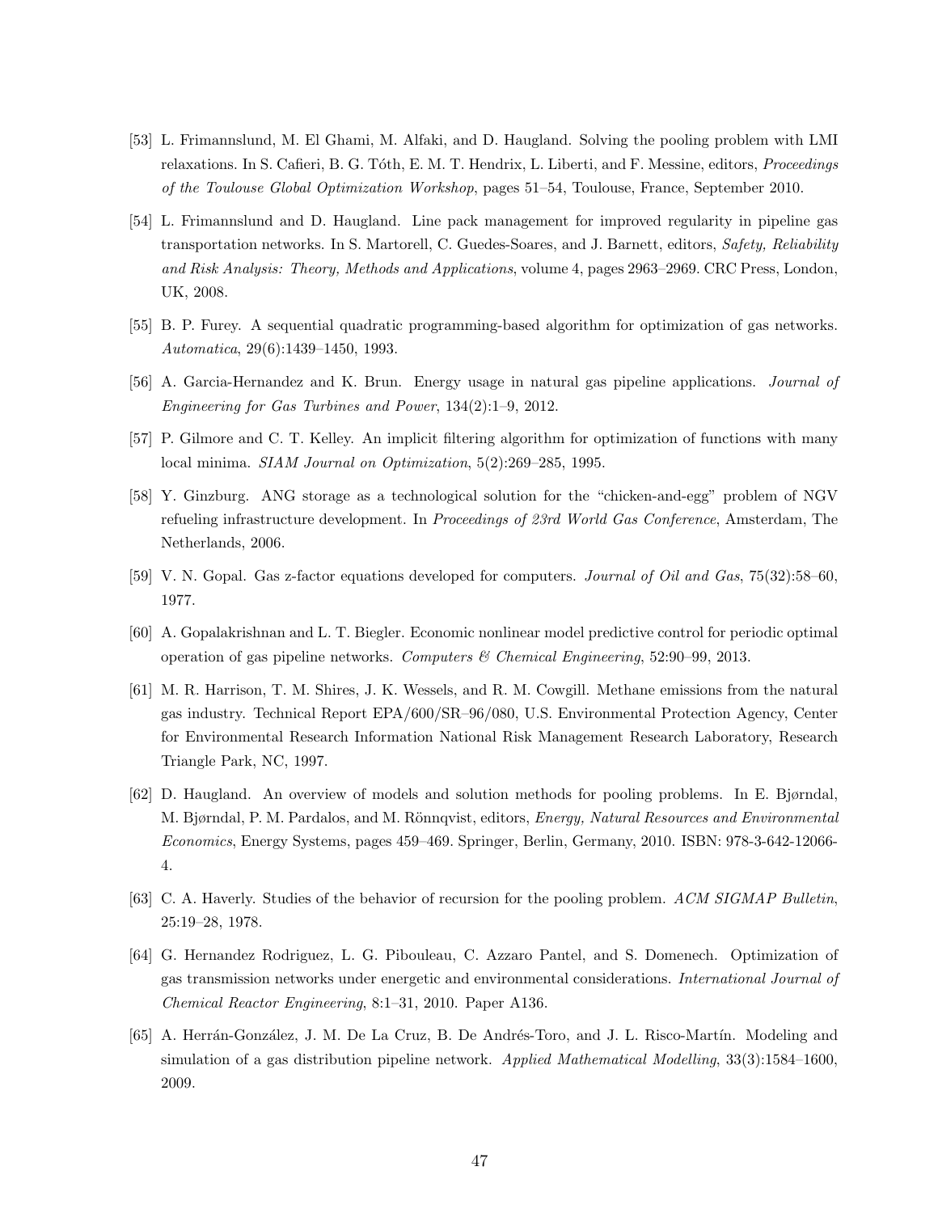[53] L. Frimannslund, M. El Ghami, M. Alfaki, and D. Haugland. Solving the pooling problem with LMI relaxations. In S. Cafieri, B. G. Tóth, E. M. T. Hendrix, L. Liberti, and F. Messine, editors, *Proceedings of the Toulouse Global Optimization Workshop*, pages 51–54, Toulouse, France, September 2010.

[54] L. Frimannslund and D. Haugland. Line pack management for improved regularity in pipeline gas transportation networks. In S. Martorell, C. Guedes-Soares, and J. Barnett, editors, *Safety, Reliability and Risk Analysis: Theory, Methods and Applications*, volume 4, pages 2963–2969. CRC Press, London, UK, 2008.

[55] B. P. Furey. A sequential quadratic programming-based algorithm for optimization of gas networks. *Automatica*, 29(6):1439–1450, 1993.

[56] A. Garcia-Hernandez and K. Brun. Energy usage in natural gas pipeline applications. *Journal of Engineering for Gas Turbines and Power*, 134(2):1–9, 2012.

[57] P. Gilmore and C. T. Kelley. An implicit filtering algorithm for optimization of functions with many local minima. *SIAM Journal on Optimization*, 5(2):269–285, 1995.

[58] Y. Ginzburg. ANG storage as a technological solution for the "chicken-and-egg" problem of NGV refueling infrastructure development. In *Proceedings of 23rd World Gas Conference*, Amsterdam, The Netherlands, 2006.

[59] V. N. Gopal. Gas z-factor equations developed for computers. *Journal of Oil and Gas*, 75(32):58–60, 1977.

[60] A. Gopalakrishnan and L. T. Biegler. Economic nonlinear model predictive control for periodic optimal operation of gas pipeline networks. *Computers & Chemical Engineering*, 52:90–99, 2013.

[61] M. R. Harrison, T. M. Shires, J. K. Wessels, and R. M. Cowgill. Methane emissions from the natural gas industry. Technical Report EPA/600/SR–96/080, U.S. Environmental Protection Agency, Center for Environmental Research Information National Risk Management Research Laboratory, Research Triangle Park, NC, 1997.

[62] D. Haugland. An overview of models and solution methods for pooling problems. In E. Bjørndal, M. Bjørndal, P. M. Pardalos, and M. Rönnqvist, editors, *Energy, Natural Resources and Environmental Economics*, Energy Systems, pages 459–469. Springer, Berlin, Germany, 2010. ISBN: 978-3-642-12066-4.

[63] C. A. Haverly. Studies of the behavior of recursion for the pooling problem. *ACM SIGMAP Bulletin*, 25:19–28, 1978.

[64] G. Hernandez Rodriguez, L. G. Pibouleau, C. Azzaro Pantel, and S. Domenech. Optimization of gas transmission networks under energetic and environmental considerations. *International Journal of Chemical Reactor Engineering*, 8:1–31, 2010. Paper A136.

[65] A. Herrán-González, J. M. De La Cruz, B. De Andrés-Toro, and J. L. Risco-Martín. Modeling and simulation of a gas distribution pipeline network. *Applied Mathematical Modelling*, 33(3):1584–1600, 2009.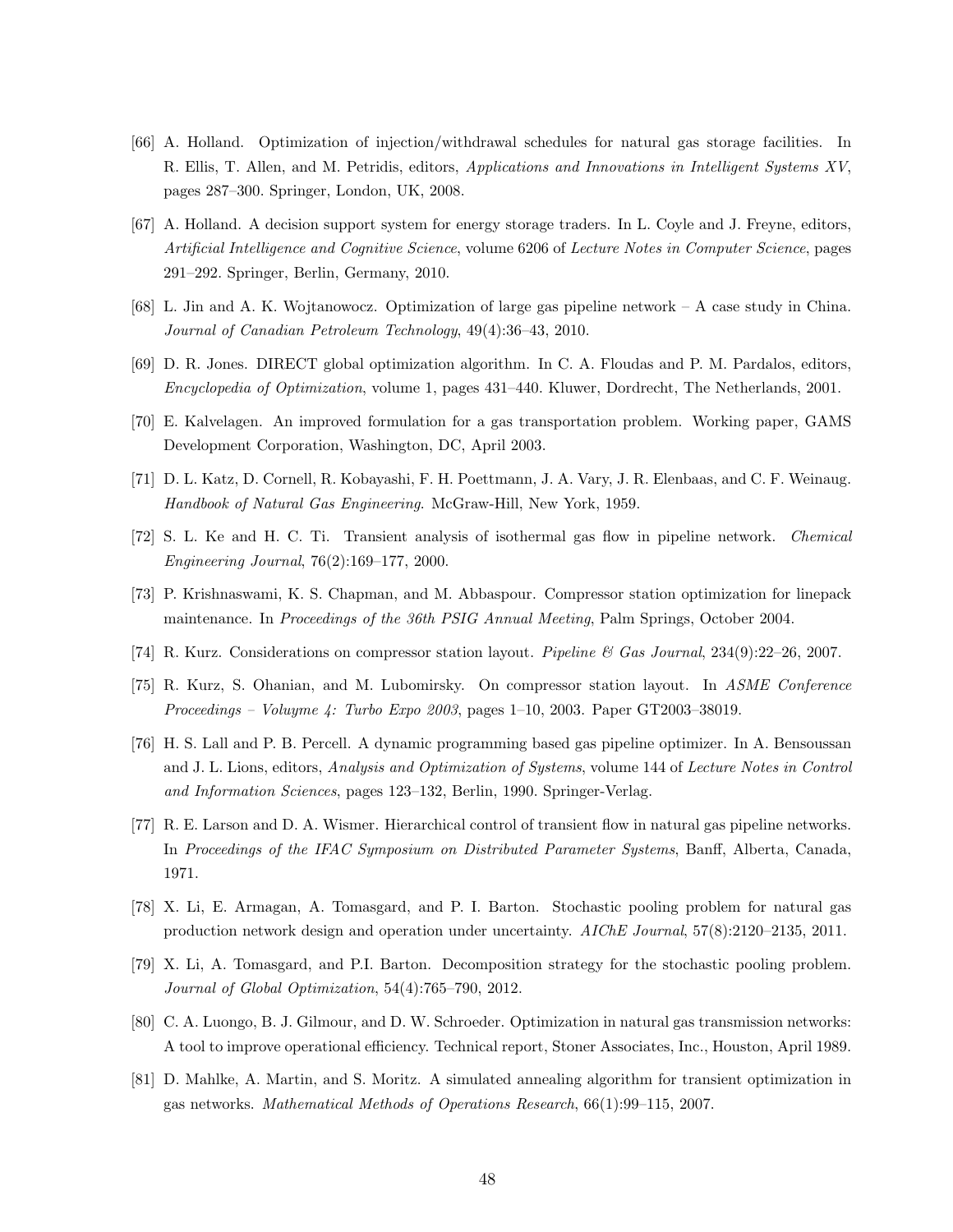[66] A. Holland. Optimization of injection/withdrawal schedules for natural gas storage facilities. In R. Ellis, T. Allen, and M. Petridis, editors, *Applications and Innovations in Intelligent Systems XV*, pages 287–300. Springer, London, UK, 2008.

[67] A. Holland. A decision support system for energy storage traders. In L. Coyle and J. Freyne, editors, *Artificial Intelligence and Cognitive Science*, volume 6206 of *Lecture Notes in Computer Science*, pages 291–292. Springer, Berlin, Germany, 2010.

[68] L. Jin and A. K. Wojtanowocz. Optimization of large gas pipeline network – A case study in China. *Journal of Canadian Petroleum Technology*, 49(4):36–43, 2010.

[69] D. R. Jones. DIRECT global optimization algorithm. In C. A. Floudas and P. M. Pardalos, editors, *Encyclopedia of Optimization*, volume 1, pages 431–440. Kluwer, Dordrecht, The Netherlands, 2001.

[70] E. Kalvelagen. An improved formulation for a gas transportation problem. Working paper, GAMS Development Corporation, Washington, DC, April 2003.

[71] D. L. Katz, D. Cornell, R. Kobayashi, F. H. Poettmann, J. A. Vary, J. R. Elenbaas, and C. F. Weinaug. *Handbook of Natural Gas Engineering*. McGraw-Hill, New York, 1959.

[72] S. L. Ke and H. C. Ti. Transient analysis of isothermal gas flow in pipeline network. *Chemical Engineering Journal*, 76(2):169–177, 2000.

[73] P. Krishnaswami, K. S. Chapman, and M. Abbaspour. Compressor station optimization for linepack maintenance. In *Proceedings of the 36th PSIG Annual Meeting*, Palm Springs, October 2004.

[74] R. Kurz. Considerations on compressor station layout. *Pipeline & Gas Journal*, 234(9):22–26, 2007.

[75] R. Kurz, S. Ohanian, and M. Lubomirsky. On compressor station layout. In *ASME Conference Proceedings – Voluyme 4: Turbo Expo 2003*, pages 1–10, 2003. Paper GT2003–38019.

[76] H. S. Lall and P. B. Percell. A dynamic programming based gas pipeline optimizer. In A. Bensoussan and J. L. Lions, editors, *Analysis and Optimization of Systems*, volume 144 of *Lecture Notes in Control and Information Sciences*, pages 123–132, Berlin, 1990. Springer-Verlag.

[77] R. E. Larson and D. A. Wismer. Hierarchical control of transient flow in natural gas pipeline networks. In *Proceedings of the IFAC Symposium on Distributed Parameter Systems*, Banff, Alberta, Canada, 1971.

[78] X. Li, E. Armagan, A. Tomasgard, and P. I. Barton. Stochastic pooling problem for natural gas production network design and operation under uncertainty. *AIChE Journal*, 57(8):2120–2135, 2011.

[79] X. Li, A. Tomasgard, and P.I. Barton. Decomposition strategy for the stochastic pooling problem. *Journal of Global Optimization*, 54(4):765–790, 2012.

[80] C. A. Luongo, B. J. Gilmour, and D. W. Schroeder. Optimization in natural gas transmission networks: A tool to improve operational efficiency. Technical report, Stoner Associates, Inc., Houston, April 1989.

[81] D. Mahlke, A. Martin, and S. Moritz. A simulated annealing algorithm for transient optimization in gas networks. *Mathematical Methods of Operations Research*, 66(1):99–115, 2007.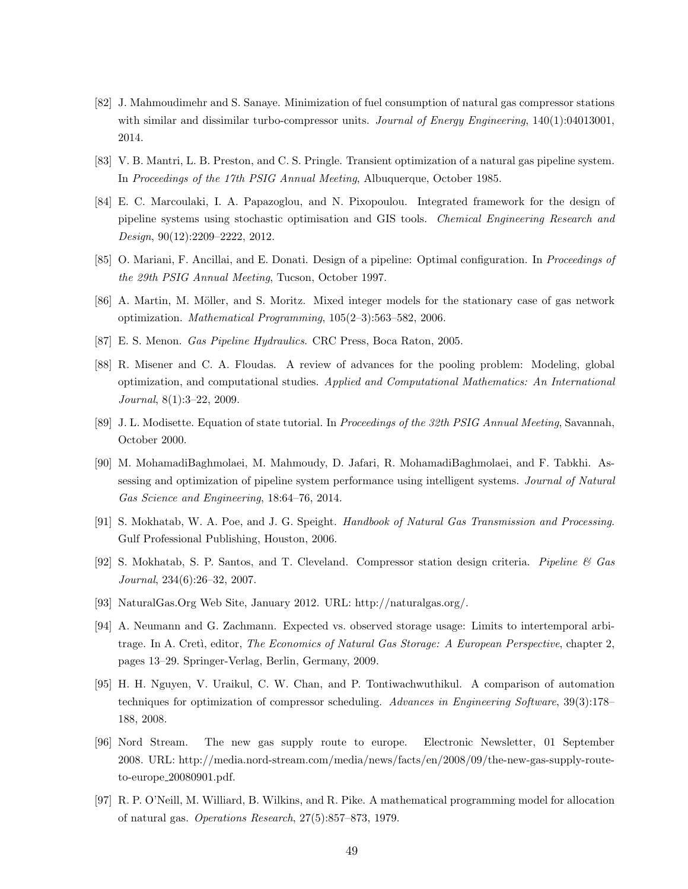[82] J. Mahmoudimehr and S. Sanaye. Minimization of fuel consumption of natural gas compressor stations with similar and dissimilar turbo-compressor units. *Journal of Energy Engineering*, 140(1):04013001, 2014.

[83] V. B. Mantri, L. B. Preston, and C. S. Pringle. Transient optimization of a natural gas pipeline system. In *Proceedings of the 17th PSIG Annual Meeting*, Albuquerque, October 1985.

[84] E. C. Marcoulaki, I. A. Papazoglou, and N. Pixopoulou. Integrated framework for the design of pipeline systems using stochastic optimisation and GIS tools. *Chemical Engineering Research and Design*, 90(12):2209–2222, 2012.

[85] O. Mariani, F. Ancillai, and E. Donati. Design of a pipeline: Optimal configuration. In *Proceedings of the 29th PSIG Annual Meeting*, Tucson, October 1997.

[86] A. Martin, M. Möller, and S. Moritz. Mixed integer models for the stationary case of gas network optimization. *Mathematical Programming*, 105(2–3):563–582, 2006.

[87] E. S. Menon. *Gas Pipeline Hydraulics*. CRC Press, Boca Raton, 2005.

[88] R. Misener and C. A. Floudas. A review of advances for the pooling problem: Modeling, global optimization, and computational studies. *Applied and Computational Mathematics: An International Journal*, 8(1):3–22, 2009.

[89] J. L. Modisette. Equation of state tutorial. In *Proceedings of the 32th PSIG Annual Meeting*, Savannah, October 2000.

[90] M. MohamadiBaghmolaei, M. Mahmoudy, D. Jafari, R. MohamadiBaghmolaei, and F. Tabkhi. Assessing and optimization of pipeline system performance using intelligent systems. *Journal of Natural Gas Science and Engineering*, 18:64–76, 2014.

[91] S. Mokhatab, W. A. Poe, and J. G. Speight. *Handbook of Natural Gas Transmission and Processing*. Gulf Professional Publishing, Houston, 2006.

[92] S. Mokhatab, S. P. Santos, and T. Cleveland. Compressor station design criteria. *Pipeline & Gas Journal*, 234(6):26–32, 2007.

[93] NaturalGas.Org Web Site, January 2012. URL: http://naturalgas.org/.

[94] A. Neumann and G. Zachmann. Expected vs. observed storage usage: Limits to intertemporal arbitrage. In A. Cretì, editor, *The Economics of Natural Gas Storage: A European Perspective*, chapter 2, pages 13–29. Springer-Verlag, Berlin, Germany, 2009.

[95] H. H. Nguyen, V. Uraikul, C. W. Chan, and P. Tontiwachwuthikul. A comparison of automation techniques for optimization of compressor scheduling. *Advances in Engineering Software*, 39(3):178–188, 2008.

[96] Nord Stream. The new gas supply route to europe. Electronic Newsletter, 01 September 2008. URL: http://media.nord-stream.com/media/news/facts/en/2008/09/the-new-gas-supply-route-to-europe_20080901.pdf.

[97] R. P. O'Neill, M. Williard, B. Wilkins, and R. Pike. A mathematical programming model for allocation of natural gas. *Operations Research*, 27(5):857–873, 1979.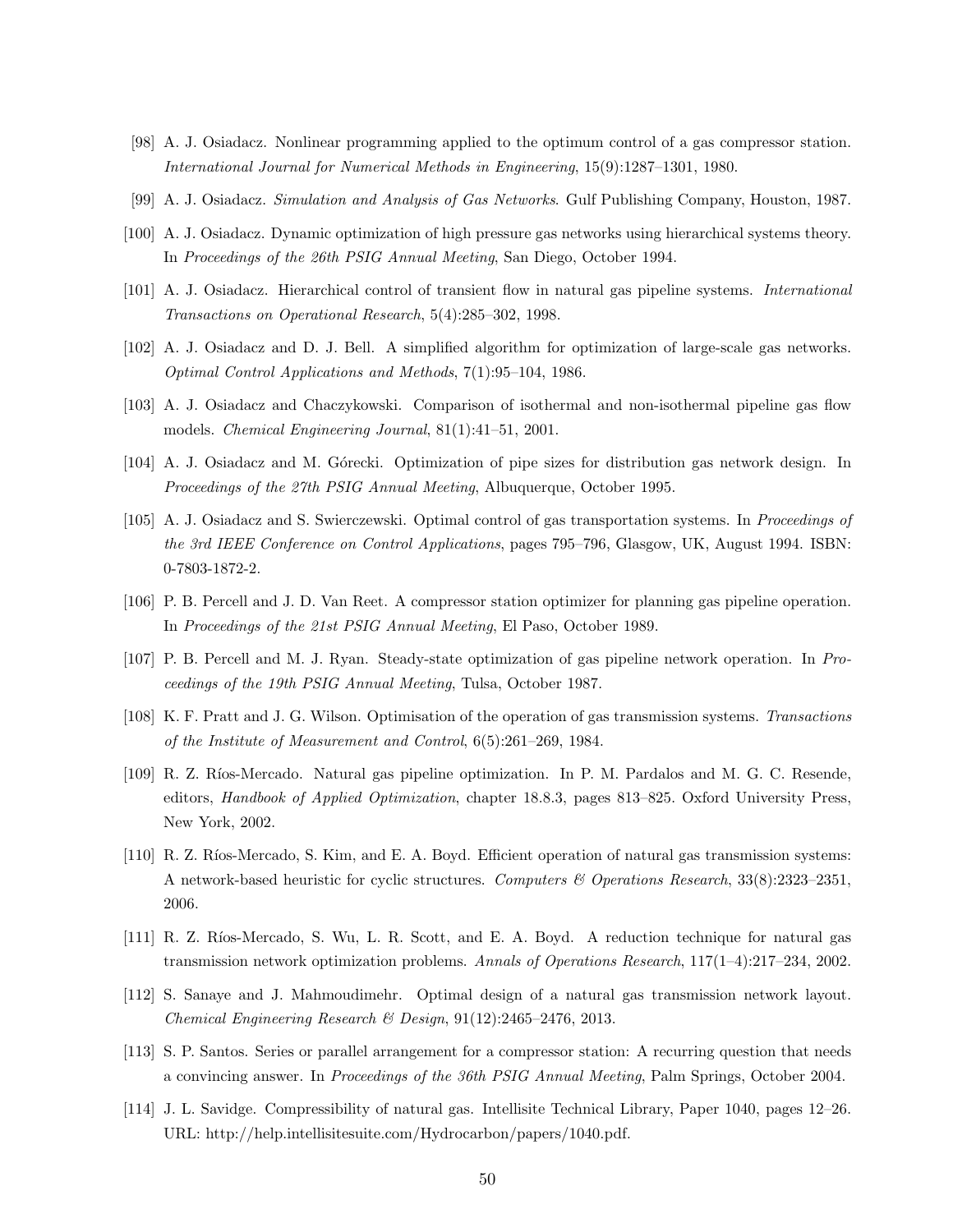[98] A. J. Osiadacz. Nonlinear programming applied to the optimum control of a gas compressor station. *International Journal for Numerical Methods in Engineering*, 15(9):1287–1301, 1980.

[99] A. J. Osiadacz. *Simulation and Analysis of Gas Networks*. Gulf Publishing Company, Houston, 1987.

[100] A. J. Osiadacz. Dynamic optimization of high pressure gas networks using hierarchical systems theory. In *Proceedings of the 26th PSIG Annual Meeting*, San Diego, October 1994.

[101] A. J. Osiadacz. Hierarchical control of transient flow in natural gas pipeline systems. *International Transactions on Operational Research*, 5(4):285–302, 1998.

[102] A. J. Osiadacz and D. J. Bell. A simplified algorithm for optimization of large-scale gas networks. *Optimal Control Applications and Methods*, 7(1):95–104, 1986.

[103] A. J. Osiadacz and Chaczykowski. Comparison of isothermal and non-isothermal pipeline gas flow models. *Chemical Engineering Journal*, 81(1):41–51, 2001.

[104] A. J. Osiadacz and M. Górecki. Optimization of pipe sizes for distribution gas network design. In *Proceedings of the 27th PSIG Annual Meeting*, Albuquerque, October 1995.

[105] A. J. Osiadacz and S. Swierczewski. Optimal control of gas transportation systems. In *Proceedings of the 3rd IEEE Conference on Control Applications*, pages 795–796, Glasgow, UK, August 1994. ISBN: 0-7803-1872-2.

[106] P. B. Percell and J. D. Van Reet. A compressor station optimizer for planning gas pipeline operation. In *Proceedings of the 21st PSIG Annual Meeting*, El Paso, October 1989.

[107] P. B. Percell and M. J. Ryan. Steady-state optimization of gas pipeline network operation. In *Proceedings of the 19th PSIG Annual Meeting*, Tulsa, October 1987.

[108] K. F. Pratt and J. G. Wilson. Optimisation of the operation of gas transmission systems. *Transactions of the Institute of Measurement and Control*, 6(5):261–269, 1984.

[109] R. Z. Ríos-Mercado. Natural gas pipeline optimization. In P. M. Pardalos and M. G. C. Resende, editors, *Handbook of Applied Optimization*, chapter 18.8.3, pages 813–825. Oxford University Press, New York, 2002.

[110] R. Z. Ríos-Mercado, S. Kim, and E. A. Boyd. Efficient operation of natural gas transmission systems: A network-based heuristic for cyclic structures. *Computers & Operations Research*, 33(8):2323–2351, 2006.

[111] R. Z. Ríos-Mercado, S. Wu, L. R. Scott, and E. A. Boyd. A reduction technique for natural gas transmission network optimization problems. *Annals of Operations Research*, 117(1–4):217–234, 2002.

[112] S. Sanaye and J. Mahmoudimehr. Optimal design of a natural gas transmission network layout. *Chemical Engineering Research & Design*, 91(12):2465–2476, 2013.

[113] S. P. Santos. Series or parallel arrangement for a compressor station: A recurring question that needs a convincing answer. In *Proceedings of the 36th PSIG Annual Meeting*, Palm Springs, October 2004.

[114] J. L. Savidge. Compressibility of natural gas. Intellisite Technical Library, Paper 1040, pages 12–26. URL: http://help.intellisitesuite.com/Hydrocarbon/papers/1040.pdf.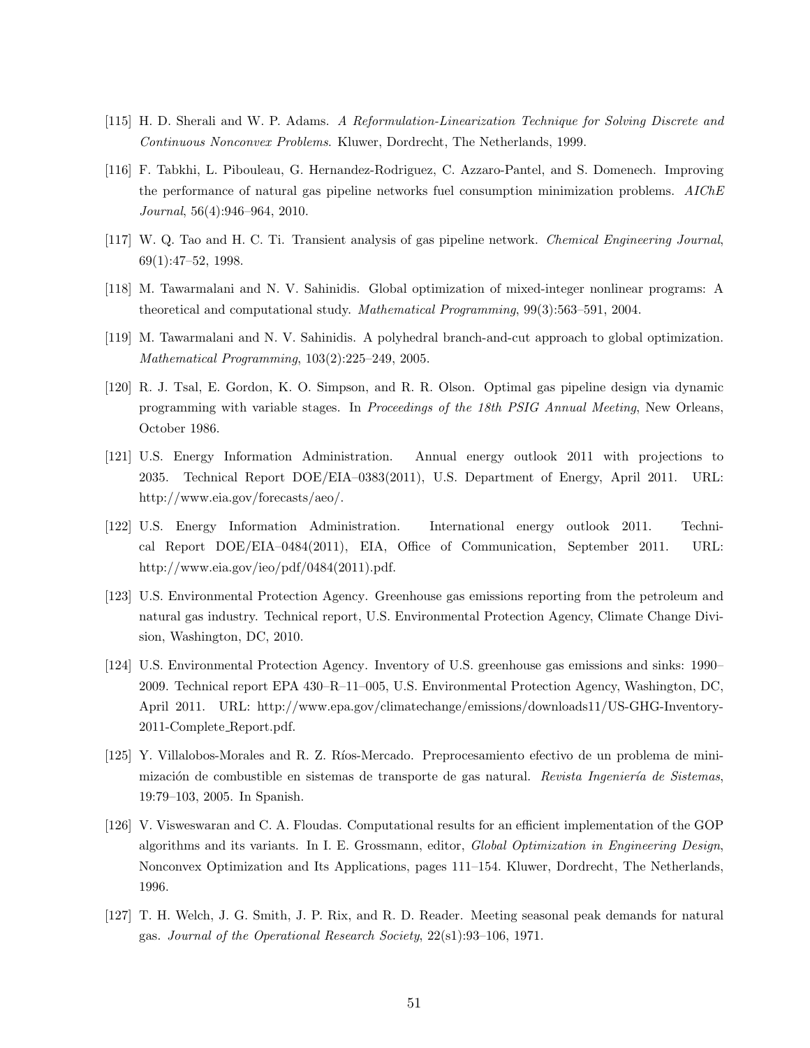[115] H. D. Sherali and W. P. Adams. *A Reformulation-Linearization Technique for Solving Discrete and Continuous Nonconvex Problems*. Kluwer, Dordrecht, The Netherlands, 1999.

[116] F. Tabkhi, L. Pibouleau, G. Hernandez-Rodriguez, C. Azzaro-Pantel, and S. Domenech. Improving the performance of natural gas pipeline networks fuel consumption minimization problems. *AIChE Journal*, 56(4):946–964, 2010.

[117] W. Q. Tao and H. C. Ti. Transient analysis of gas pipeline network. *Chemical Engineering Journal*, 69(1):47–52, 1998.

[118] M. Tawarmalani and N. V. Sahinidis. Global optimization of mixed-integer nonlinear programs: A theoretical and computational study. *Mathematical Programming*, 99(3):563–591, 2004.

[119] M. Tawarmalani and N. V. Sahinidis. A polyhedral branch-and-cut approach to global optimization. *Mathematical Programming*, 103(2):225–249, 2005.

[120] R. J. Tsal, E. Gordon, K. O. Simpson, and R. R. Olson. Optimal gas pipeline design via dynamic programming with variable stages. In *Proceedings of the 18th PSIG Annual Meeting*, New Orleans, October 1986.

[121] U.S. Energy Information Administration. Annual energy outlook 2011 with projections to 2035. Technical Report DOE/EIA–0383(2011), U.S. Department of Energy, April 2011. URL: http://www.eia.gov/forecasts/aeo/.

[122] U.S. Energy Information Administration. International energy outlook 2011. Technical Report DOE/EIA–0484(2011), EIA, Office of Communication, September 2011. URL: http://www.eia.gov/ieo/pdf/0484(2011).pdf.

[123] U.S. Environmental Protection Agency. Greenhouse gas emissions reporting from the petroleum and natural gas industry. Technical report, U.S. Environmental Protection Agency, Climate Change Division, Washington, DC, 2010.

[124] U.S. Environmental Protection Agency. Inventory of U.S. greenhouse gas emissions and sinks: 1990–2009. Technical report EPA 430–R–11–005, U.S. Environmental Protection Agency, Washington, DC, April 2011. URL: http://www.epa.gov/climatechange/emissions/downloads11/US-GHG-Inventory-2011-Complete_Report.pdf.

[125] Y. Villalobos-Morales and R. Z. Ríos-Mercado. Preprocesamiento efectivo de un problema de minimización de combustible en sistemas de transporte de gas natural. *Revista Ingeniería de Sistemas*, 19:79–103, 2005. In Spanish.

[126] V. Visweswaran and C. A. Floudas. Computational results for an efficient implementation of the GOP algorithms and its variants. In I. E. Grossmann, editor, *Global Optimization in Engineering Design*, Nonconvex Optimization and Its Applications, pages 111–154. Kluwer, Dordrecht, The Netherlands, 1996.

[127] T. H. Welch, J. G. Smith, J. P. Rix, and R. D. Reader. Meeting seasonal peak demands for natural gas. *Journal of the Operational Research Society*, 22(s1):93–106, 1971.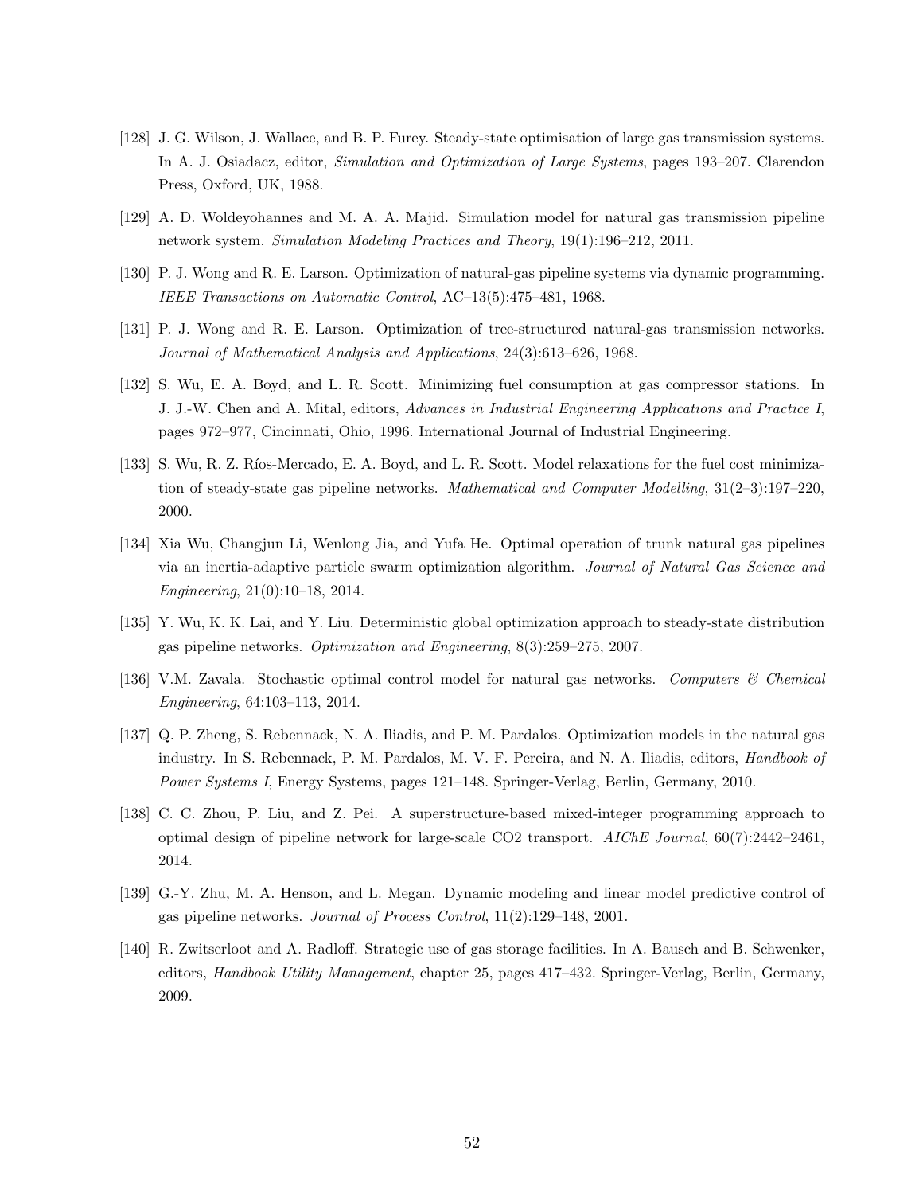[128] J. G. Wilson, J. Wallace, and B. P. Furey. Steady-state optimisation of large gas transmission systems. In A. J. Osiadacz, editor, *Simulation and Optimization of Large Systems*, pages 193–207. Clarendon Press, Oxford, UK, 1988.

[129] A. D. Woldeyohannes and M. A. A. Majid. Simulation model for natural gas transmission pipeline network system. *Simulation Modeling Practices and Theory*, 19(1):196–212, 2011.

[130] P. J. Wong and R. E. Larson. Optimization of natural-gas pipeline systems via dynamic programming. *IEEE Transactions on Automatic Control*, AC–13(5):475–481, 1968.

[131] P. J. Wong and R. E. Larson. Optimization of tree-structured natural-gas transmission networks. *Journal of Mathematical Analysis and Applications*, 24(3):613–626, 1968.

[132] S. Wu, E. A. Boyd, and L. R. Scott. Minimizing fuel consumption at gas compressor stations. In J. J.-W. Chen and A. Mital, editors, *Advances in Industrial Engineering Applications and Practice I*, pages 972–977, Cincinnati, Ohio, 1996. International Journal of Industrial Engineering.

[133] S. Wu, R. Z. Ríos-Mercado, E. A. Boyd, and L. R. Scott. Model relaxations for the fuel cost minimization of steady-state gas pipeline networks. *Mathematical and Computer Modelling*, 31(2–3):197–220, 2000.

[134] Xia Wu, Changjun Li, Wenlong Jia, and Yufa He. Optimal operation of trunk natural gas pipelines via an inertia-adaptive particle swarm optimization algorithm. *Journal of Natural Gas Science and Engineering*, 21(0):10–18, 2014.

[135] Y. Wu, K. K. Lai, and Y. Liu. Deterministic global optimization approach to steady-state distribution gas pipeline networks. *Optimization and Engineering*, 8(3):259–275, 2007.

[136] V.M. Zavala. Stochastic optimal control model for natural gas networks. *Computers & Chemical Engineering*, 64:103–113, 2014.

[137] Q. P. Zheng, S. Rebennack, N. A. Iliadis, and P. M. Pardalos. Optimization models in the natural gas industry. In S. Rebennack, P. M. Pardalos, M. V. F. Pereira, and N. A. Iliadis, editors, *Handbook of Power Systems I*, Energy Systems, pages 121–148. Springer-Verlag, Berlin, Germany, 2010.

[138] C. C. Zhou, P. Liu, and Z. Pei. A superstructure-based mixed-integer programming approach to optimal design of pipeline network for large-scale CO2 transport. *AIChE Journal*, 60(7):2442–2461, 2014.

[139] G.-Y. Zhu, M. A. Henson, and L. Megan. Dynamic modeling and linear model predictive control of gas pipeline networks. *Journal of Process Control*, 11(2):129–148, 2001.

[140] R. Zwitserloot and A. Radloff. Strategic use of gas storage facilities. In A. Bausch and B. Schwenker, editors, *Handbook Utility Management*, chapter 25, pages 417–432. Springer-Verlag, Berlin, Germany, 2009.